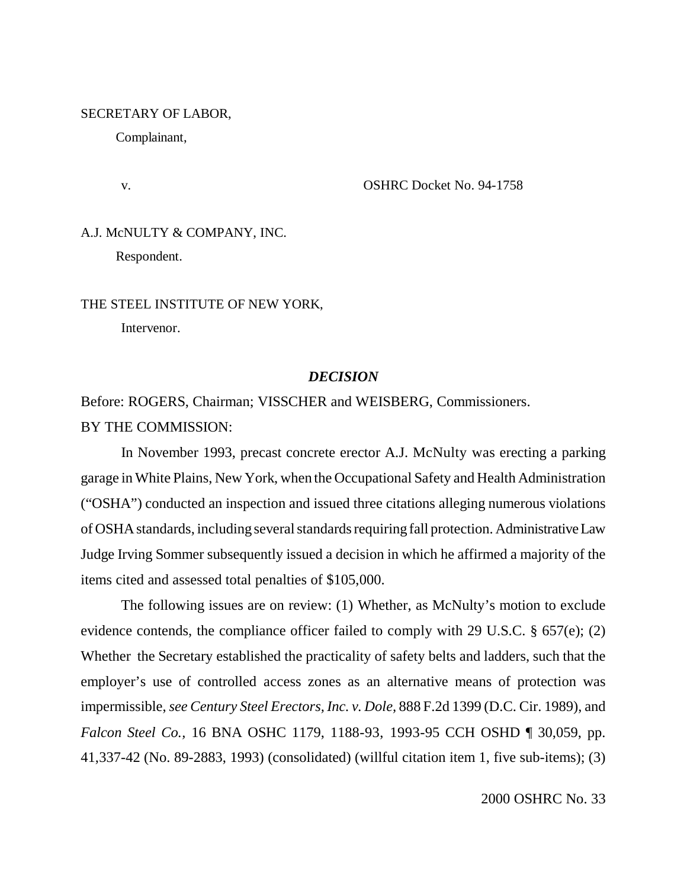SECRETARY OF LABOR,

Complainant,

v. OSHRC Docket No. 94-1758

A.J. McNULTY & COMPANY, INC.

Respondent.

THE STEEL INSTITUTE OF NEW YORK,

Intervenor.

## *DECISION*

Before: ROGERS, Chairman; VISSCHER and WEISBERG, Commissioners.

BY THE COMMISSION:

In November 1993, precast concrete erector A.J. McNulty was erecting a parking garage in White Plains, New York, when the Occupational Safety and Health Administration ("OSHA") conducted an inspection and issued three citations alleging numerous violations of OSHA standards, including several standards requiring fall protection. Administrative Law Judge Irving Sommer subsequently issued a decision in which he affirmed a majority of the items cited and assessed total penalties of $105,000.

The following issues are on review: (1) Whether, as McNulty's motion to exclude evidence contends, the compliance officer failed to comply with 29 U.S.C. § 657(e); (2) Whether the Secretary established the practicality of safety belts and ladders, such that the employer's use of controlled access zones as an alternative means of protection was impermissible, *see Century Steel Erectors, Inc. v. Dole*, 888 F.2d 1399 (D.C. Cir. 1989), and *Falcon Steel Co.*, 16 BNA OSHC 1179, 1188-93, 1993-95 CCH OSHD ¶ 30,059, pp. 41,337-42 (No. 89-2883, 1993) (consolidated) (willful citation item 1, five sub-items); (3)

2000 OSHRC No. 33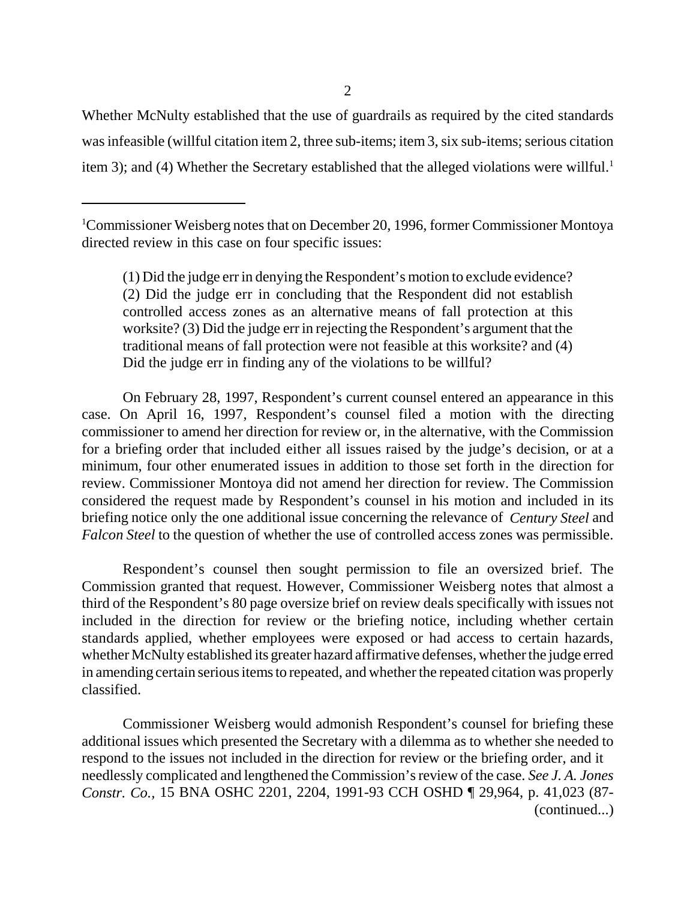Whether McNulty established that the use of guardrails as required by the cited standards was infeasible (willful citation item 2, three sub-items; item 3, six sub-items; serious citation item 3); and (4) Whether the Secretary established that the alleged violations were willful.[1]

---

[1]Commissioner Weisberg notes that on December 20, 1996, former Commissioner Montoya directed review in this case on four specific issues:

> (1) Did the judge err in denying the Respondent's motion to exclude evidence? (2) Did the judge err in concluding that the Respondent did not establish controlled access zones as an alternative means of fall protection at this worksite? (3) Did the judge err in rejecting the Respondent's argument that the traditional means of fall protection were not feasible at this worksite? and (4) Did the judge err in finding any of the violations to be willful?

On February 28, 1997, Respondent's current counsel entered an appearance in this case. On April 16, 1997, Respondent's counsel filed a motion with the directing commissioner to amend her direction for review or, in the alternative, with the Commission for a briefing order that included either all issues raised by the judge's decision, or at a minimum, four other enumerated issues in addition to those set forth in the direction for review. Commissioner Montoya did not amend her direction for review. The Commission considered the request made by Respondent's counsel in his motion and included in its briefing notice only the one additional issue concerning the relevance of *Century Steel* and *Falcon Steel* to the question of whether the use of controlled access zones was permissible.

Respondent's counsel then sought permission to file an oversized brief. The Commission granted that request. However, Commissioner Weisberg notes that almost a third of the Respondent's 80 page oversize brief on review deals specifically with issues not included in the direction for review or the briefing notice, including whether certain standards applied, whether employees were exposed or had access to certain hazards, whether McNulty established its greater hazard affirmative defenses, whether the judge erred in amending certain serious items to repeated, and whether the repeated citation was properly classified.

Commissioner Weisberg would admonish Respondent's counsel for briefing these additional issues which presented the Secretary with a dilemma as to whether she needed to respond to the issues not included in the direction for review or the briefing order, and it needlessly complicated and lengthened the Commission's review of the case. *See J. A. Jones Constr. Co.,* 15 BNA OSHC 2201, 2204, 1991-93 CCH OSHD ¶ 29,964, p. 41,023 (87-

(continued...)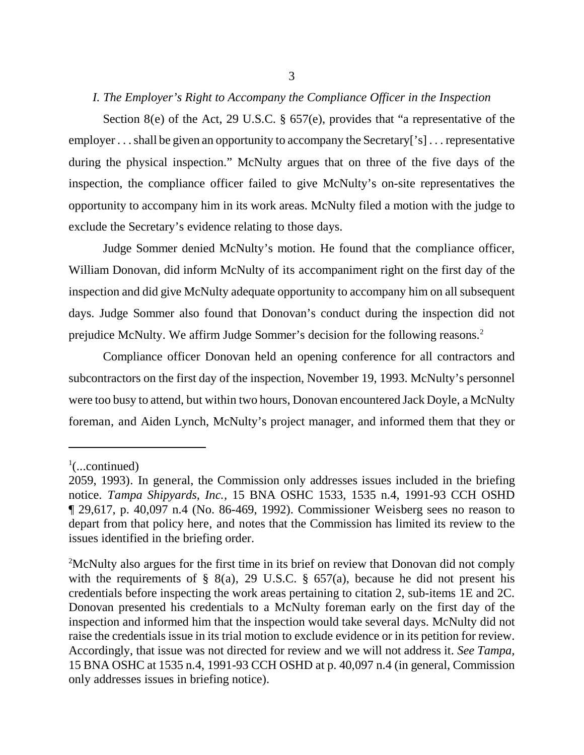### *I. The Employer's Right to Accompany the Compliance Officer in the Inspection*

Section 8(e) of the Act, 29 U.S.C. § 657(e), provides that "a representative of the employer . . . shall be given an opportunity to accompany the Secretary['s] . . . representative during the physical inspection." McNulty argues that on three of the five days of the inspection, the compliance officer failed to give McNulty's on-site representatives the opportunity to accompany him in its work areas. McNulty filed a motion with the judge to exclude the Secretary's evidence relating to those days.

Judge Sommer denied McNulty's motion. He found that the compliance officer, William Donovan, did inform McNulty of its accompaniment right on the first day of the inspection and did give McNulty adequate opportunity to accompany him on all subsequent days. Judge Sommer also found that Donovan's conduct during the inspection did not prejudice McNulty. We affirm Judge Sommer's decision for the following reasons.[2]

Compliance officer Donovan held an opening conference for all contractors and subcontractors on the first day of the inspection, November 19, 1993. McNulty's personnel were too busy to attend, but within two hours, Donovan encountered Jack Doyle, a McNulty foreman, and Aiden Lynch, McNulty's project manager, and informed them that they or

---

[1](...continued)
2059, 1993). In general, the Commission only addresses issues included in the briefing notice. *Tampa Shipyards, Inc.,* 15 BNA OSHC 1533, 1535 n.4, 1991-93 CCH OSHD ¶ 29,617, p. 40,097 n.4 (No. 86-469, 1992). Commissioner Weisberg sees no reason to depart from that policy here, and notes that the Commission has limited its review to the issues identified in the briefing order.

[2]McNulty also argues for the first time in its brief on review that Donovan did not comply with the requirements of § 8(a), 29 U.S.C. § 657(a), because he did not present his credentials before inspecting the work areas pertaining to citation 2, sub-items 1E and 2C. Donovan presented his credentials to a McNulty foreman early on the first day of the inspection and informed him that the inspection would take several days. McNulty did not raise the credentials issue in its trial motion to exclude evidence or in its petition for review. Accordingly, that issue was not directed for review and we will not address it. *See Tampa,* 15 BNA OSHC at 1535 n.4, 1991-93 CCH OSHD at p. 40,097 n.4 (in general, Commission only addresses issues in briefing notice).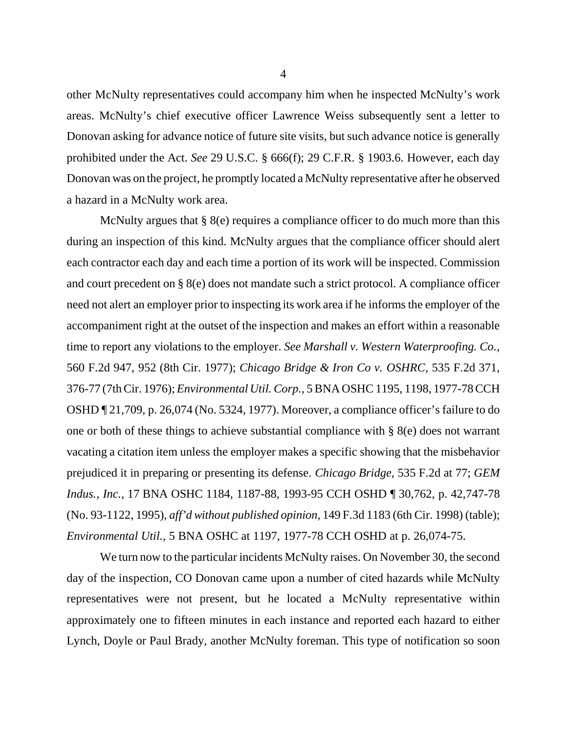other McNulty representatives could accompany him when he inspected McNulty's work areas. McNulty's chief executive officer Lawrence Weiss subsequently sent a letter to Donovan asking for advance notice of future site visits, but such advance notice is generally prohibited under the Act. *See* 29 U.S.C. § 666(f); 29 C.F.R. § 1903.6. However, each day Donovan was on the project, he promptly located a McNulty representative after he observed a hazard in a McNulty work area.

McNulty argues that § 8(e) requires a compliance officer to do much more than this during an inspection of this kind. McNulty argues that the compliance officer should alert each contractor each day and each time a portion of its work will be inspected. Commission and court precedent on § 8(e) does not mandate such a strict protocol. A compliance officer need not alert an employer prior to inspecting its work area if he informs the employer of the accompaniment right at the outset of the inspection and makes an effort within a reasonable time to report any violations to the employer. *See Marshall v. Western Waterproofing. Co.*, 560 F.2d 947, 952 (8th Cir. 1977); *Chicago Bridge & Iron Co v. OSHRC*, 535 F.2d 371, 376-77 (7th Cir. 1976); *Environmental Util. Corp.*, 5 BNA OSHC 1195, 1198, 1977-78 CCH OSHD ¶ 21,709, p. 26,074 (No. 5324, 1977). Moreover, a compliance officer's failure to do one or both of these things to achieve substantial compliance with § 8(e) does not warrant vacating a citation item unless the employer makes a specific showing that the misbehavior prejudiced it in preparing or presenting its defense. *Chicago Bridge*, 535 F.2d at 77; *GEM Indus., Inc.*, 17 BNA OSHC 1184, 1187-88, 1993-95 CCH OSHD ¶ 30,762, p. 42,747-78 (No. 93-1122, 1995), *aff'd without published opinion*, 149 F.3d 1183 (6th Cir. 1998) (table); *Environmental Util.*, 5 BNA OSHC at 1197, 1977-78 CCH OSHD at p. 26,074-75.

We turn now to the particular incidents McNulty raises. On November 30, the second day of the inspection, CO Donovan came upon a number of cited hazards while McNulty representatives were not present, but he located a McNulty representative within approximately one to fifteen minutes in each instance and reported each hazard to either Lynch, Doyle or Paul Brady, another McNulty foreman. This type of notification so soon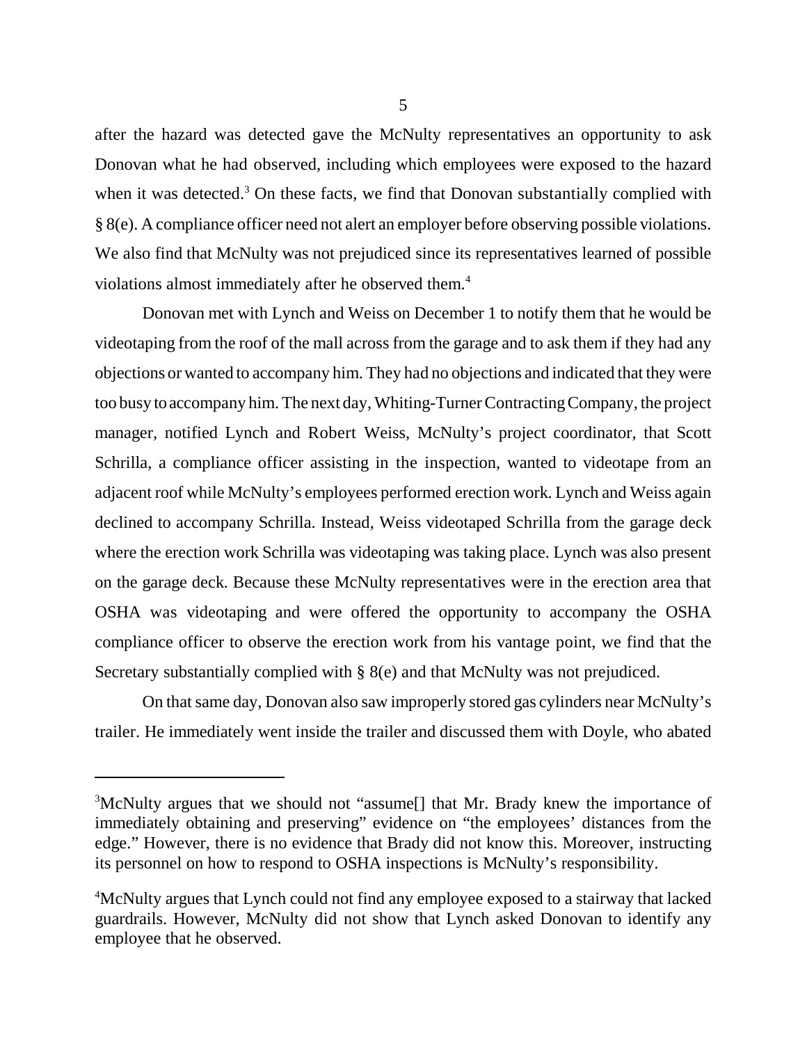after the hazard was detected gave the McNulty representatives an opportunity to ask Donovan what he had observed, including which employees were exposed to the hazard when it was detected.[3] On these facts, we find that Donovan substantially complied with § 8(e). A compliance officer need not alert an employer before observing possible violations. We also find that McNulty was not prejudiced since its representatives learned of possible violations almost immediately after he observed them.[4]

Donovan met with Lynch and Weiss on December 1 to notify them that he would be videotaping from the roof of the mall across from the garage and to ask them if they had any objections or wanted to accompany him. They had no objections and indicated that they were too busy to accompany him. The next day, Whiting-Turner Contracting Company, the project manager, notified Lynch and Robert Weiss, McNulty's project coordinator, that Scott Schrilla, a compliance officer assisting in the inspection, wanted to videotape from an adjacent roof while McNulty's employees performed erection work. Lynch and Weiss again declined to accompany Schrilla. Instead, Weiss videotaped Schrilla from the garage deck where the erection work Schrilla was videotaping was taking place. Lynch was also present on the garage deck. Because these McNulty representatives were in the erection area that OSHA was videotaping and were offered the opportunity to accompany the OSHA compliance officer to observe the erection work from his vantage point, we find that the Secretary substantially complied with § 8(e) and that McNulty was not prejudiced.

On that same day, Donovan also saw improperly stored gas cylinders near McNulty's trailer. He immediately went inside the trailer and discussed them with Doyle, who abated

---

[3]McNulty argues that we should not "assume[] that Mr. Brady knew the importance of immediately obtaining and preserving" evidence on "the employees' distances from the edge." However, there is no evidence that Brady did not know this. Moreover, instructing its personnel on how to respond to OSHA inspections is McNulty's responsibility.

[4]McNulty argues that Lynch could not find any employee exposed to a stairway that lacked guardrails. However, McNulty did not show that Lynch asked Donovan to identify any employee that he observed.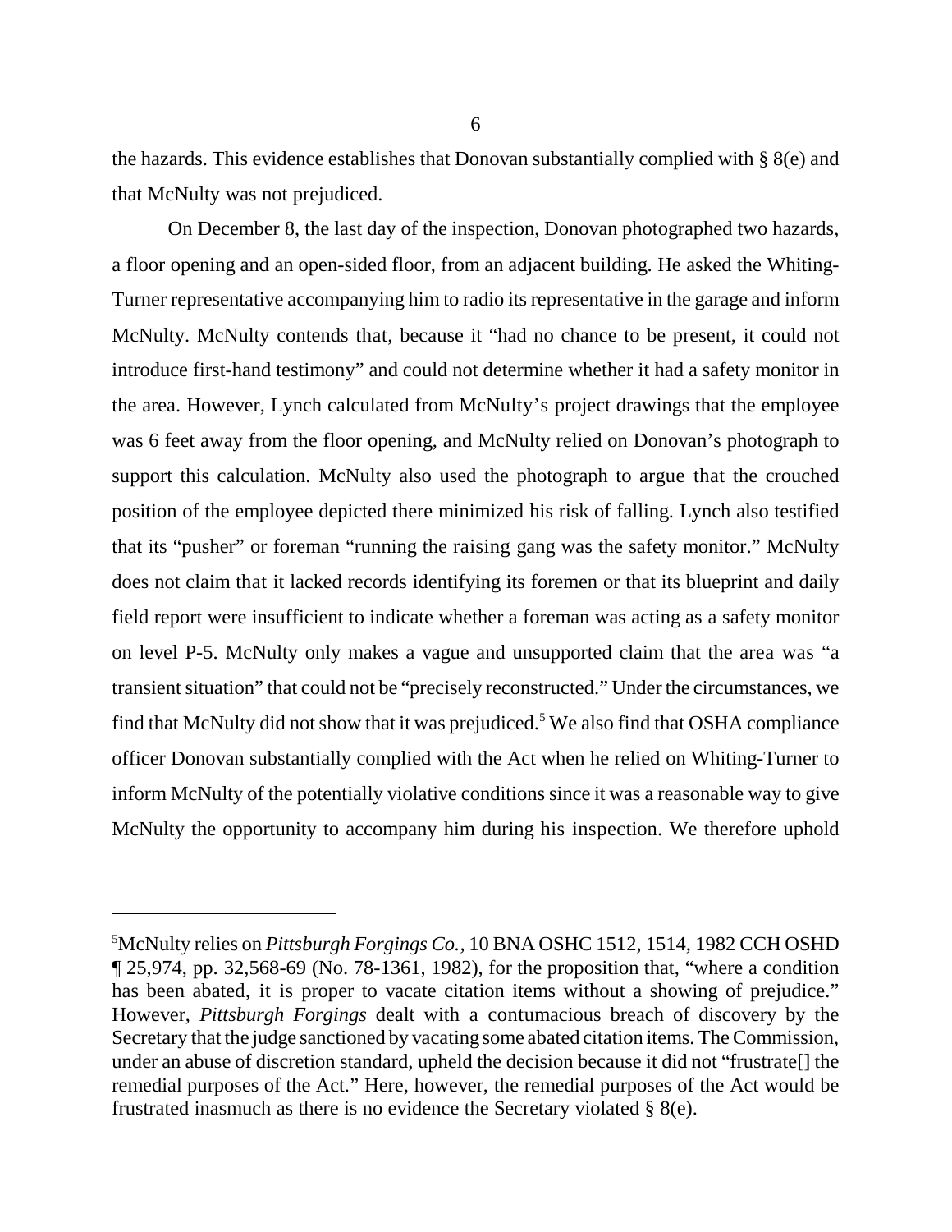the hazards. This evidence establishes that Donovan substantially complied with § 8(e) and that McNulty was not prejudiced.

On December 8, the last day of the inspection, Donovan photographed two hazards, a floor opening and an open-sided floor, from an adjacent building. He asked the Whiting-Turner representative accompanying him to radio its representative in the garage and inform McNulty. McNulty contends that, because it "had no chance to be present, it could not introduce first-hand testimony" and could not determine whether it had a safety monitor in the area. However, Lynch calculated from McNulty's project drawings that the employee was 6 feet away from the floor opening, and McNulty relied on Donovan's photograph to support this calculation. McNulty also used the photograph to argue that the crouched position of the employee depicted there minimized his risk of falling. Lynch also testified that its "pusher" or foreman "running the raising gang was the safety monitor." McNulty does not claim that it lacked records identifying its foremen or that its blueprint and daily field report were insufficient to indicate whether a foreman was acting as a safety monitor on level P-5. McNulty only makes a vague and unsupported claim that the area was "a transient situation" that could not be "precisely reconstructed." Under the circumstances, we find that McNulty did not show that it was prejudiced.[5] We also find that OSHA compliance officer Donovan substantially complied with the Act when he relied on Whiting-Turner to inform McNulty of the potentially violative conditions since it was a reasonable way to give McNulty the opportunity to accompany him during his inspection. We therefore uphold

---

[5] McNulty relies on *Pittsburgh Forgings Co.*, 10 BNA OSHC 1512, 1514, 1982 CCH OSHD ¶ 25,974, pp. 32,568-69 (No. 78-1361, 1982), for the proposition that, "where a condition has been abated, it is proper to vacate citation items without a showing of prejudice." However, *Pittsburgh Forgings* dealt with a contumacious breach of discovery by the Secretary that the judge sanctioned by vacating some abated citation items. The Commission, under an abuse of discretion standard, upheld the decision because it did not "frustrate[] the remedial purposes of the Act." Here, however, the remedial purposes of the Act would be frustrated inasmuch as there is no evidence the Secretary violated § 8(e).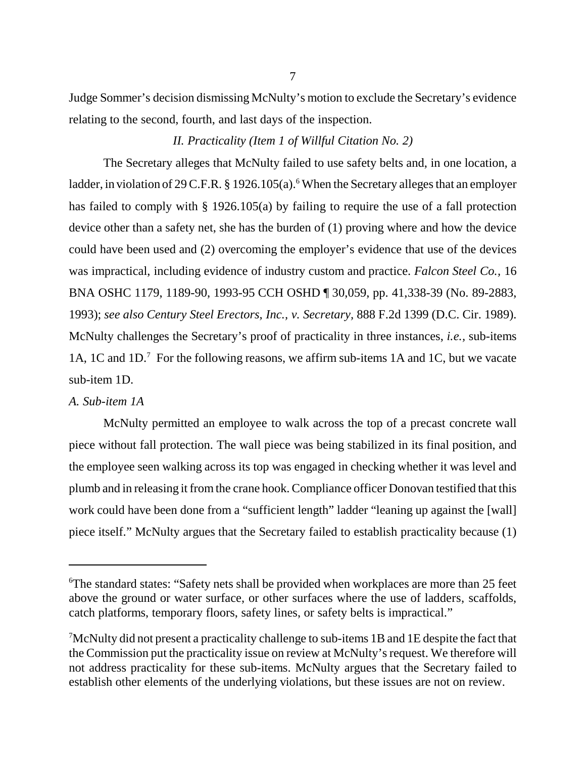Judge Sommer's decision dismissing McNulty's motion to exclude the Secretary's evidence relating to the second, fourth, and last days of the inspection.

## *II. Practicality (Item 1 of Willful Citation No. 2)*

The Secretary alleges that McNulty failed to use safety belts and, in one location, a ladder, in violation of 29 C.F.R. § 1926.105(a).[6] When the Secretary alleges that an employer has failed to comply with § 1926.105(a) by failing to require the use of a fall protection device other than a safety net, she has the burden of (1) proving where and how the device could have been used and (2) overcoming the employer's evidence that use of the devices was impractical, including evidence of industry custom and practice. *Falcon Steel Co.*, 16 BNA OSHC 1179, 1189-90, 1993-95 CCH OSHD ¶ 30,059, pp. 41,338-39 (No. 89-2883, 1993); *see also Century Steel Erectors, Inc., v. Secretary*, 888 F.2d 1399 (D.C. Cir. 1989). McNulty challenges the Secretary's proof of practicality in three instances, *i.e.*, sub-items 1A, 1C and 1D.[7] For the following reasons, we affirm sub-items 1A and 1C, but we vacate sub-item 1D.

### *A. Sub-item 1A*

McNulty permitted an employee to walk across the top of a precast concrete wall piece without fall protection. The wall piece was being stabilized in its final position, and the employee seen walking across its top was engaged in checking whether it was level and plumb and in releasing it from the crane hook. Compliance officer Donovan testified that this work could have been done from a "sufficient length" ladder "leaning up against the [wall] piece itself." McNulty argues that the Secretary failed to establish practicality because (1)

---

[6]The standard states: "Safety nets shall be provided when workplaces are more than 25 feet above the ground or water surface, or other surfaces where the use of ladders, scaffolds, catch platforms, temporary floors, safety lines, or safety belts is impractical."

[7]McNulty did not present a practicality challenge to sub-items 1B and 1E despite the fact that the Commission put the practicality issue on review at McNulty's request. We therefore will not address practicality for these sub-items. McNulty argues that the Secretary failed to establish other elements of the underlying violations, but these issues are not on review.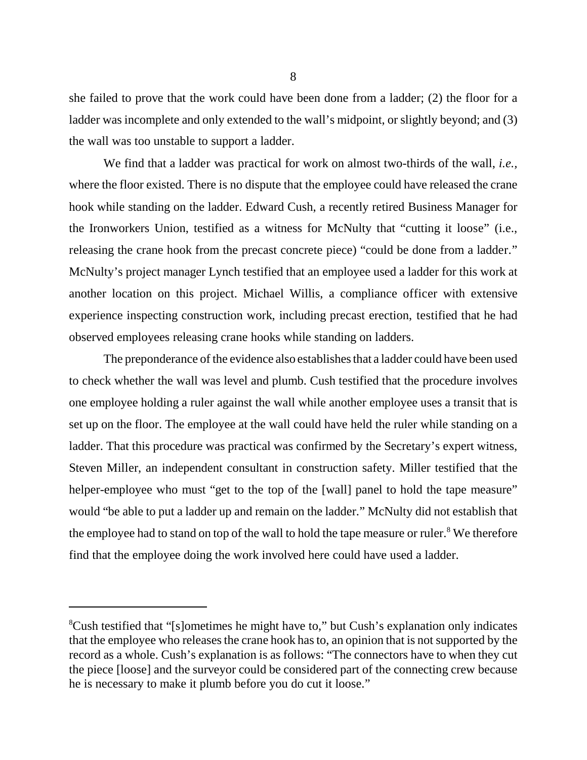she failed to prove that the work could have been done from a ladder; (2) the floor for a ladder was incomplete and only extended to the wall's midpoint, or slightly beyond; and (3) the wall was too unstable to support a ladder.

We find that a ladder was practical for work on almost two-thirds of the wall, *i.e.*, where the floor existed. There is no dispute that the employee could have released the crane hook while standing on the ladder. Edward Cush, a recently retired Business Manager for the Ironworkers Union, testified as a witness for McNulty that "cutting it loose" (i.e., releasing the crane hook from the precast concrete piece) "could be done from a ladder." McNulty's project manager Lynch testified that an employee used a ladder for this work at another location on this project. Michael Willis, a compliance officer with extensive experience inspecting construction work, including precast erection, testified that he had observed employees releasing crane hooks while standing on ladders.

The preponderance of the evidence also establishes that a ladder could have been used to check whether the wall was level and plumb. Cush testified that the procedure involves one employee holding a ruler against the wall while another employee uses a transit that is set up on the floor. The employee at the wall could have held the ruler while standing on a ladder. That this procedure was practical was confirmed by the Secretary's expert witness, Steven Miller, an independent consultant in construction safety. Miller testified that the helper-employee who must "get to the top of the [wall] panel to hold the tape measure" would "be able to put a ladder up and remain on the ladder." McNulty did not establish that the employee had to stand on top of the wall to hold the tape measure or ruler.[8] We therefore find that the employee doing the work involved here could have used a ladder.

---

[8]Cush testified that "[s]ometimes he might have to," but Cush's explanation only indicates that the employee who releases the crane hook has to, an opinion that is not supported by the record as a whole. Cush's explanation is as follows: "The connectors have to when they cut the piece [loose] and the surveyor could be considered part of the connecting crew because he is necessary to make it plumb before you do cut it loose."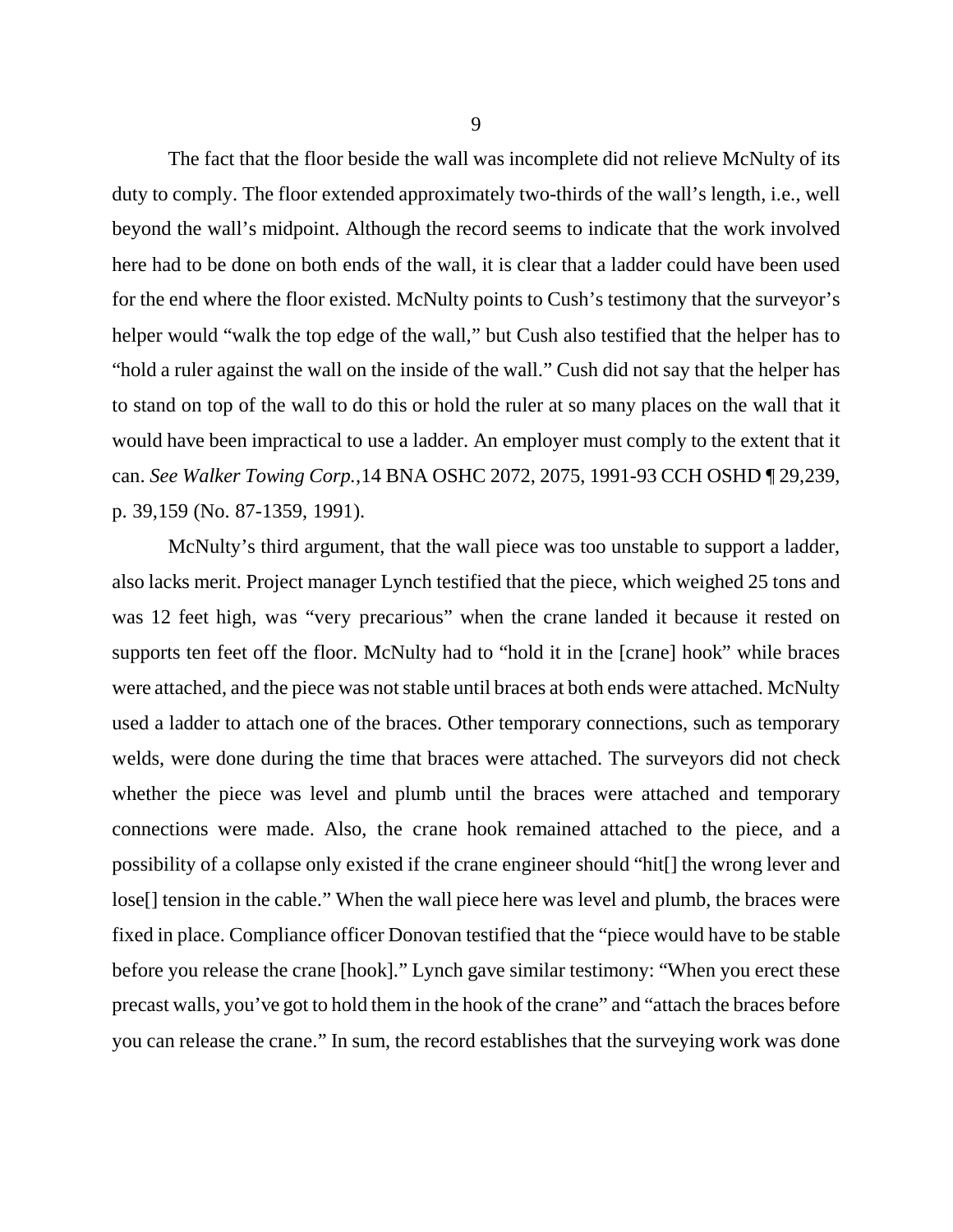The fact that the floor beside the wall was incomplete did not relieve McNulty of its duty to comply. The floor extended approximately two-thirds of the wall's length, i.e., well beyond the wall's midpoint. Although the record seems to indicate that the work involved here had to be done on both ends of the wall, it is clear that a ladder could have been used for the end where the floor existed. McNulty points to Cush's testimony that the surveyor's helper would "walk the top edge of the wall," but Cush also testified that the helper has to "hold a ruler against the wall on the inside of the wall." Cush did not say that the helper has to stand on top of the wall to do this or hold the ruler at so many places on the wall that it would have been impractical to use a ladder. An employer must comply to the extent that it can. *See Walker Towing Corp.,*14 BNA OSHC 2072, 2075, 1991-93 CCH OSHD ¶ 29,239, p. 39,159 (No. 87-1359, 1991).

McNulty's third argument, that the wall piece was too unstable to support a ladder, also lacks merit. Project manager Lynch testified that the piece, which weighed 25 tons and was 12 feet high, was "very precarious" when the crane landed it because it rested on supports ten feet off the floor. McNulty had to "hold it in the [crane] hook" while braces were attached, and the piece was not stable until braces at both ends were attached. McNulty used a ladder to attach one of the braces. Other temporary connections, such as temporary welds, were done during the time that braces were attached. The surveyors did not check whether the piece was level and plumb until the braces were attached and temporary connections were made. Also, the crane hook remained attached to the piece, and a possibility of a collapse only existed if the crane engineer should "hit[] the wrong lever and lose[] tension in the cable." When the wall piece here was level and plumb, the braces were fixed in place. Compliance officer Donovan testified that the "piece would have to be stable before you release the crane [hook]." Lynch gave similar testimony: "When you erect these precast walls, you've got to hold them in the hook of the crane" and "attach the braces before you can release the crane." In sum, the record establishes that the surveying work was done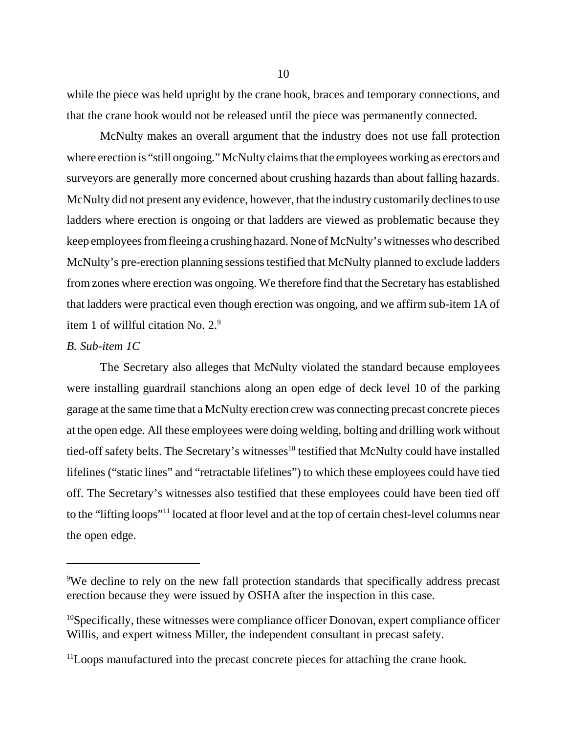while the piece was held upright by the crane hook, braces and temporary connections, and that the crane hook would not be released until the piece was permanently connected.

McNulty makes an overall argument that the industry does not use fall protection where erection is "still ongoing." McNulty claims that the employees working as erectors and surveyors are generally more concerned about crushing hazards than about falling hazards. McNulty did not present any evidence, however, that the industry customarily declines to use ladders where erection is ongoing or that ladders are viewed as problematic because they keep employees from fleeing a crushing hazard. None of McNulty's witnesses who described McNulty's pre-erection planning sessions testified that McNulty planned to exclude ladders from zones where erection was ongoing. We therefore find that the Secretary has established that ladders were practical even though erection was ongoing, and we affirm sub-item 1A of item 1 of willful citation No. 2.[9]

*B. Sub-item 1C*

The Secretary also alleges that McNulty violated the standard because employees were installing guardrail stanchions along an open edge of deck level 10 of the parking garage at the same time that a McNulty erection crew was connecting precast concrete pieces at the open edge. All these employees were doing welding, bolting and drilling work without tied-off safety belts. The Secretary's witnesses[10] testified that McNulty could have installed lifelines ("static lines" and "retractable lifelines") to which these employees could have tied off. The Secretary's witnesses also testified that these employees could have been tied off to the "lifting loops"[11] located at floor level and at the top of certain chest-level columns near the open edge.

---

[9]We decline to rely on the new fall protection standards that specifically address precast erection because they were issued by OSHA after the inspection in this case.

[10]Specifically, these witnesses were compliance officer Donovan, expert compliance officer Willis, and expert witness Miller, the independent consultant in precast safety.

[11]Loops manufactured into the precast concrete pieces for attaching the crane hook.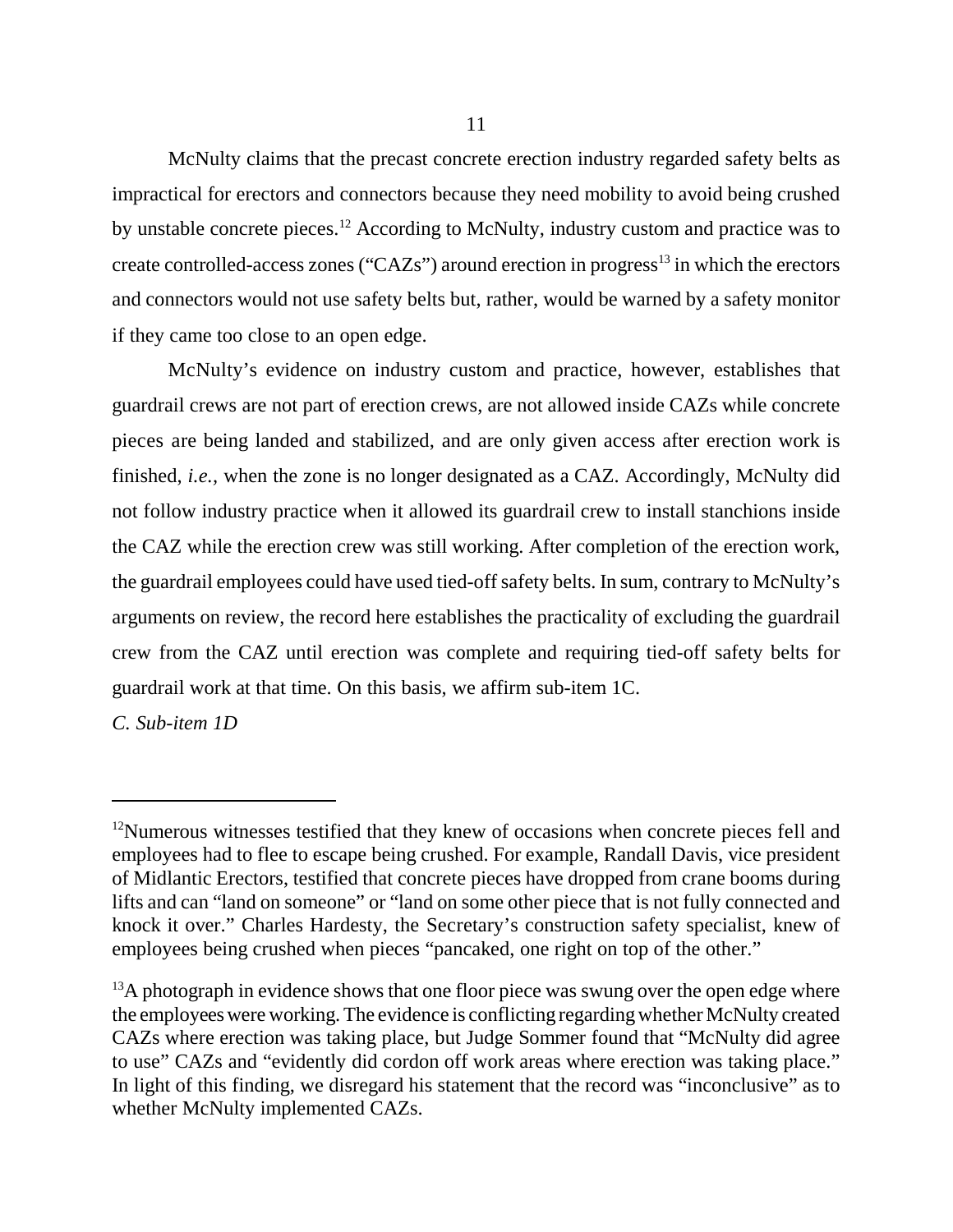McNulty claims that the precast concrete erection industry regarded safety belts as impractical for erectors and connectors because they need mobility to avoid being crushed by unstable concrete pieces.[12] According to McNulty, industry custom and practice was to create controlled-access zones ("CAZs") around erection in progress[13] in which the erectors and connectors would not use safety belts but, rather, would be warned by a safety monitor if they came too close to an open edge.

McNulty's evidence on industry custom and practice, however, establishes that guardrail crews are not part of erection crews, are not allowed inside CAZs while concrete pieces are being landed and stabilized, and are only given access after erection work is finished, *i.e.*, when the zone is no longer designated as a CAZ. Accordingly, McNulty did not follow industry practice when it allowed its guardrail crew to install stanchions inside the CAZ while the erection crew was still working. After completion of the erection work, the guardrail employees could have used tied-off safety belts. In sum, contrary to McNulty's arguments on review, the record here establishes the practicality of excluding the guardrail crew from the CAZ until erection was complete and requiring tied-off safety belts for guardrail work at that time. On this basis, we affirm sub-item 1C.

*C. Sub-item 1D*

---

[12]Numerous witnesses testified that they knew of occasions when concrete pieces fell and employees had to flee to escape being crushed. For example, Randall Davis, vice president of Midlantic Erectors, testified that concrete pieces have dropped from crane booms during lifts and can "land on someone" or "land on some other piece that is not fully connected and knock it over." Charles Hardesty, the Secretary's construction safety specialist, knew of employees being crushed when pieces "pancaked, one right on top of the other."

[13]A photograph in evidence shows that one floor piece was swung over the open edge where the employees were working. The evidence is conflicting regarding whether McNulty created CAZs where erection was taking place, but Judge Sommer found that "McNulty did agree to use" CAZs and "evidently did cordon off work areas where erection was taking place." In light of this finding, we disregard his statement that the record was "inconclusive" as to whether McNulty implemented CAZs.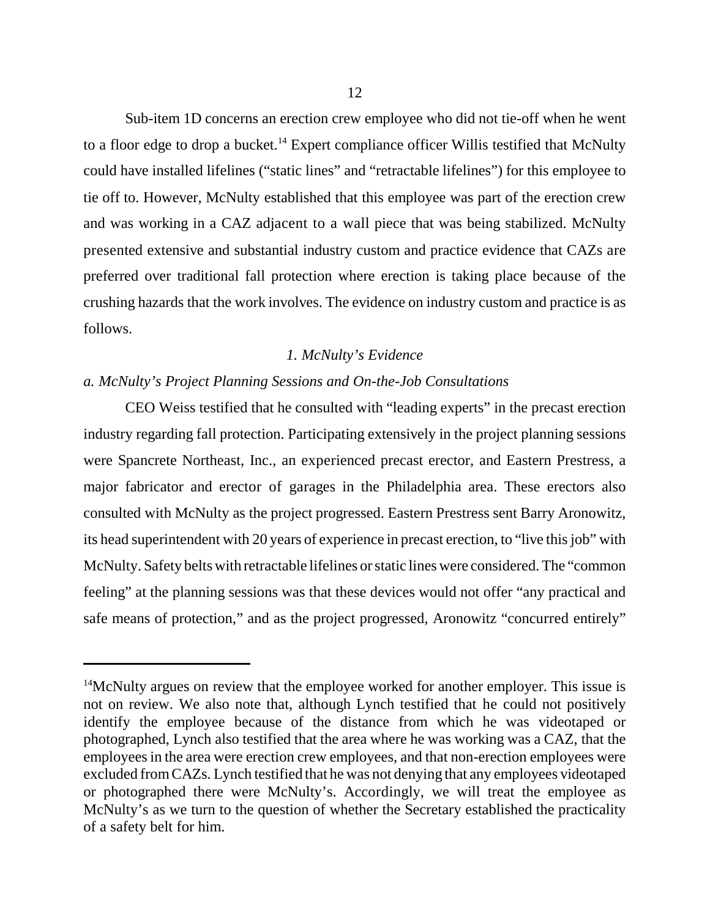Sub-item 1D concerns an erection crew employee who did not tie-off when he went to a floor edge to drop a bucket.[14] Expert compliance officer Willis testified that McNulty could have installed lifelines ("static lines" and "retractable lifelines") for this employee to tie off to. However, McNulty established that this employee was part of the erection crew and was working in a CAZ adjacent to a wall piece that was being stabilized. McNulty presented extensive and substantial industry custom and practice evidence that CAZs are preferred over traditional fall protection where erection is taking place because of the crushing hazards that the work involves. The evidence on industry custom and practice is as follows.

*1. McNulty's Evidence*

*a. McNulty's Project Planning Sessions and On-the-Job Consultations*

CEO Weiss testified that he consulted with "leading experts" in the precast erection industry regarding fall protection. Participating extensively in the project planning sessions were Spancrete Northeast, Inc., an experienced precast erector, and Eastern Prestress, a major fabricator and erector of garages in the Philadelphia area. These erectors also consulted with McNulty as the project progressed. Eastern Prestress sent Barry Aronowitz, its head superintendent with 20 years of experience in precast erection, to "live this job" with McNulty. Safety belts with retractable lifelines or static lines were considered. The "common feeling" at the planning sessions was that these devices would not offer "any practical and safe means of protection," and as the project progressed, Aronowitz "concurred entirely"

---

[14] McNulty argues on review that the employee worked for another employer. This issue is not on review. We also note that, although Lynch testified that he could not positively identify the employee because of the distance from which he was videotaped or photographed, Lynch also testified that the area where he was working was a CAZ, that the employees in the area were erection crew employees, and that non-erection employees were excluded from CAZs. Lynch testified that he was not denying that any employees videotaped or photographed there were McNulty's. Accordingly, we will treat the employee as McNulty's as we turn to the question of whether the Secretary established the practicality of a safety belt for him.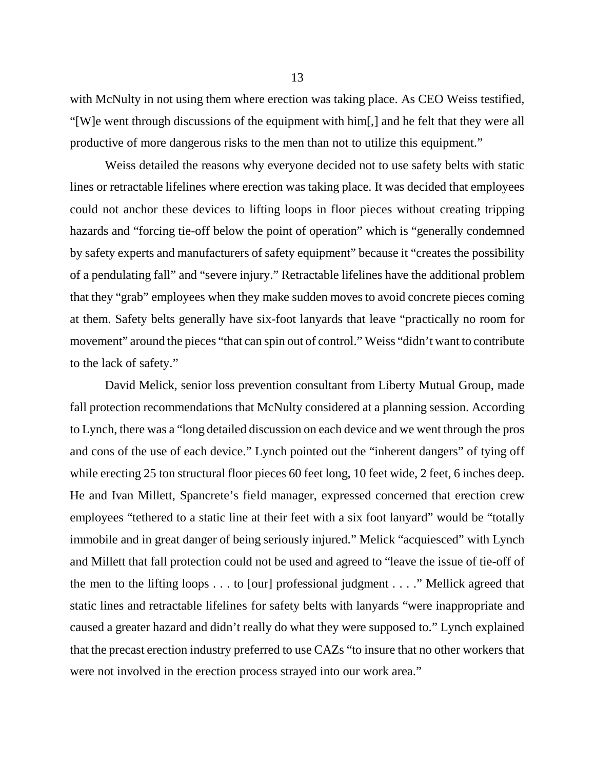with McNulty in not using them where erection was taking place. As CEO Weiss testified, "[W]e went through discussions of the equipment with him[,] and he felt that they were all productive of more dangerous risks to the men than not to utilize this equipment."

Weiss detailed the reasons why everyone decided not to use safety belts with static lines or retractable lifelines where erection was taking place. It was decided that employees could not anchor these devices to lifting loops in floor pieces without creating tripping hazards and "forcing tie-off below the point of operation" which is "generally condemned by safety experts and manufacturers of safety equipment" because it "creates the possibility of a pendulating fall" and "severe injury." Retractable lifelines have the additional problem that they "grab" employees when they make sudden moves to avoid concrete pieces coming at them. Safety belts generally have six-foot lanyards that leave "practically no room for movement" around the pieces "that can spin out of control." Weiss "didn't want to contribute to the lack of safety."

David Melick, senior loss prevention consultant from Liberty Mutual Group, made fall protection recommendations that McNulty considered at a planning session. According to Lynch, there was a "long detailed discussion on each device and we went through the pros and cons of the use of each device." Lynch pointed out the "inherent dangers" of tying off while erecting 25 ton structural floor pieces 60 feet long, 10 feet wide, 2 feet, 6 inches deep. He and Ivan Millett, Spancrete's field manager, expressed concerned that erection crew employees "tethered to a static line at their feet with a six foot lanyard" would be "totally immobile and in great danger of being seriously injured." Melick "acquiesced" with Lynch and Millett that fall protection could not be used and agreed to "leave the issue of tie-off of the men to the lifting loops . . . to [our] professional judgment . . . ." Mellick agreed that static lines and retractable lifelines for safety belts with lanyards "were inappropriate and caused a greater hazard and didn't really do what they were supposed to." Lynch explained that the precast erection industry preferred to use CAZs "to insure that no other workers that were not involved in the erection process strayed into our work area."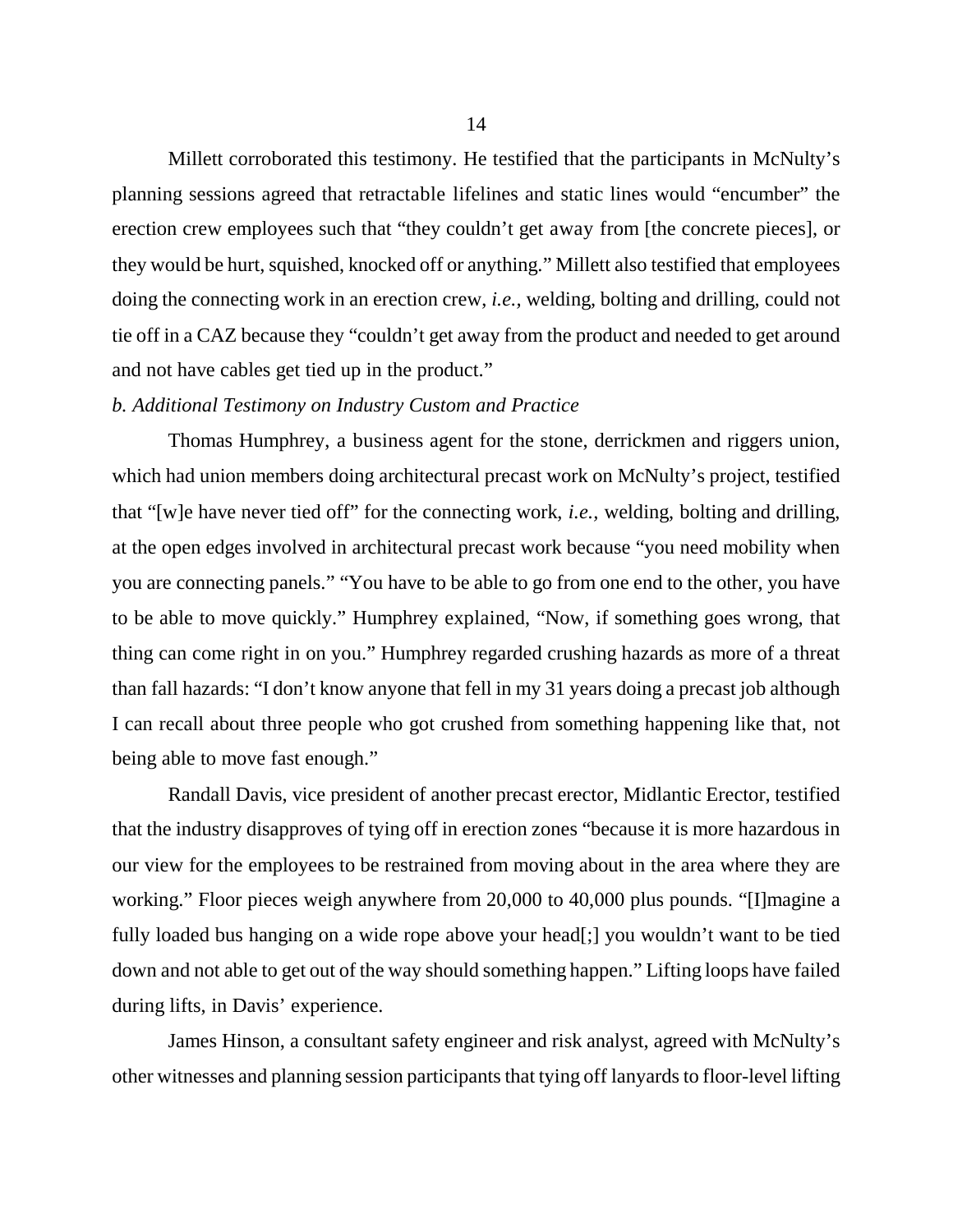Millett corroborated this testimony. He testified that the participants in McNulty's planning sessions agreed that retractable lifelines and static lines would "encumber" the erection crew employees such that "they couldn't get away from [the concrete pieces], or they would be hurt, squished, knocked off or anything." Millett also testified that employees doing the connecting work in an erection crew, *i.e.*, welding, bolting and drilling, could not tie off in a CAZ because they "couldn't get away from the product and needed to get around and not have cables get tied up in the product."

*b. Additional Testimony on Industry Custom and Practice*

Thomas Humphrey, a business agent for the stone, derrickmen and riggers union, which had union members doing architectural precast work on McNulty's project, testified that "[w]e have never tied off" for the connecting work, *i.e.*, welding, bolting and drilling, at the open edges involved in architectural precast work because "you need mobility when you are connecting panels." "You have to be able to go from one end to the other, you have to be able to move quickly." Humphrey explained, "Now, if something goes wrong, that thing can come right in on you." Humphrey regarded crushing hazards as more of a threat than fall hazards: "I don't know anyone that fell in my 31 years doing a precast job although I can recall about three people who got crushed from something happening like that, not being able to move fast enough."

Randall Davis, vice president of another precast erector, Midlantic Erector, testified that the industry disapproves of tying off in erection zones "because it is more hazardous in our view for the employees to be restrained from moving about in the area where they are working." Floor pieces weigh anywhere from 20,000 to 40,000 plus pounds. "[I]magine a fully loaded bus hanging on a wide rope above your head[;] you wouldn't want to be tied down and not able to get out of the way should something happen." Lifting loops have failed during lifts, in Davis' experience.

James Hinson, a consultant safety engineer and risk analyst, agreed with McNulty's other witnesses and planning session participants that tying off lanyards to floor-level lifting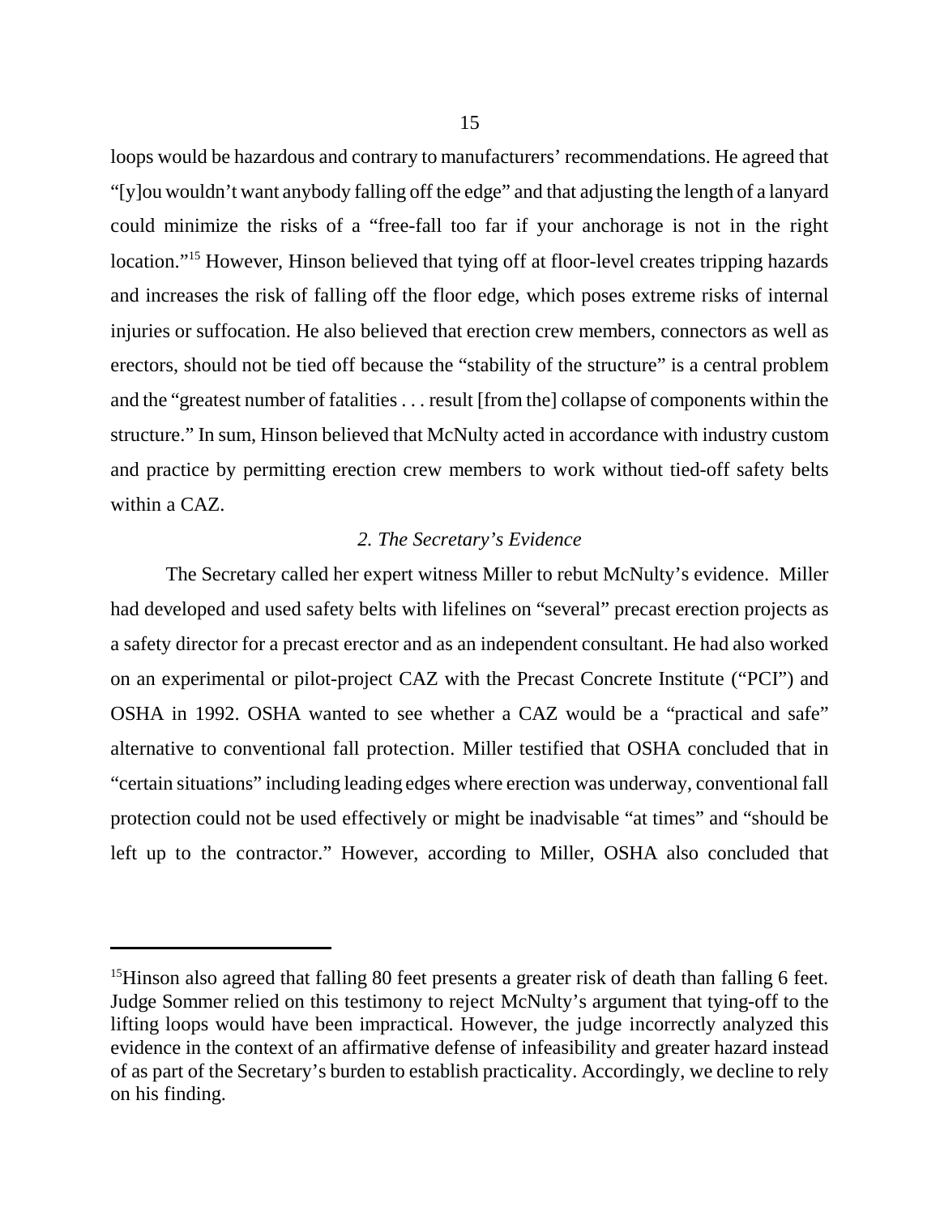loops would be hazardous and contrary to manufacturers' recommendations. He agreed that "[y]ou wouldn't want anybody falling off the edge" and that adjusting the length of a lanyard could minimize the risks of a "free-fall too far if your anchorage is not in the right location."[15] However, Hinson believed that tying off at floor-level creates tripping hazards and increases the risk of falling off the floor edge, which poses extreme risks of internal injuries or suffocation. He also believed that erection crew members, connectors as well as erectors, should not be tied off because the "stability of the structure" is a central problem and the "greatest number of fatalities . . . result [from the] collapse of components within the structure." In sum, Hinson believed that McNulty acted in accordance with industry custom and practice by permitting erection crew members to work without tied-off safety belts within a CAZ.

*2. The Secretary's Evidence*

The Secretary called her expert witness Miller to rebut McNulty's evidence. Miller had developed and used safety belts with lifelines on "several" precast erection projects as a safety director for a precast erector and as an independent consultant. He had also worked on an experimental or pilot-project CAZ with the Precast Concrete Institute ("PCI") and OSHA in 1992. OSHA wanted to see whether a CAZ would be a "practical and safe" alternative to conventional fall protection. Miller testified that OSHA concluded that in "certain situations" including leading edges where erection was underway, conventional fall protection could not be used effectively or might be inadvisable "at times" and "should be left up to the contractor." However, according to Miller, OSHA also concluded that

---

[15] Hinson also agreed that falling 80 feet presents a greater risk of death than falling 6 feet. Judge Sommer relied on this testimony to reject McNulty's argument that tying-off to the lifting loops would have been impractical. However, the judge incorrectly analyzed this evidence in the context of an affirmative defense of infeasibility and greater hazard instead of as part of the Secretary's burden to establish practicality. Accordingly, we decline to rely on his finding.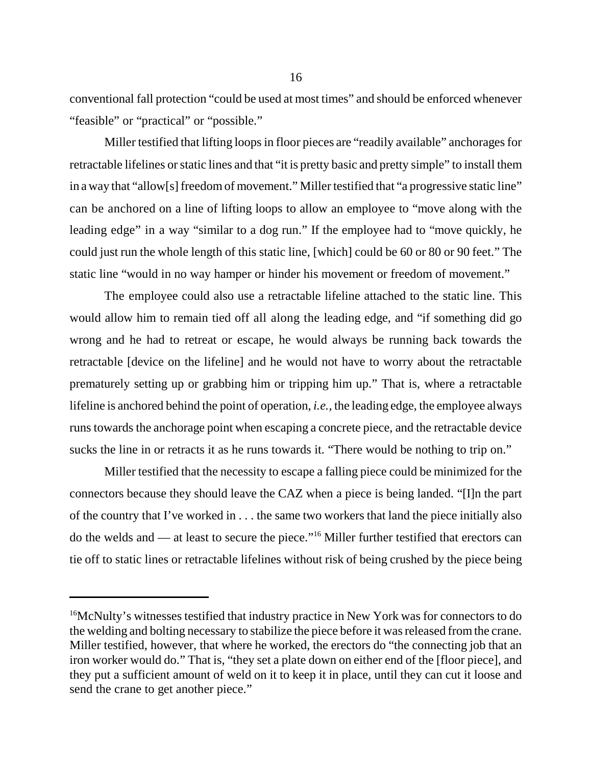conventional fall protection "could be used at most times" and should be enforced whenever "feasible" or "practical" or "possible."

Miller testified that lifting loops in floor pieces are "readily available" anchorages for retractable lifelines or static lines and that "it is pretty basic and pretty simple" to install them in a way that "allow[s] freedom of movement." Miller testified that "a progressive static line" can be anchored on a line of lifting loops to allow an employee to "move along with the leading edge" in a way "similar to a dog run." If the employee had to "move quickly, he could just run the whole length of this static line, [which] could be 60 or 80 or 90 feet." The static line "would in no way hamper or hinder his movement or freedom of movement."

The employee could also use a retractable lifeline attached to the static line. This would allow him to remain tied off all along the leading edge, and "if something did go wrong and he had to retreat or escape, he would always be running back towards the retractable [device on the lifeline] and he would not have to worry about the retractable prematurely setting up or grabbing him or tripping him up." That is, where a retractable lifeline is anchored behind the point of operation, *i.e.,* the leading edge, the employee always runs towards the anchorage point when escaping a concrete piece, and the retractable device sucks the line in or retracts it as he runs towards it. "There would be nothing to trip on."

Miller testified that the necessity to escape a falling piece could be minimized for the connectors because they should leave the CAZ when a piece is being landed. "[I]n the part of the country that I've worked in . . . the same two workers that land the piece initially also do the welds and — at least to secure the piece."[16] Miller further testified that erectors can tie off to static lines or retractable lifelines without risk of being crushed by the piece being

---

[16]McNulty's witnesses testified that industry practice in New York was for connectors to do the welding and bolting necessary to stabilize the piece before it was released from the crane. Miller testified, however, that where he worked, the erectors do "the connecting job that an iron worker would do." That is, "they set a plate down on either end of the [floor piece], and they put a sufficient amount of weld on it to keep it in place, until they can cut it loose and send the crane to get another piece."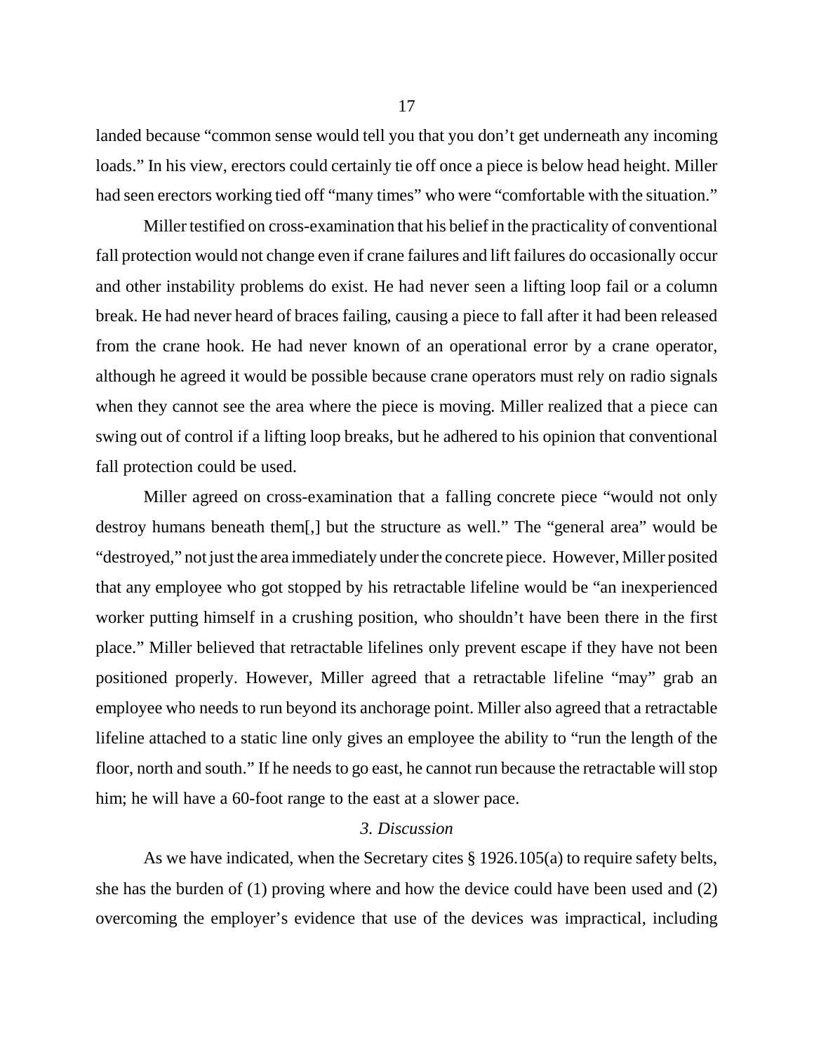landed because "common sense would tell you that you don't get underneath any incoming loads." In his view, erectors could certainly tie off once a piece is below head height. Miller had seen erectors working tied off "many times" who were "comfortable with the situation."

Miller testified on cross-examination that his belief in the practicality of conventional fall protection would not change even if crane failures and lift failures do occasionally occur and other instability problems do exist. He had never seen a lifting loop fail or a column break. He had never heard of braces failing, causing a piece to fall after it had been released from the crane hook. He had never known of an operational error by a crane operator, although he agreed it would be possible because crane operators must rely on radio signals when they cannot see the area where the piece is moving. Miller realized that a piece can swing out of control if a lifting loop breaks, but he adhered to his opinion that conventional fall protection could be used.

Miller agreed on cross-examination that a falling concrete piece "would not only destroy humans beneath them[,] but the structure as well." The "general area" would be "destroyed," not just the area immediately under the concrete piece. However, Miller posited that any employee who got stopped by his retractable lifeline would be "an inexperienced worker putting himself in a crushing position, who shouldn't have been there in the first place." Miller believed that retractable lifelines only prevent escape if they have not been positioned properly. However, Miller agreed that a retractable lifeline "may" grab an employee who needs to run beyond its anchorage point. Miller also agreed that a retractable lifeline attached to a static line only gives an employee the ability to "run the length of the floor, north and south." If he needs to go east, he cannot run because the retractable will stop him; he will have a 60-foot range to the east at a slower pace.

### *3. Discussion*

As we have indicated, when the Secretary cites § 1926.105(a) to require safety belts, she has the burden of (1) proving where and how the device could have been used and (2) overcoming the employer's evidence that use of the devices was impractical, including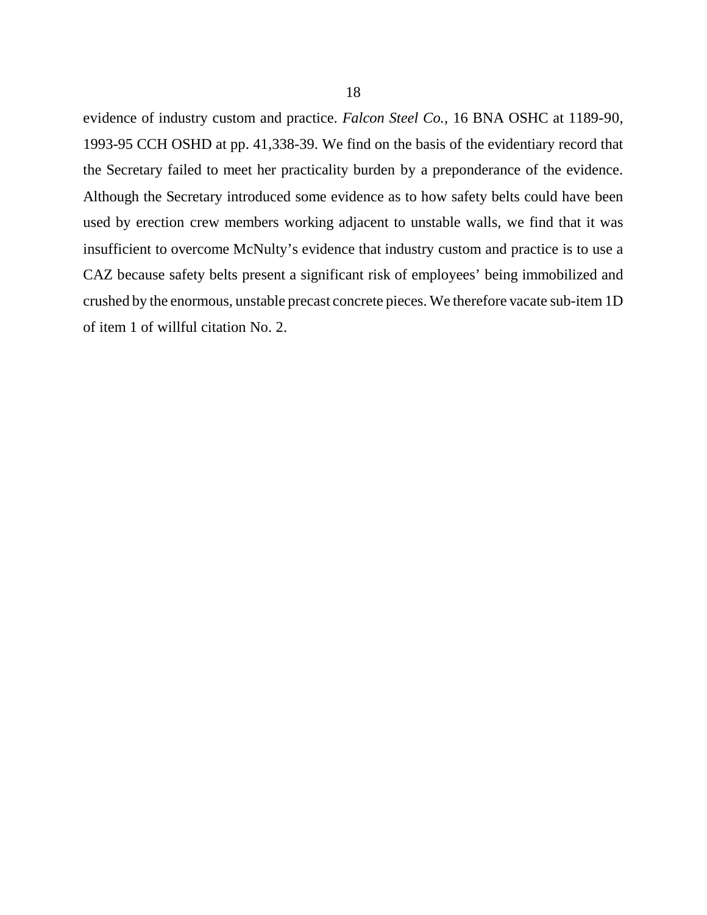evidence of industry custom and practice. *Falcon Steel Co.*, 16 BNA OSHC at 1189-90, 1993-95 CCH OSHD at pp. 41,338-39. We find on the basis of the evidentiary record that the Secretary failed to meet her practicality burden by a preponderance of the evidence. Although the Secretary introduced some evidence as to how safety belts could have been used by erection crew members working adjacent to unstable walls, we find that it was insufficient to overcome McNulty's evidence that industry custom and practice is to use a CAZ because safety belts present a significant risk of employees' being immobilized and crushed by the enormous, unstable precast concrete pieces. We therefore vacate sub-item 1D of item 1 of willful citation No. 2.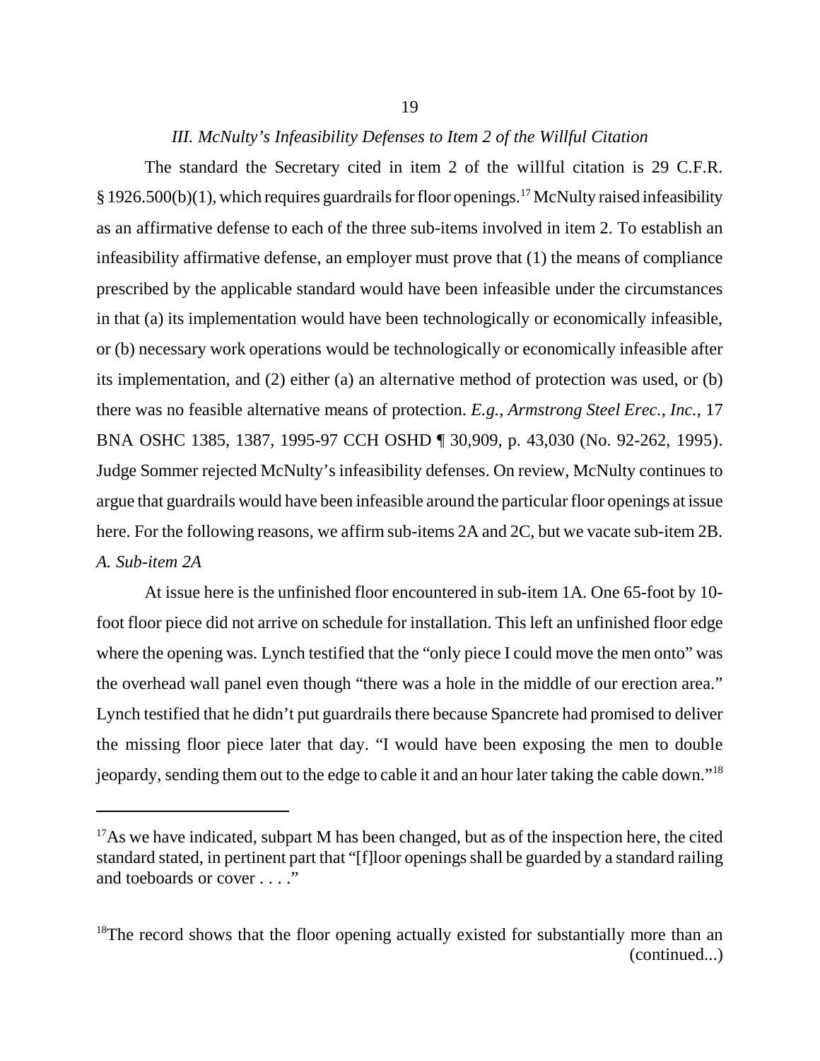### *III. McNulty's Infeasibility Defenses to Item 2 of the Willful Citation*

The standard the Secretary cited in item 2 of the willful citation is 29 C.F.R. § 1926.500(b)(1), which requires guardrails for floor openings.[17] McNulty raised infeasibility as an affirmative defense to each of the three sub-items involved in item 2. To establish an infeasibility affirmative defense, an employer must prove that (1) the means of compliance prescribed by the applicable standard would have been infeasible under the circumstances in that (a) its implementation would have been technologically or economically infeasible, or (b) necessary work operations would be technologically or economically infeasible after its implementation, and (2) either (a) an alternative method of protection was used, or (b) there was no feasible alternative means of protection. *E.g., Armstrong Steel Erec., Inc.*, 17 BNA OSHC 1385, 1387, 1995-97 CCH OSHD ¶ 30,909, p. 43,030 (No. 92-262, 1995). Judge Sommer rejected McNulty's infeasibility defenses. On review, McNulty continues to argue that guardrails would have been infeasible around the particular floor openings at issue here. For the following reasons, we affirm sub-items 2A and 2C, but we vacate sub-item 2B.

#### *A. Sub-item 2A*

At issue here is the unfinished floor encountered in sub-item 1A. One 65-foot by 10-foot floor piece did not arrive on schedule for installation. This left an unfinished floor edge where the opening was. Lynch testified that the "only piece I could move the men onto" was the overhead wall panel even though "there was a hole in the middle of our erection area." Lynch testified that he didn't put guardrails there because Spancrete had promised to deliver the missing floor piece later that day. "I would have been exposing the men to double jeopardy, sending them out to the edge to cable it and an hour later taking the cable down."[18]

---

[17] As we have indicated, subpart M has been changed, but as of the inspection here, the cited standard stated, in pertinent part that "[f]loor openings shall be guarded by a standard railing and toeboards or cover . . . ."

[18] The record shows that the floor opening actually existed for substantially more than an (continued...)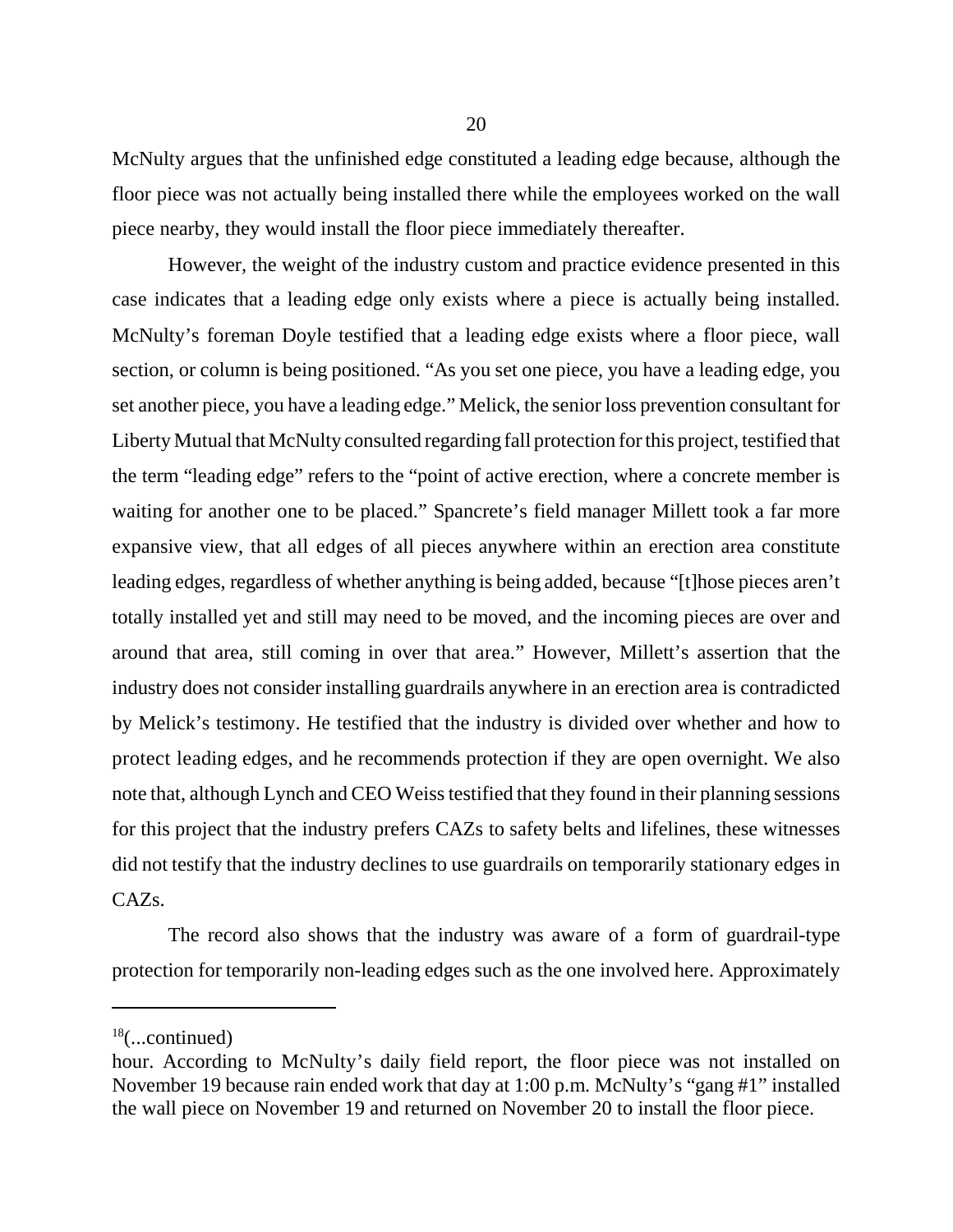McNulty argues that the unfinished edge constituted a leading edge because, although the floor piece was not actually being installed there while the employees worked on the wall piece nearby, they would install the floor piece immediately thereafter.

However, the weight of the industry custom and practice evidence presented in this case indicates that a leading edge only exists where a piece is actually being installed. McNulty's foreman Doyle testified that a leading edge exists where a floor piece, wall section, or column is being positioned. "As you set one piece, you have a leading edge, you set another piece, you have a leading edge." Melick, the senior loss prevention consultant for Liberty Mutual that McNulty consulted regarding fall protection for this project, testified that the term "leading edge" refers to the "point of active erection, where a concrete member is waiting for another one to be placed." Spancrete's field manager Millett took a far more expansive view, that all edges of all pieces anywhere within an erection area constitute leading edges, regardless of whether anything is being added, because "[t]hose pieces aren't totally installed yet and still may need to be moved, and the incoming pieces are over and around that area, still coming in over that area." However, Millett's assertion that the industry does not consider installing guardrails anywhere in an erection area is contradicted by Melick's testimony. He testified that the industry is divided over whether and how to protect leading edges, and he recommends protection if they are open overnight. We also note that, although Lynch and CEO Weiss testified that they found in their planning sessions for this project that the industry prefers CAZs to safety belts and lifelines, these witnesses did not testify that the industry declines to use guardrails on temporarily stationary edges in CAZs.

The record also shows that the industry was aware of a form of guardrail-type protection for temporarily non-leading edges such as the one involved here. Approximately

---

[18](...continued)
hour. According to McNulty's daily field report, the floor piece was not installed on November 19 because rain ended work that day at 1:00 p.m. McNulty's "gang #1" installed the wall piece on November 19 and returned on November 20 to install the floor piece.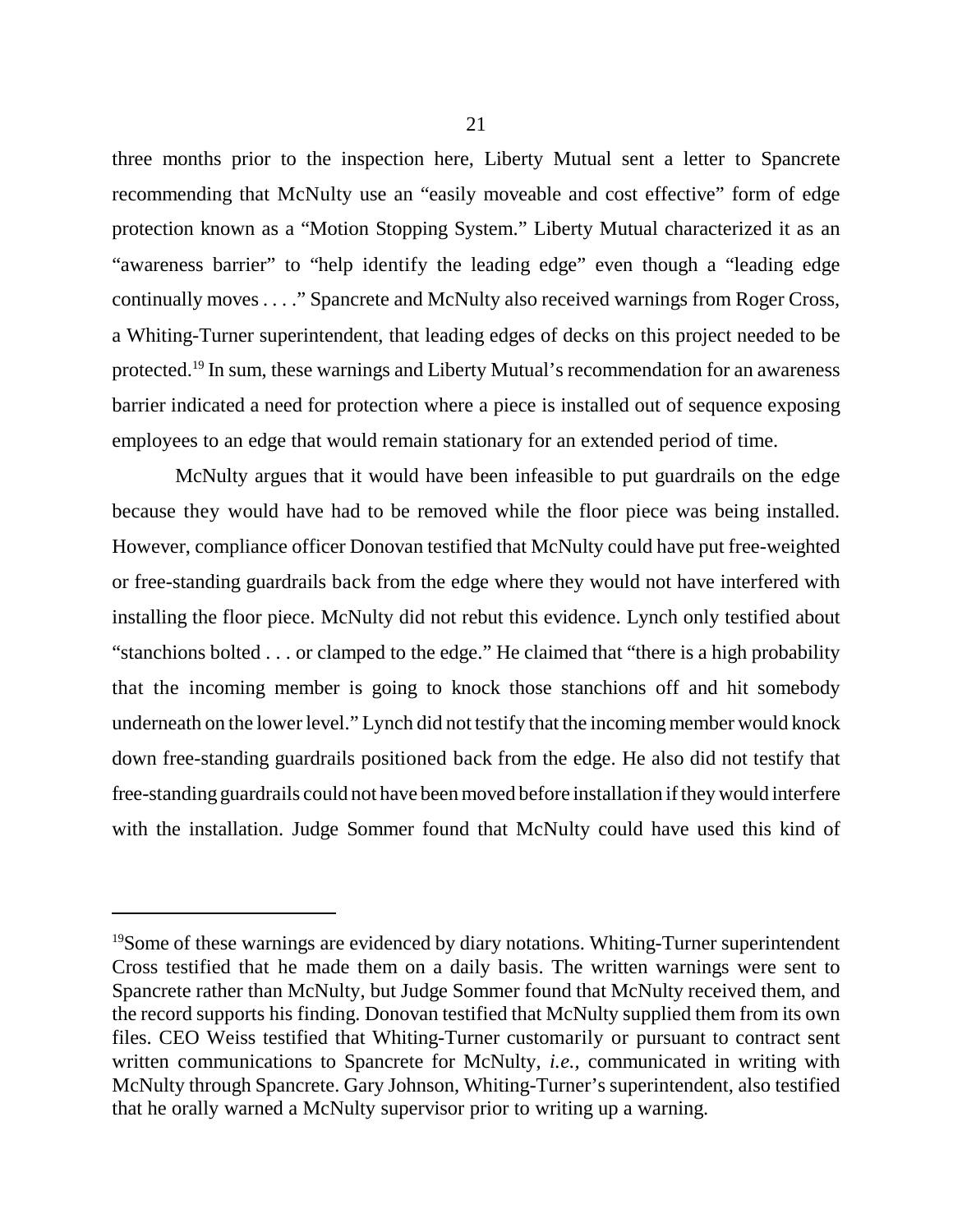three months prior to the inspection here, Liberty Mutual sent a letter to Spancrete recommending that McNulty use an "easily moveable and cost effective" form of edge protection known as a "Motion Stopping System." Liberty Mutual characterized it as an "awareness barrier" to "help identify the leading edge" even though a "leading edge continually moves . . . ." Spancrete and McNulty also received warnings from Roger Cross, a Whiting-Turner superintendent, that leading edges of decks on this project needed to be protected.[19] In sum, these warnings and Liberty Mutual's recommendation for an awareness barrier indicated a need for protection where a piece is installed out of sequence exposing employees to an edge that would remain stationary for an extended period of time.

McNulty argues that it would have been infeasible to put guardrails on the edge because they would have had to be removed while the floor piece was being installed. However, compliance officer Donovan testified that McNulty could have put free-weighted or free-standing guardrails back from the edge where they would not have interfered with installing the floor piece. McNulty did not rebut this evidence. Lynch only testified about "stanchions bolted . . . or clamped to the edge." He claimed that "there is a high probability that the incoming member is going to knock those stanchions off and hit somebody underneath on the lower level." Lynch did not testify that the incoming member would knock down free-standing guardrails positioned back from the edge. He also did not testify that free-standing guardrails could not have been moved before installation if they would interfere with the installation. Judge Sommer found that McNulty could have used this kind of

---

[19]Some of these warnings are evidenced by diary notations. Whiting-Turner superintendent Cross testified that he made them on a daily basis. The written warnings were sent to Spancrete rather than McNulty, but Judge Sommer found that McNulty received them, and the record supports his finding. Donovan testified that McNulty supplied them from its own files. CEO Weiss testified that Whiting-Turner customarily or pursuant to contract sent written communications to Spancrete for McNulty, *i.e.*, communicated in writing with McNulty through Spancrete. Gary Johnson, Whiting-Turner's superintendent, also testified that he orally warned a McNulty supervisor prior to writing up a warning.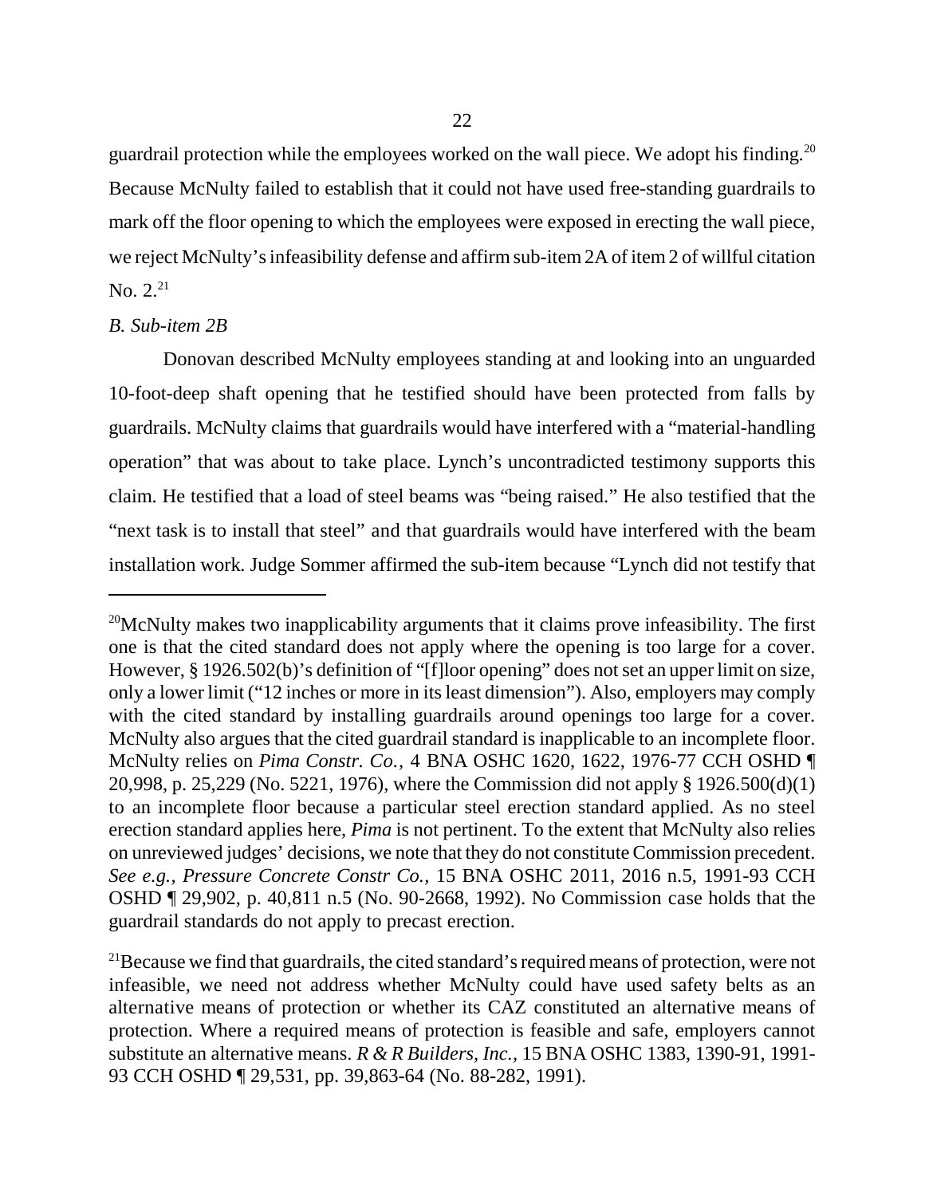guardrail protection while the employees worked on the wall piece. We adopt his finding.[20] Because McNulty failed to establish that it could not have used free-standing guardrails to mark off the floor opening to which the employees were exposed in erecting the wall piece, we reject McNulty's infeasibility defense and affirm sub-item 2A of item 2 of willful citation No. 2.[21]

*B. Sub-item 2B*

Donovan described McNulty employees standing at and looking into an unguarded 10-foot-deep shaft opening that he testified should have been protected from falls by guardrails. McNulty claims that guardrails would have interfered with a "material-handling operation" that was about to take place. Lynch's uncontradicted testimony supports this claim. He testified that a load of steel beams was "being raised." He also testified that the "next task is to install that steel" and that guardrails would have interfered with the beam installation work. Judge Sommer affirmed the sub-item because "Lynch did not testify that

---

[20]McNulty makes two inapplicability arguments that it claims prove infeasibility. The first one is that the cited standard does not apply where the opening is too large for a cover. However, § 1926.502(b)'s definition of "[f]loor opening" does not set an upper limit on size, only a lower limit ("12 inches or more in its least dimension"). Also, employers may comply with the cited standard by installing guardrails around openings too large for a cover. McNulty also argues that the cited guardrail standard is inapplicable to an incomplete floor. McNulty relies on *Pima Constr. Co.*, 4 BNA OSHC 1620, 1622, 1976-77 CCH OSHD ¶ 20,998, p. 25,229 (No. 5221, 1976), where the Commission did not apply § 1926.500(d)(1) to an incomplete floor because a particular steel erection standard applied. As no steel erection standard applies here, *Pima* is not pertinent. To the extent that McNulty also relies on unreviewed judges' decisions, we note that they do not constitute Commission precedent. *See e.g., Pressure Concrete Constr Co.*, 15 BNA OSHC 2011, 2016 n.5, 1991-93 CCH OSHD ¶ 29,902, p. 40,811 n.5 (No. 90-2668, 1992). No Commission case holds that the guardrail standards do not apply to precast erection.

[21]Because we find that guardrails, the cited standard's required means of protection, were not infeasible, we need not address whether McNulty could have used safety belts as an alternative means of protection or whether its CAZ constituted an alternative means of protection. Where a required means of protection is feasible and safe, employers cannot substitute an alternative means. *R & R Builders, Inc.*, 15 BNA OSHC 1383, 1390-91, 1991-93 CCH OSHD ¶ 29,531, pp. 39,863-64 (No. 88-282, 1991).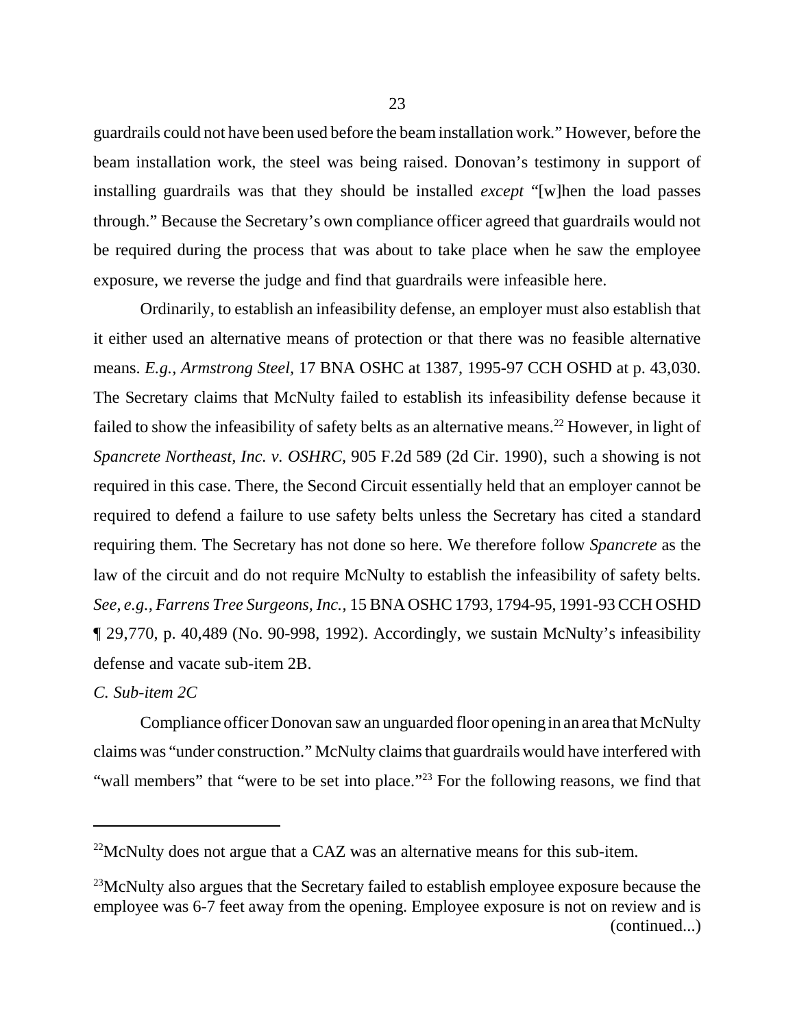guardrails could not have been used before the beam installation work." However, before the beam installation work, the steel was being raised. Donovan's testimony in support of installing guardrails was that they should be installed *except* "[w]hen the load passes through." Because the Secretary's own compliance officer agreed that guardrails would not be required during the process that was about to take place when he saw the employee exposure, we reverse the judge and find that guardrails were infeasible here.

Ordinarily, to establish an infeasibility defense, an employer must also establish that it either used an alternative means of protection or that there was no feasible alternative means. *E.g., Armstrong Steel*, 17 BNA OSHC at 1387, 1995-97 CCH OSHD at p. 43,030. The Secretary claims that McNulty failed to establish its infeasibility defense because it failed to show the infeasibility of safety belts as an alternative means.[22] However, in light of *Spancrete Northeast, Inc. v. OSHRC*, 905 F.2d 589 (2d Cir. 1990), such a showing is not required in this case. There, the Second Circuit essentially held that an employer cannot be required to defend a failure to use safety belts unless the Secretary has cited a standard requiring them. The Secretary has not done so here. We therefore follow *Spancrete* as the law of the circuit and do not require McNulty to establish the infeasibility of safety belts. *See, e.g., Farrens Tree Surgeons, Inc.*, 15 BNA OSHC 1793, 1794-95, 1991-93 CCH OSHD ¶ 29,770, p. 40,489 (No. 90-998, 1992). Accordingly, we sustain McNulty's infeasibility defense and vacate sub-item 2B.

*C. Sub-item 2C*

Compliance officer Donovan saw an unguarded floor opening in an area that McNulty claims was "under construction." McNulty claims that guardrails would have interfered with "wall members" that "were to be set into place."[23] For the following reasons, we find that

---

[22] McNulty does not argue that a CAZ was an alternative means for this sub-item.

[23] McNulty also argues that the Secretary failed to establish employee exposure because the employee was 6-7 feet away from the opening. Employee exposure is not on review and is (continued...)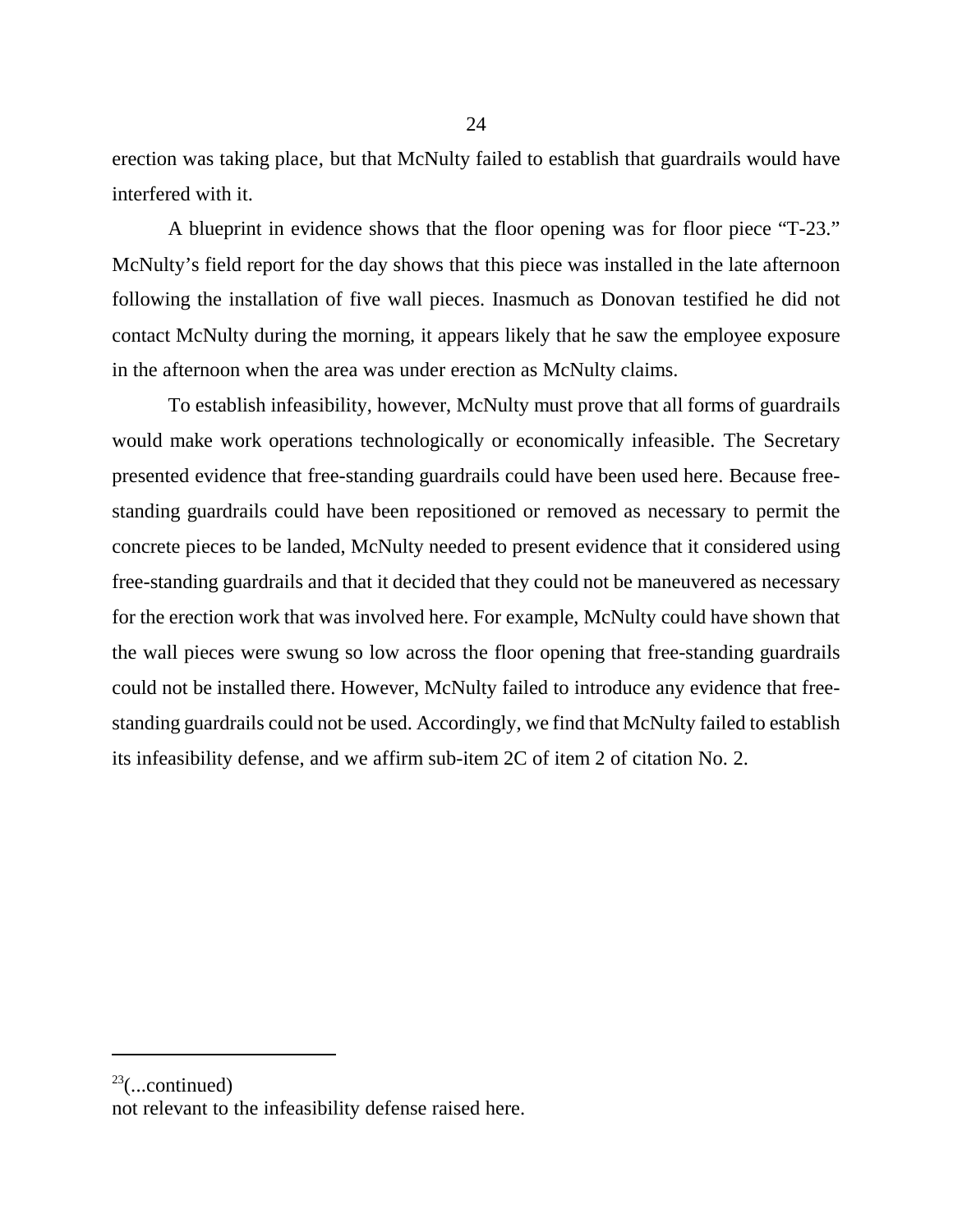erection was taking place, but that McNulty failed to establish that guardrails would have interfered with it.

A blueprint in evidence shows that the floor opening was for floor piece "T-23." McNulty's field report for the day shows that this piece was installed in the late afternoon following the installation of five wall pieces. Inasmuch as Donovan testified he did not contact McNulty during the morning, it appears likely that he saw the employee exposure in the afternoon when the area was under erection as McNulty claims.

To establish infeasibility, however, McNulty must prove that all forms of guardrails would make work operations technologically or economically infeasible. The Secretary presented evidence that free-standing guardrails could have been used here. Because free-standing guardrails could have been repositioned or removed as necessary to permit the concrete pieces to be landed, McNulty needed to present evidence that it considered using free-standing guardrails and that it decided that they could not be maneuvered as necessary for the erection work that was involved here. For example, McNulty could have shown that the wall pieces were swung so low across the floor opening that free-standing guardrails could not be installed there. However, McNulty failed to introduce any evidence that free-standing guardrails could not be used. Accordingly, we find that McNulty failed to establish its infeasibility defense, and we affirm sub-item 2C of item 2 of citation No. 2.

---

[23](...continued)
not relevant to the infeasibility defense raised here.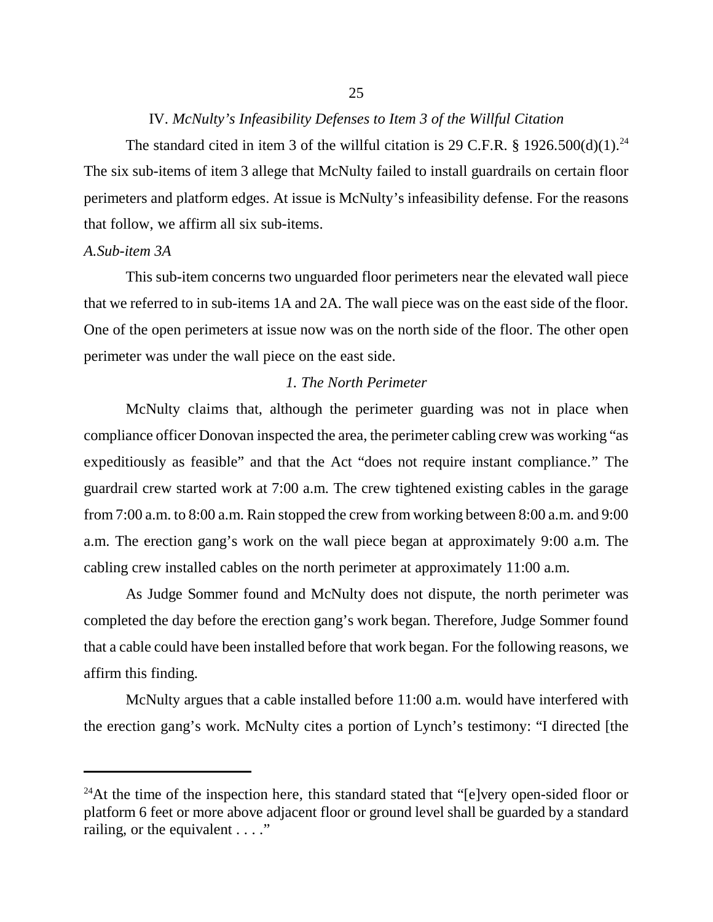## IV. *McNulty's Infeasibility Defenses to Item 3 of the Willful Citation*

The standard cited in item 3 of the willful citation is 29 C.F.R. § 1926.500(d)(1).[24] The six sub-items of item 3 allege that McNulty failed to install guardrails on certain floor perimeters and platform edges. At issue is McNulty's infeasibility defense. For the reasons that follow, we affirm all six sub-items.

### *A. Sub-item 3A*

This sub-item concerns two unguarded floor perimeters near the elevated wall piece that we referred to in sub-items 1A and 2A. The wall piece was on the east side of the floor. One of the open perimeters at issue now was on the north side of the floor. The other open perimeter was under the wall piece on the east side.

#### *1. The North Perimeter*

McNulty claims that, although the perimeter guarding was not in place when compliance officer Donovan inspected the area, the perimeter cabling crew was working "as expeditiously as feasible" and that the Act "does not require instant compliance." The guardrail crew started work at 7:00 a.m. The crew tightened existing cables in the garage from 7:00 a.m. to 8:00 a.m. Rain stopped the crew from working between 8:00 a.m. and 9:00 a.m. The erection gang's work on the wall piece began at approximately 9:00 a.m. The cabling crew installed cables on the north perimeter at approximately 11:00 a.m.

As Judge Sommer found and McNulty does not dispute, the north perimeter was completed the day before the erection gang's work began. Therefore, Judge Sommer found that a cable could have been installed before that work began. For the following reasons, we affirm this finding.

McNulty argues that a cable installed before 11:00 a.m. would have interfered with the erection gang's work. McNulty cites a portion of Lynch's testimony: "I directed [the

---

[24] At the time of the inspection here, this standard stated that "[e]very open-sided floor or platform 6 feet or more above adjacent floor or ground level shall be guarded by a standard railing, or the equivalent . . . ."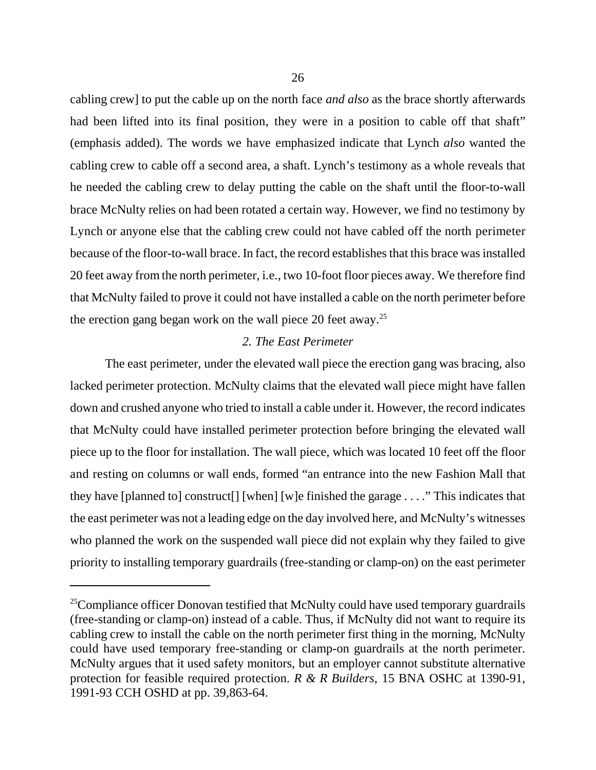cabling crew] to put the cable up on the north face *and also* as the brace shortly afterwards had been lifted into its final position, they were in a position to cable off that shaft" (emphasis added). The words we have emphasized indicate that Lynch *also* wanted the cabling crew to cable off a second area, a shaft. Lynch's testimony as a whole reveals that he needed the cabling crew to delay putting the cable on the shaft until the floor-to-wall brace McNulty relies on had been rotated a certain way. However, we find no testimony by Lynch or anyone else that the cabling crew could not have cabled off the north perimeter because of the floor-to-wall brace. In fact, the record establishes that this brace was installed 20 feet away from the north perimeter, i.e., two 10-foot floor pieces away. We therefore find that McNulty failed to prove it could not have installed a cable on the north perimeter before the erection gang began work on the wall piece 20 feet away.[25]

*2. The East Perimeter*

The east perimeter, under the elevated wall piece the erection gang was bracing, also lacked perimeter protection. McNulty claims that the elevated wall piece might have fallen down and crushed anyone who tried to install a cable under it. However, the record indicates that McNulty could have installed perimeter protection before bringing the elevated wall piece up to the floor for installation. The wall piece, which was located 10 feet off the floor and resting on columns or wall ends, formed "an entrance into the new Fashion Mall that they have [planned to] construct[] [when] [w]e finished the garage . . . ." This indicates that the east perimeter was not a leading edge on the day involved here, and McNulty's witnesses who planned the work on the suspended wall piece did not explain why they failed to give priority to installing temporary guardrails (free-standing or clamp-on) on the east perimeter

[25]Compliance officer Donovan testified that McNulty could have used temporary guardrails (free-standing or clamp-on) instead of a cable. Thus, if McNulty did not want to require its cabling crew to install the cable on the north perimeter first thing in the morning, McNulty could have used temporary free-standing or clamp-on guardrails at the north perimeter. McNulty argues that it used safety monitors, but an employer cannot substitute alternative protection for feasible required protection. *R & R Builders*, 15 BNA OSHC at 1390-91, 1991-93 CCH OSHD at pp. 39,863-64.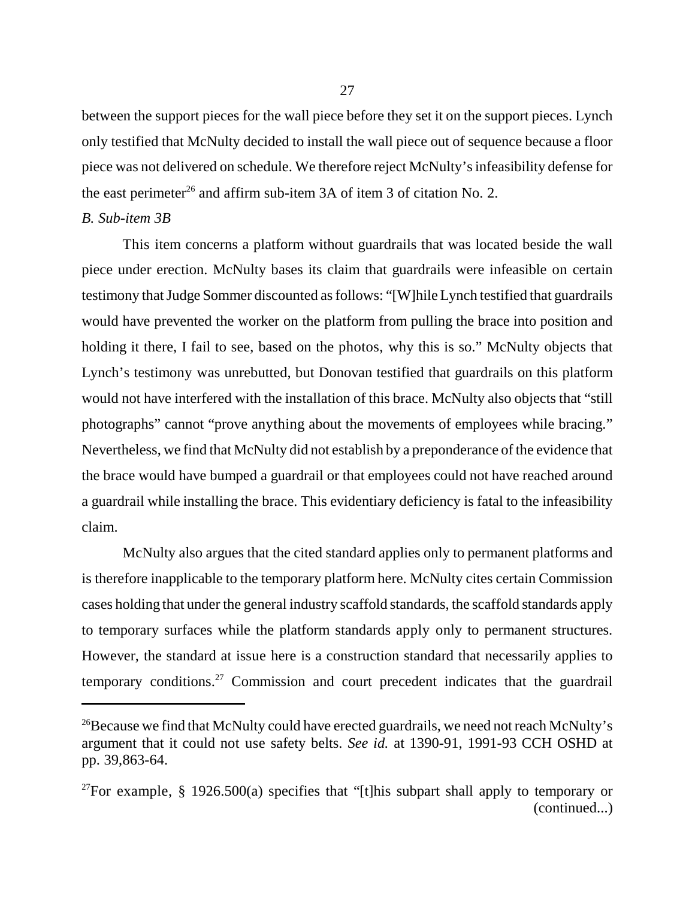between the support pieces for the wall piece before they set it on the support pieces. Lynch only testified that McNulty decided to install the wall piece out of sequence because a floor piece was not delivered on schedule. We therefore reject McNulty's infeasibility defense for the east perimeter[26] and affirm sub-item 3A of item 3 of citation No. 2.

*B. Sub-item 3B*

This item concerns a platform without guardrails that was located beside the wall piece under erection. McNulty bases its claim that guardrails were infeasible on certain testimony that Judge Sommer discounted as follows: "[W]hile Lynch testified that guardrails would have prevented the worker on the platform from pulling the brace into position and holding it there, I fail to see, based on the photos, why this is so." McNulty objects that Lynch's testimony was unrebutted, but Donovan testified that guardrails on this platform would not have interfered with the installation of this brace. McNulty also objects that "still photographs" cannot "prove anything about the movements of employees while bracing." Nevertheless, we find that McNulty did not establish by a preponderance of the evidence that the brace would have bumped a guardrail or that employees could not have reached around a guardrail while installing the brace. This evidentiary deficiency is fatal to the infeasibility claim.

McNulty also argues that the cited standard applies only to permanent platforms and is therefore inapplicable to the temporary platform here. McNulty cites certain Commission cases holding that under the general industry scaffold standards, the scaffold standards apply to temporary surfaces while the platform standards apply only to permanent structures. However, the standard at issue here is a construction standard that necessarily applies to temporary conditions.[27] Commission and court precedent indicates that the guardrail

---

[26]Because we find that McNulty could have erected guardrails, we need not reach McNulty's argument that it could not use safety belts. *See id.* at 1390-91, 1991-93 CCH OSHD at pp. 39,863-64.

[27]For example, § 1926.500(a) specifies that "[t]his subpart shall apply to temporary or (continued...)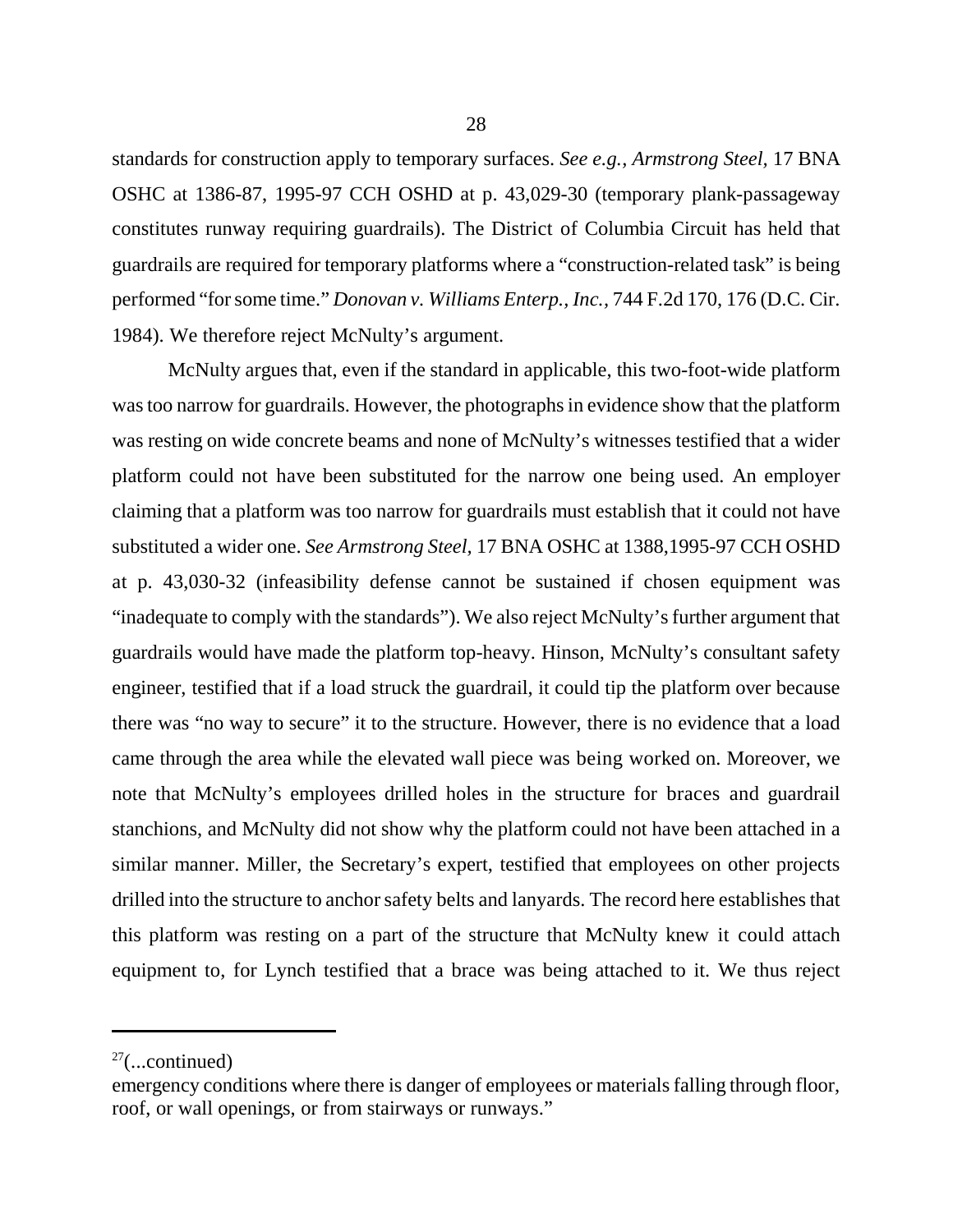standards for construction apply to temporary surfaces. *See e.g., Armstrong Steel,* 17 BNA OSHC at 1386-87, 1995-97 CCH OSHD at p. 43,029-30 (temporary plank-passageway constitutes runway requiring guardrails). The District of Columbia Circuit has held that guardrails are required for temporary platforms where a "construction-related task" is being performed "for some time." *Donovan v. Williams Enterp., Inc.*, 744 F.2d 170, 176 (D.C. Cir. 1984). We therefore reject McNulty's argument.

McNulty argues that, even if the standard in applicable, this two-foot-wide platform was too narrow for guardrails. However, the photographs in evidence show that the platform was resting on wide concrete beams and none of McNulty's witnesses testified that a wider platform could not have been substituted for the narrow one being used. An employer claiming that a platform was too narrow for guardrails must establish that it could not have substituted a wider one. *See Armstrong Steel,* 17 BNA OSHC at 1388,1995-97 CCH OSHD at p. 43,030-32 (infeasibility defense cannot be sustained if chosen equipment was "inadequate to comply with the standards"). We also reject McNulty's further argument that guardrails would have made the platform top-heavy. Hinson, McNulty's consultant safety engineer, testified that if a load struck the guardrail, it could tip the platform over because there was "no way to secure" it to the structure. However, there is no evidence that a load came through the area while the elevated wall piece was being worked on. Moreover, we note that McNulty's employees drilled holes in the structure for braces and guardrail stanchions, and McNulty did not show why the platform could not have been attached in a similar manner. Miller, the Secretary's expert, testified that employees on other projects drilled into the structure to anchor safety belts and lanyards. The record here establishes that this platform was resting on a part of the structure that McNulty knew it could attach equipment to, for Lynch testified that a brace was being attached to it. We thus reject

---

[27](...continued)
emergency conditions where there is danger of employees or materials falling through floor, roof, or wall openings, or from stairways or runways."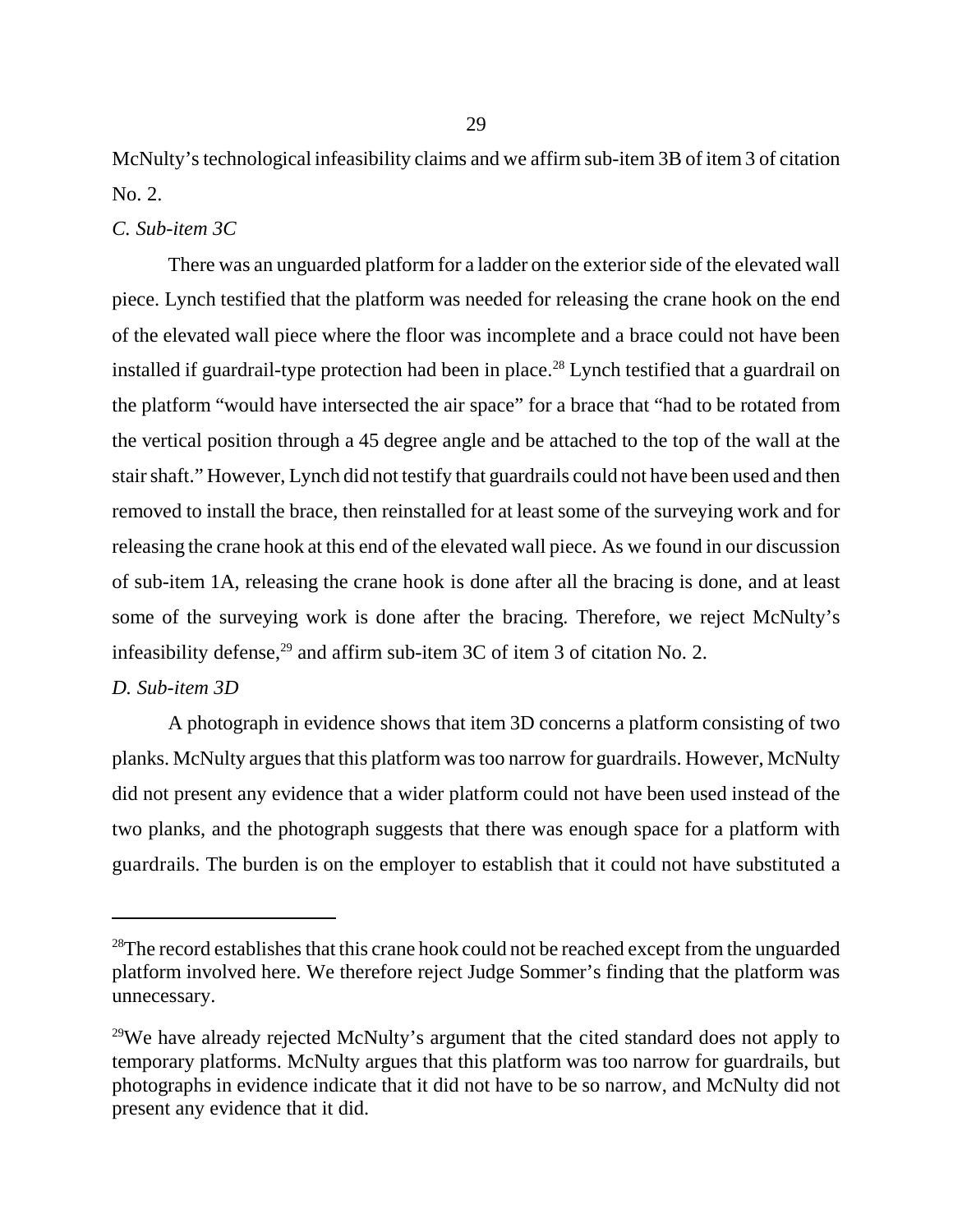McNulty's technological infeasibility claims and we affirm sub-item 3B of item 3 of citation No. 2.

*C. Sub-item 3C*

There was an unguarded platform for a ladder on the exterior side of the elevated wall piece. Lynch testified that the platform was needed for releasing the crane hook on the end of the elevated wall piece where the floor was incomplete and a brace could not have been installed if guardrail-type protection had been in place.[28] Lynch testified that a guardrail on the platform "would have intersected the air space" for a brace that "had to be rotated from the vertical position through a 45 degree angle and be attached to the top of the wall at the stair shaft." However, Lynch did not testify that guardrails could not have been used and then removed to install the brace, then reinstalled for at least some of the surveying work and for releasing the crane hook at this end of the elevated wall piece. As we found in our discussion of sub-item 1A, releasing the crane hook is done after all the bracing is done, and at least some of the surveying work is done after the bracing. Therefore, we reject McNulty's infeasibility defense,[29] and affirm sub-item 3C of item 3 of citation No. 2.

*D. Sub-item 3D*

A photograph in evidence shows that item 3D concerns a platform consisting of two planks. McNulty argues that this platform was too narrow for guardrails. However, McNulty did not present any evidence that a wider platform could not have been used instead of the two planks, and the photograph suggests that there was enough space for a platform with guardrails. The burden is on the employer to establish that it could not have substituted a

---

[28]The record establishes that this crane hook could not be reached except from the unguarded platform involved here. We therefore reject Judge Sommer's finding that the platform was unnecessary.

[29]We have already rejected McNulty's argument that the cited standard does not apply to temporary platforms. McNulty argues that this platform was too narrow for guardrails, but photographs in evidence indicate that it did not have to be so narrow, and McNulty did not present any evidence that it did.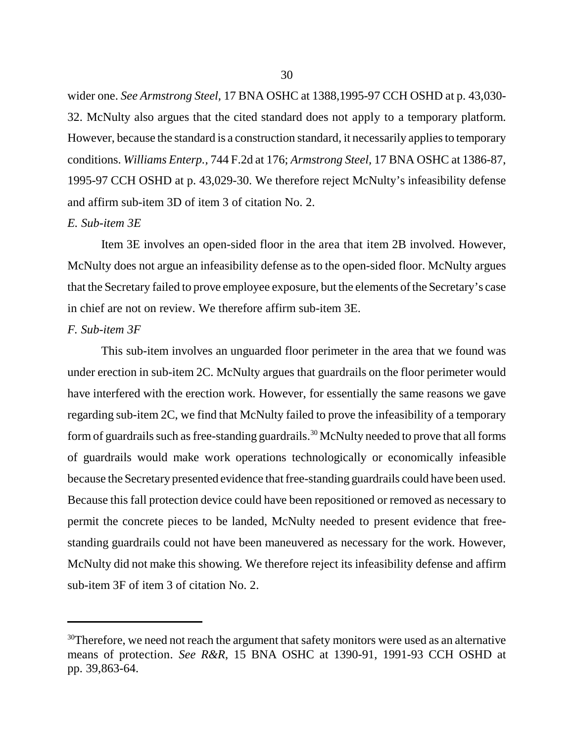wider one. *See Armstrong Steel,* 17 BNA OSHC at 1388,1995-97 CCH OSHD at p. 43,030-32. McNulty also argues that the cited standard does not apply to a temporary platform. However, because the standard is a construction standard, it necessarily applies to temporary conditions. *Williams Enterp.,* 744 F.2d at 176; *Armstrong Steel,* 17 BNA OSHC at 1386-87, 1995-97 CCH OSHD at p. 43,029-30. We therefore reject McNulty's infeasibility defense and affirm sub-item 3D of item 3 of citation No. 2.

*E. Sub-item 3E*

Item 3E involves an open-sided floor in the area that item 2B involved. However, McNulty does not argue an infeasibility defense as to the open-sided floor. McNulty argues that the Secretary failed to prove employee exposure, but the elements of the Secretary's case in chief are not on review. We therefore affirm sub-item 3E.

*F. Sub-item 3F*

This sub-item involves an unguarded floor perimeter in the area that we found was under erection in sub-item 2C. McNulty argues that guardrails on the floor perimeter would have interfered with the erection work. However, for essentially the same reasons we gave regarding sub-item 2C, we find that McNulty failed to prove the infeasibility of a temporary form of guardrails such as free-standing guardrails.[30] McNulty needed to prove that all forms of guardrails would make work operations technologically or economically infeasible because the Secretary presented evidence that free-standing guardrails could have been used. Because this fall protection device could have been repositioned or removed as necessary to permit the concrete pieces to be landed, McNulty needed to present evidence that free-standing guardrails could not have been maneuvered as necessary for the work. However, McNulty did not make this showing. We therefore reject its infeasibility defense and affirm sub-item 3F of item 3 of citation No. 2.

---

[30]Therefore, we need not reach the argument that safety monitors were used as an alternative means of protection. *See R&R*, 15 BNA OSHC at 1390-91, 1991-93 CCH OSHD at pp. 39,863-64.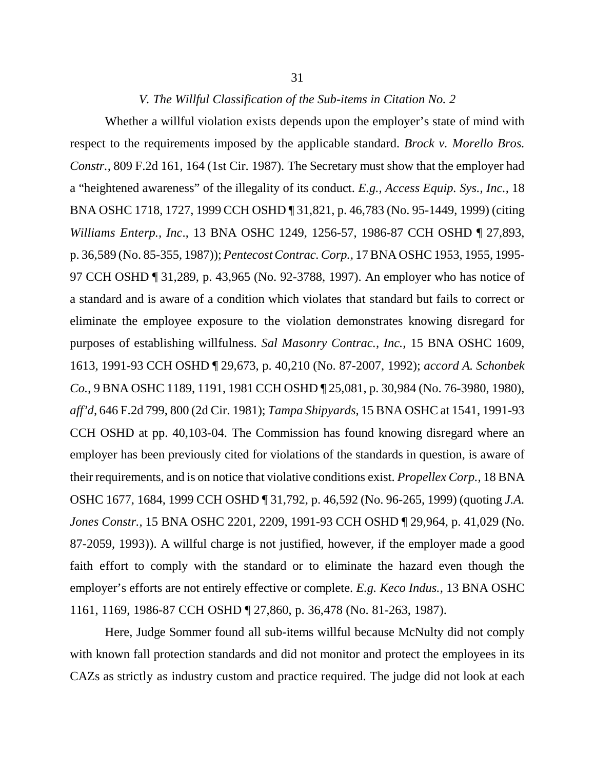### *V. The Willful Classification of the Sub-items in Citation No. 2*

Whether a willful violation exists depends upon the employer's state of mind with respect to the requirements imposed by the applicable standard. *Brock v. Morello Bros. Constr.*, 809 F.2d 161, 164 (1st Cir. 1987). The Secretary must show that the employer had a "heightened awareness" of the illegality of its conduct. *E.g., Access Equip. Sys., Inc.*, 18 BNA OSHC 1718, 1727, 1999 CCH OSHD ¶ 31,821, p. 46,783 (No. 95-1449, 1999) (citing *Williams Enterp., Inc*., 13 BNA OSHC 1249, 1256-57, 1986-87 CCH OSHD ¶ 27,893, p. 36,589 (No. 85-355, 1987)); *Pentecost Contrac. Corp.*, 17 BNA OSHC 1953, 1955, 1995-97 CCH OSHD ¶ 31,289, p. 43,965 (No. 92-3788, 1997). An employer who has notice of a standard and is aware of a condition which violates that standard but fails to correct or eliminate the employee exposure to the violation demonstrates knowing disregard for purposes of establishing willfulness. *Sal Masonry Contrac., Inc.*, 15 BNA OSHC 1609, 1613, 1991-93 CCH OSHD ¶ 29,673, p. 40,210 (No. 87-2007, 1992); *accord A. Schonbek Co.*, 9 BNA OSHC 1189, 1191, 1981 CCH OSHD ¶ 25,081, p. 30,984 (No. 76-3980, 1980), *aff'd*, 646 F.2d 799, 800 (2d Cir. 1981); *Tampa Shipyards*, 15 BNA OSHC at 1541, 1991-93 CCH OSHD at pp. 40,103-04. The Commission has found knowing disregard where an employer has been previously cited for violations of the standards in question, is aware of their requirements, and is on notice that violative conditions exist. *Propellex Corp.*, 18 BNA OSHC 1677, 1684, 1999 CCH OSHD ¶ 31,792, p. 46,592 (No. 96-265, 1999) (quoting *J.A. Jones Constr.*, 15 BNA OSHC 2201, 2209, 1991-93 CCH OSHD ¶ 29,964, p. 41,029 (No. 87-2059, 1993)). A willful charge is not justified, however, if the employer made a good faith effort to comply with the standard or to eliminate the hazard even though the employer's efforts are not entirely effective or complete. *E.g. Keco Indus.*, 13 BNA OSHC 1161, 1169, 1986-87 CCH OSHD ¶ 27,860, p. 36,478 (No. 81-263, 1987).

Here, Judge Sommer found all sub-items willful because McNulty did not comply with known fall protection standards and did not monitor and protect the employees in its CAZs as strictly as industry custom and practice required. The judge did not look at each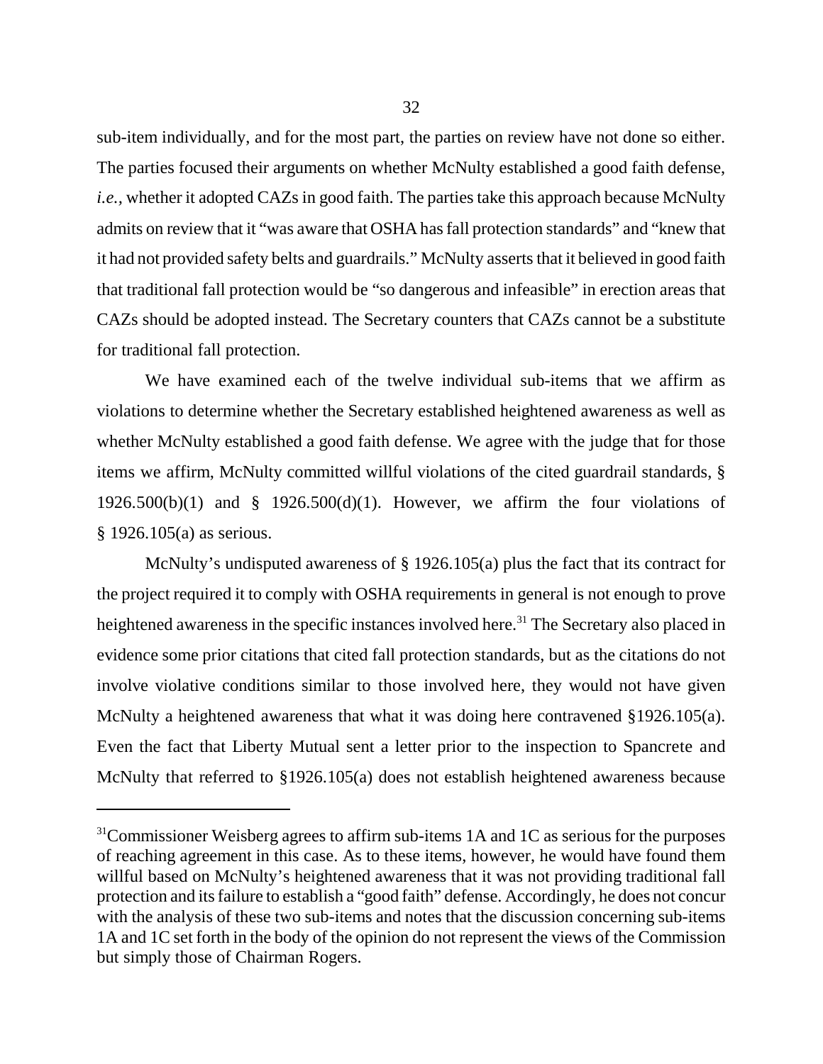sub-item individually, and for the most part, the parties on review have not done so either. The parties focused their arguments on whether McNulty established a good faith defense, *i.e.*, whether it adopted CAZs in good faith. The parties take this approach because McNulty admits on review that it "was aware that OSHA has fall protection standards" and "knew that it had not provided safety belts and guardrails." McNulty asserts that it believed in good faith that traditional fall protection would be "so dangerous and infeasible" in erection areas that CAZs should be adopted instead. The Secretary counters that CAZs cannot be a substitute for traditional fall protection.

We have examined each of the twelve individual sub-items that we affirm as violations to determine whether the Secretary established heightened awareness as well as whether McNulty established a good faith defense. We agree with the judge that for those items we affirm, McNulty committed willful violations of the cited guardrail standards, § 1926.500(b)(1) and § 1926.500(d)(1). However, we affirm the four violations of § 1926.105(a) as serious.

McNulty's undisputed awareness of § 1926.105(a) plus the fact that its contract for the project required it to comply with OSHA requirements in general is not enough to prove heightened awareness in the specific instances involved here.[31] The Secretary also placed in evidence some prior citations that cited fall protection standards, but as the citations do not involve violative conditions similar to those involved here, they would not have given McNulty a heightened awareness that what it was doing here contravened §1926.105(a). Even the fact that Liberty Mutual sent a letter prior to the inspection to Spancrete and McNulty that referred to §1926.105(a) does not establish heightened awareness because

---

[31]Commissioner Weisberg agrees to affirm sub-items 1A and 1C as serious for the purposes of reaching agreement in this case. As to these items, however, he would have found them willful based on McNulty's heightened awareness that it was not providing traditional fall protection and its failure to establish a "good faith" defense. Accordingly, he does not concur with the analysis of these two sub-items and notes that the discussion concerning sub-items 1A and 1C set forth in the body of the opinion do not represent the views of the Commission but simply those of Chairman Rogers.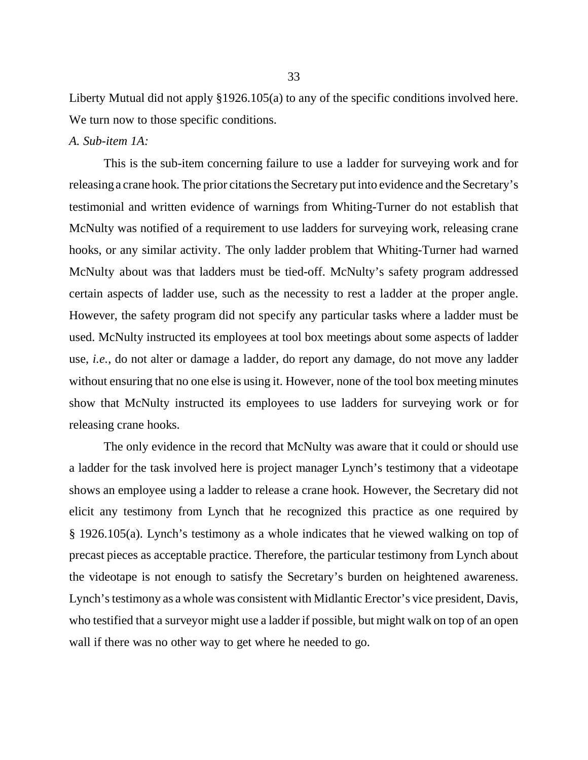Liberty Mutual did not apply §1926.105(a) to any of the specific conditions involved here. We turn now to those specific conditions.

*A. Sub-item 1A:*

This is the sub-item concerning failure to use a ladder for surveying work and for releasing a crane hook. The prior citations the Secretary put into evidence and the Secretary's testimonial and written evidence of warnings from Whiting-Turner do not establish that McNulty was notified of a requirement to use ladders for surveying work, releasing crane hooks, or any similar activity. The only ladder problem that Whiting-Turner had warned McNulty about was that ladders must be tied-off. McNulty's safety program addressed certain aspects of ladder use, such as the necessity to rest a ladder at the proper angle. However, the safety program did not specify any particular tasks where a ladder must be used. McNulty instructed its employees at tool box meetings about some aspects of ladder use, *i.e.*, do not alter or damage a ladder, do report any damage, do not move any ladder without ensuring that no one else is using it. However, none of the tool box meeting minutes show that McNulty instructed its employees to use ladders for surveying work or for releasing crane hooks.

The only evidence in the record that McNulty was aware that it could or should use a ladder for the task involved here is project manager Lynch's testimony that a videotape shows an employee using a ladder to release a crane hook. However, the Secretary did not elicit any testimony from Lynch that he recognized this practice as one required by § 1926.105(a). Lynch's testimony as a whole indicates that he viewed walking on top of precast pieces as acceptable practice. Therefore, the particular testimony from Lynch about the videotape is not enough to satisfy the Secretary's burden on heightened awareness. Lynch's testimony as a whole was consistent with Midlantic Erector's vice president, Davis, who testified that a surveyor might use a ladder if possible, but might walk on top of an open wall if there was no other way to get where he needed to go.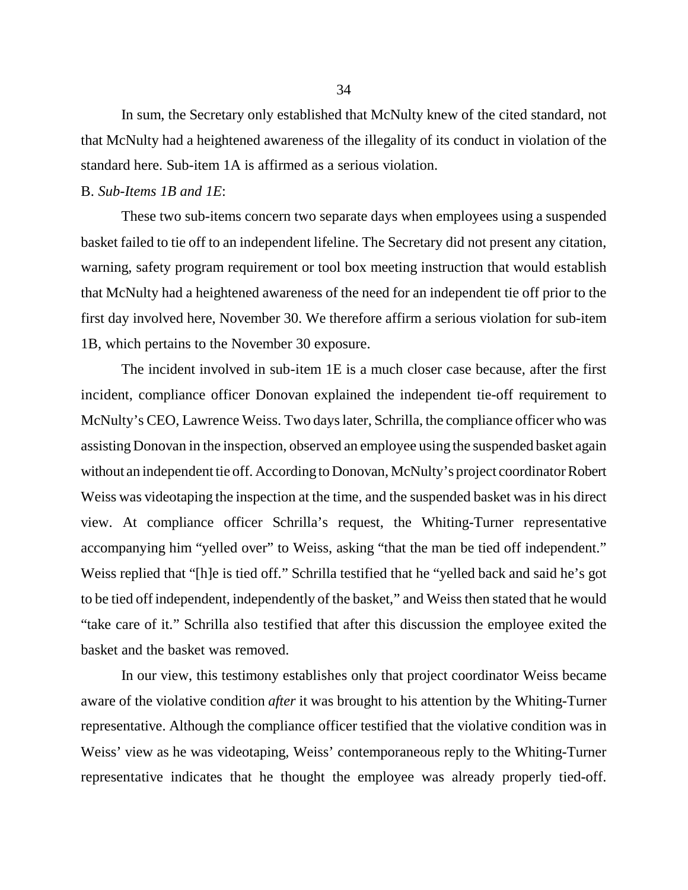In sum, the Secretary only established that McNulty knew of the cited standard, not that McNulty had a heightened awareness of the illegality of its conduct in violation of the standard here. Sub-item 1A is affirmed as a serious violation.

B. *Sub-Items 1B and 1E*:

These two sub-items concern two separate days when employees using a suspended basket failed to tie off to an independent lifeline. The Secretary did not present any citation, warning, safety program requirement or tool box meeting instruction that would establish that McNulty had a heightened awareness of the need for an independent tie off prior to the first day involved here, November 30. We therefore affirm a serious violation for sub-item 1B, which pertains to the November 30 exposure.

The incident involved in sub-item 1E is a much closer case because, after the first incident, compliance officer Donovan explained the independent tie-off requirement to McNulty's CEO, Lawrence Weiss. Two days later, Schrilla, the compliance officer who was assisting Donovan in the inspection, observed an employee using the suspended basket again without an independent tie off. According to Donovan, McNulty's project coordinator Robert Weiss was videotaping the inspection at the time, and the suspended basket was in his direct view. At compliance officer Schrilla's request, the Whiting-Turner representative accompanying him "yelled over" to Weiss, asking "that the man be tied off independent." Weiss replied that "[h]e is tied off." Schrilla testified that he "yelled back and said he's got to be tied off independent, independently of the basket," and Weiss then stated that he would "take care of it." Schrilla also testified that after this discussion the employee exited the basket and the basket was removed.

In our view, this testimony establishes only that project coordinator Weiss became aware of the violative condition *after* it was brought to his attention by the Whiting-Turner representative. Although the compliance officer testified that the violative condition was in Weiss' view as he was videotaping, Weiss' contemporaneous reply to the Whiting-Turner representative indicates that he thought the employee was already properly tied-off.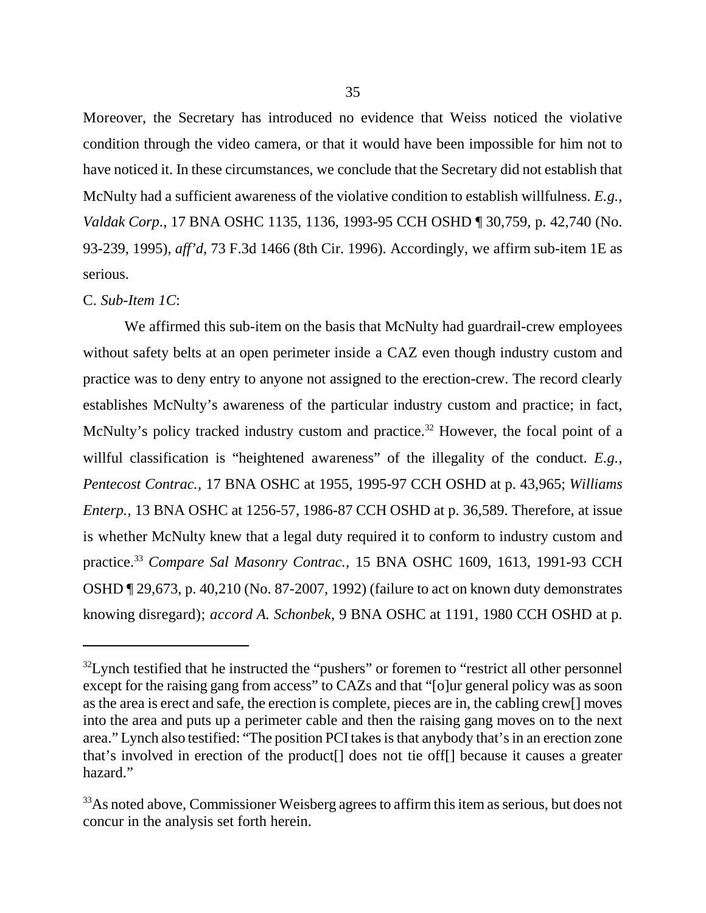Moreover, the Secretary has introduced no evidence that Weiss noticed the violative condition through the video camera, or that it would have been impossible for him not to have noticed it. In these circumstances, we conclude that the Secretary did not establish that McNulty had a sufficient awareness of the violative condition to establish willfulness. *E.g., Valdak Corp.*, 17 BNA OSHC 1135, 1136, 1993-95 CCH OSHD ¶ 30,759, p. 42,740 (No. 93-239, 1995), *aff'd*, 73 F.3d 1466 (8th Cir. 1996). Accordingly, we affirm sub-item 1E as serious.

C. *Sub-Item 1C*:

We affirmed this sub-item on the basis that McNulty had guardrail-crew employees without safety belts at an open perimeter inside a CAZ even though industry custom and practice was to deny entry to anyone not assigned to the erection-crew. The record clearly establishes McNulty's awareness of the particular industry custom and practice; in fact, McNulty's policy tracked industry custom and practice.[32] However, the focal point of a willful classification is "heightened awareness" of the illegality of the conduct. *E.g., Pentecost Contrac.,* 17 BNA OSHC at 1955, 1995-97 CCH OSHD at p. 43,965; *Williams Enterp.,* 13 BNA OSHC at 1256-57, 1986-87 CCH OSHD at p. 36,589. Therefore, at issue is whether McNulty knew that a legal duty required it to conform to industry custom and practice.[33] *Compare Sal Masonry Contrac.,* 15 BNA OSHC 1609, 1613, 1991-93 CCH OSHD ¶ 29,673, p. 40,210 (No. 87-2007, 1992) (failure to act on known duty demonstrates knowing disregard); *accord A. Schonbek,* 9 BNA OSHC at 1191, 1980 CCH OSHD at p.

[32]Lynch testified that he instructed the "pushers" or foremen to "restrict all other personnel except for the raising gang from access" to CAZs and that "[o]ur general policy was as soon as the area is erect and safe, the erection is complete, pieces are in, the cabling crew[] moves into the area and puts up a perimeter cable and then the raising gang moves on to the next area." Lynch also testified: "The position PCI takes is that anybody that's in an erection zone that's involved in erection of the product[] does not tie off[] because it causes a greater hazard."

[33]As noted above, Commissioner Weisberg agrees to affirm this item as serious, but does not concur in the analysis set forth herein.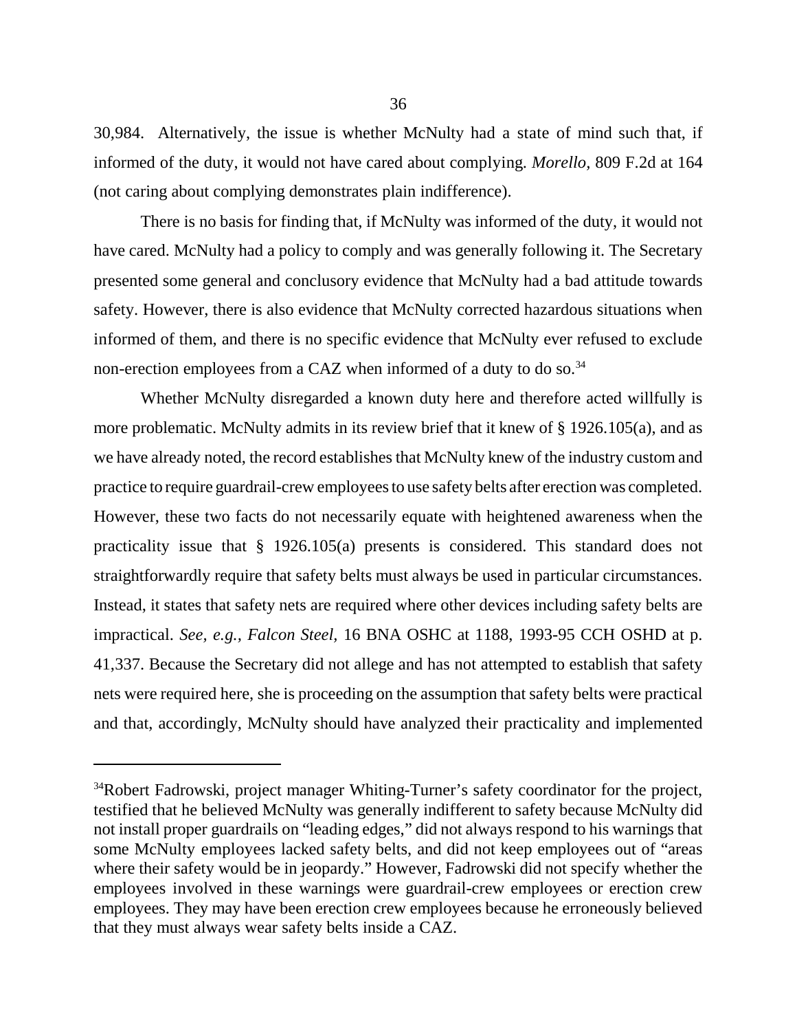30,984. Alternatively, the issue is whether McNulty had a state of mind such that, if informed of the duty, it would not have cared about complying. *Morello*, 809 F.2d at 164 (not caring about complying demonstrates plain indifference).

There is no basis for finding that, if McNulty was informed of the duty, it would not have cared. McNulty had a policy to comply and was generally following it. The Secretary presented some general and conclusory evidence that McNulty had a bad attitude towards safety. However, there is also evidence that McNulty corrected hazardous situations when informed of them, and there is no specific evidence that McNulty ever refused to exclude non-erection employees from a CAZ when informed of a duty to do so.[34]

Whether McNulty disregarded a known duty here and therefore acted willfully is more problematic. McNulty admits in its review brief that it knew of § 1926.105(a), and as we have already noted, the record establishes that McNulty knew of the industry custom and practice to require guardrail-crew employees to use safety belts after erection was completed. However, these two facts do not necessarily equate with heightened awareness when the practicality issue that § 1926.105(a) presents is considered. This standard does not straightforwardly require that safety belts must always be used in particular circumstances. Instead, it states that safety nets are required where other devices including safety belts are impractical. *See, e.g., Falcon Steel,* 16 BNA OSHC at 1188, 1993-95 CCH OSHD at p. 41,337. Because the Secretary did not allege and has not attempted to establish that safety nets were required here, she is proceeding on the assumption that safety belts were practical and that, accordingly, McNulty should have analyzed their practicality and implemented

---

[34]Robert Fadrowski, project manager Whiting-Turner's safety coordinator for the project, testified that he believed McNulty was generally indifferent to safety because McNulty did not install proper guardrails on "leading edges," did not always respond to his warnings that some McNulty employees lacked safety belts, and did not keep employees out of "areas where their safety would be in jeopardy." However, Fadrowski did not specify whether the employees involved in these warnings were guardrail-crew employees or erection crew employees. They may have been erection crew employees because he erroneously believed that they must always wear safety belts inside a CAZ.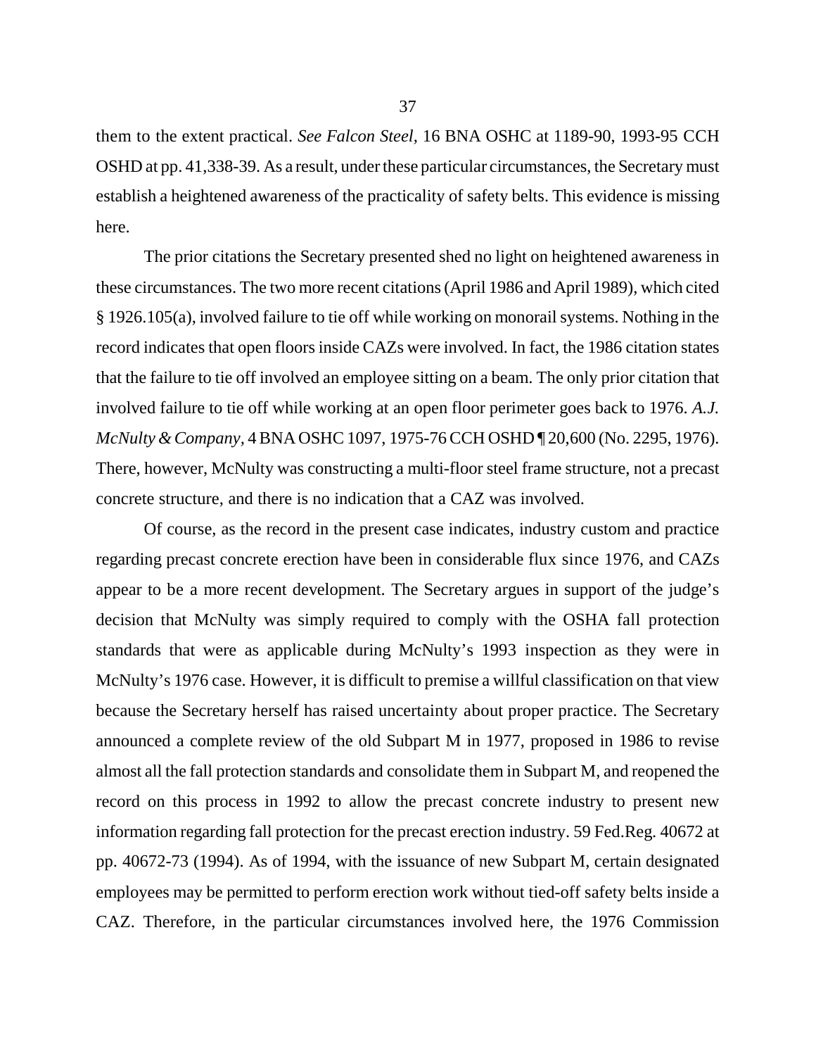them to the extent practical. *See Falcon Steel,* 16 BNA OSHC at 1189-90, 1993-95 CCH OSHD at pp. 41,338-39. As a result, under these particular circumstances, the Secretary must establish a heightened awareness of the practicality of safety belts. This evidence is missing here.

The prior citations the Secretary presented shed no light on heightened awareness in these circumstances. The two more recent citations (April 1986 and April 1989), which cited § 1926.105(a), involved failure to tie off while working on monorail systems. Nothing in the record indicates that open floors inside CAZs were involved. In fact, the 1986 citation states that the failure to tie off involved an employee sitting on a beam. The only prior citation that involved failure to tie off while working at an open floor perimeter goes back to 1976. *A.J. McNulty & Company,* 4 BNA OSHC 1097, 1975-76 CCH OSHD ¶ 20,600 (No. 2295, 1976). There, however, McNulty was constructing a multi-floor steel frame structure, not a precast concrete structure, and there is no indication that a CAZ was involved.

Of course, as the record in the present case indicates, industry custom and practice regarding precast concrete erection have been in considerable flux since 1976, and CAZs appear to be a more recent development. The Secretary argues in support of the judge's decision that McNulty was simply required to comply with the OSHA fall protection standards that were as applicable during McNulty's 1993 inspection as they were in McNulty's 1976 case. However, it is difficult to premise a willful classification on that view because the Secretary herself has raised uncertainty about proper practice. The Secretary announced a complete review of the old Subpart M in 1977, proposed in 1986 to revise almost all the fall protection standards and consolidate them in Subpart M, and reopened the record on this process in 1992 to allow the precast concrete industry to present new information regarding fall protection for the precast erection industry. 59 Fed.Reg. 40672 at pp. 40672-73 (1994). As of 1994, with the issuance of new Subpart M, certain designated employees may be permitted to perform erection work without tied-off safety belts inside a CAZ. Therefore, in the particular circumstances involved here, the 1976 Commission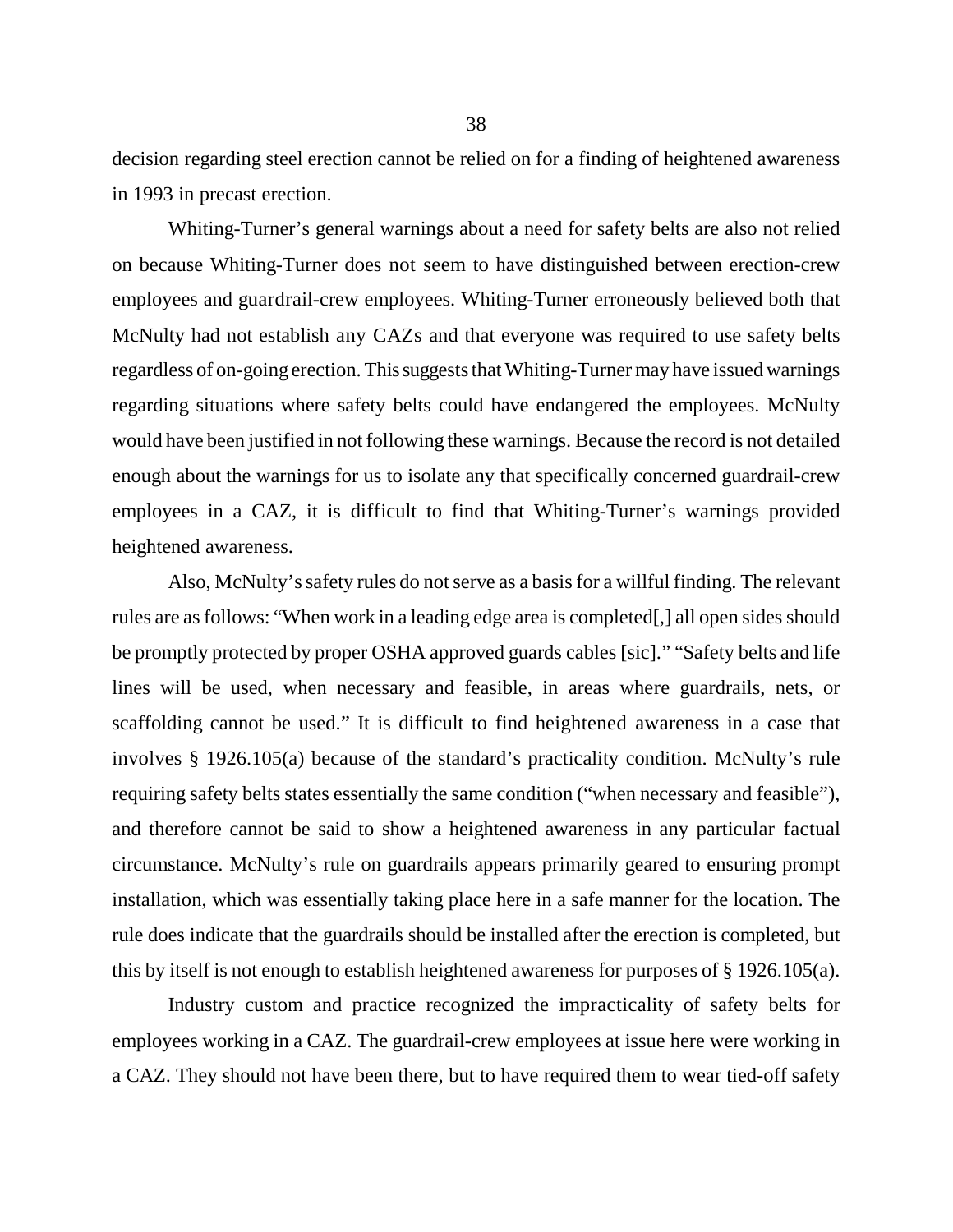decision regarding steel erection cannot be relied on for a finding of heightened awareness in 1993 in precast erection.

Whiting-Turner's general warnings about a need for safety belts are also not relied on because Whiting-Turner does not seem to have distinguished between erection-crew employees and guardrail-crew employees. Whiting-Turner erroneously believed both that McNulty had not establish any CAZs and that everyone was required to use safety belts regardless of on-going erection. This suggests that Whiting-Turner may have issued warnings regarding situations where safety belts could have endangered the employees. McNulty would have been justified in not following these warnings. Because the record is not detailed enough about the warnings for us to isolate any that specifically concerned guardrail-crew employees in a CAZ, it is difficult to find that Whiting-Turner's warnings provided heightened awareness.

Also, McNulty's safety rules do not serve as a basis for a willful finding. The relevant rules are as follows: "When work in a leading edge area is completed[,] all open sides should be promptly protected by proper OSHA approved guards cables [sic]." "Safety belts and life lines will be used, when necessary and feasible, in areas where guardrails, nets, or scaffolding cannot be used." It is difficult to find heightened awareness in a case that involves § 1926.105(a) because of the standard's practicality condition. McNulty's rule requiring safety belts states essentially the same condition ("when necessary and feasible"), and therefore cannot be said to show a heightened awareness in any particular factual circumstance. McNulty's rule on guardrails appears primarily geared to ensuring prompt installation, which was essentially taking place here in a safe manner for the location. The rule does indicate that the guardrails should be installed after the erection is completed, but this by itself is not enough to establish heightened awareness for purposes of § 1926.105(a).

Industry custom and practice recognized the impracticality of safety belts for employees working in a CAZ. The guardrail-crew employees at issue here were working in a CAZ. They should not have been there, but to have required them to wear tied-off safety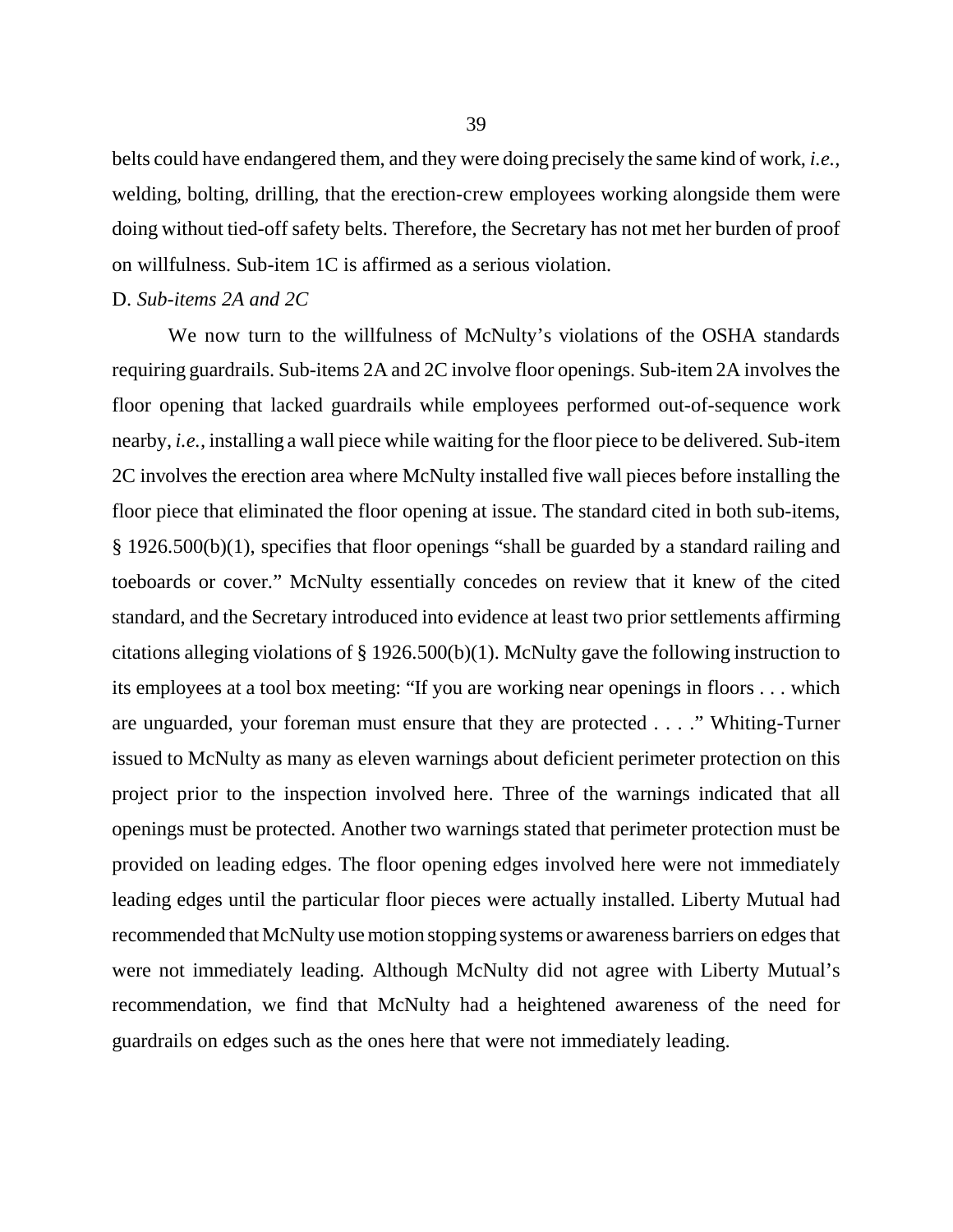belts could have endangered them, and they were doing precisely the same kind of work, *i.e.*, welding, bolting, drilling, that the erection-crew employees working alongside them were doing without tied-off safety belts. Therefore, the Secretary has not met her burden of proof on willfulness. Sub-item 1C is affirmed as a serious violation.

D. *Sub-items 2A and 2C*

We now turn to the willfulness of McNulty's violations of the OSHA standards requiring guardrails. Sub-items 2A and 2C involve floor openings. Sub-item 2A involves the floor opening that lacked guardrails while employees performed out-of-sequence work nearby, *i.e.*, installing a wall piece while waiting for the floor piece to be delivered. Sub-item 2C involves the erection area where McNulty installed five wall pieces before installing the floor piece that eliminated the floor opening at issue. The standard cited in both sub-items, § 1926.500(b)(1), specifies that floor openings "shall be guarded by a standard railing and toeboards or cover." McNulty essentially concedes on review that it knew of the cited standard, and the Secretary introduced into evidence at least two prior settlements affirming citations alleging violations of § 1926.500(b)(1). McNulty gave the following instruction to its employees at a tool box meeting: "If you are working near openings in floors . . . which are unguarded, your foreman must ensure that they are protected . . . ." Whiting-Turner issued to McNulty as many as eleven warnings about deficient perimeter protection on this project prior to the inspection involved here. Three of the warnings indicated that all openings must be protected. Another two warnings stated that perimeter protection must be provided on leading edges. The floor opening edges involved here were not immediately leading edges until the particular floor pieces were actually installed. Liberty Mutual had recommended that McNulty use motion stopping systems or awareness barriers on edges that were not immediately leading. Although McNulty did not agree with Liberty Mutual's recommendation, we find that McNulty had a heightened awareness of the need for guardrails on edges such as the ones here that were not immediately leading.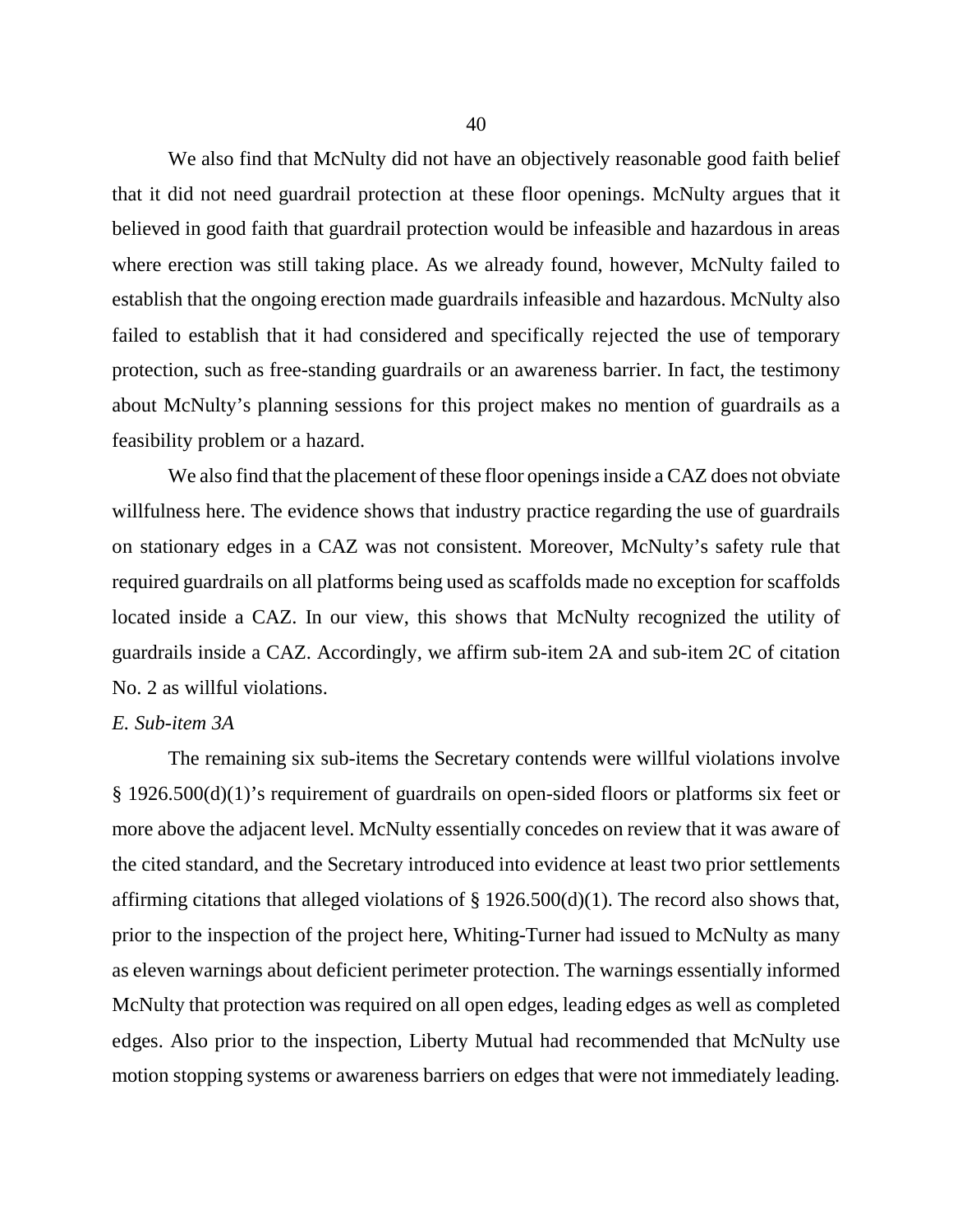We also find that McNulty did not have an objectively reasonable good faith belief that it did not need guardrail protection at these floor openings. McNulty argues that it believed in good faith that guardrail protection would be infeasible and hazardous in areas where erection was still taking place. As we already found, however, McNulty failed to establish that the ongoing erection made guardrails infeasible and hazardous. McNulty also failed to establish that it had considered and specifically rejected the use of temporary protection, such as free-standing guardrails or an awareness barrier. In fact, the testimony about McNulty's planning sessions for this project makes no mention of guardrails as a feasibility problem or a hazard.

We also find that the placement of these floor openings inside a CAZ does not obviate willfulness here. The evidence shows that industry practice regarding the use of guardrails on stationary edges in a CAZ was not consistent. Moreover, McNulty's safety rule that required guardrails on all platforms being used as scaffolds made no exception for scaffolds located inside a CAZ. In our view, this shows that McNulty recognized the utility of guardrails inside a CAZ. Accordingly, we affirm sub-item 2A and sub-item 2C of citation No. 2 as willful violations.

*E. Sub-item 3A*

The remaining six sub-items the Secretary contends were willful violations involve § 1926.500(d)(1)'s requirement of guardrails on open-sided floors or platforms six feet or more above the adjacent level. McNulty essentially concedes on review that it was aware of the cited standard, and the Secretary introduced into evidence at least two prior settlements affirming citations that alleged violations of § 1926.500(d)(1). The record also shows that, prior to the inspection of the project here, Whiting-Turner had issued to McNulty as many as eleven warnings about deficient perimeter protection. The warnings essentially informed McNulty that protection was required on all open edges, leading edges as well as completed edges. Also prior to the inspection, Liberty Mutual had recommended that McNulty use motion stopping systems or awareness barriers on edges that were not immediately leading.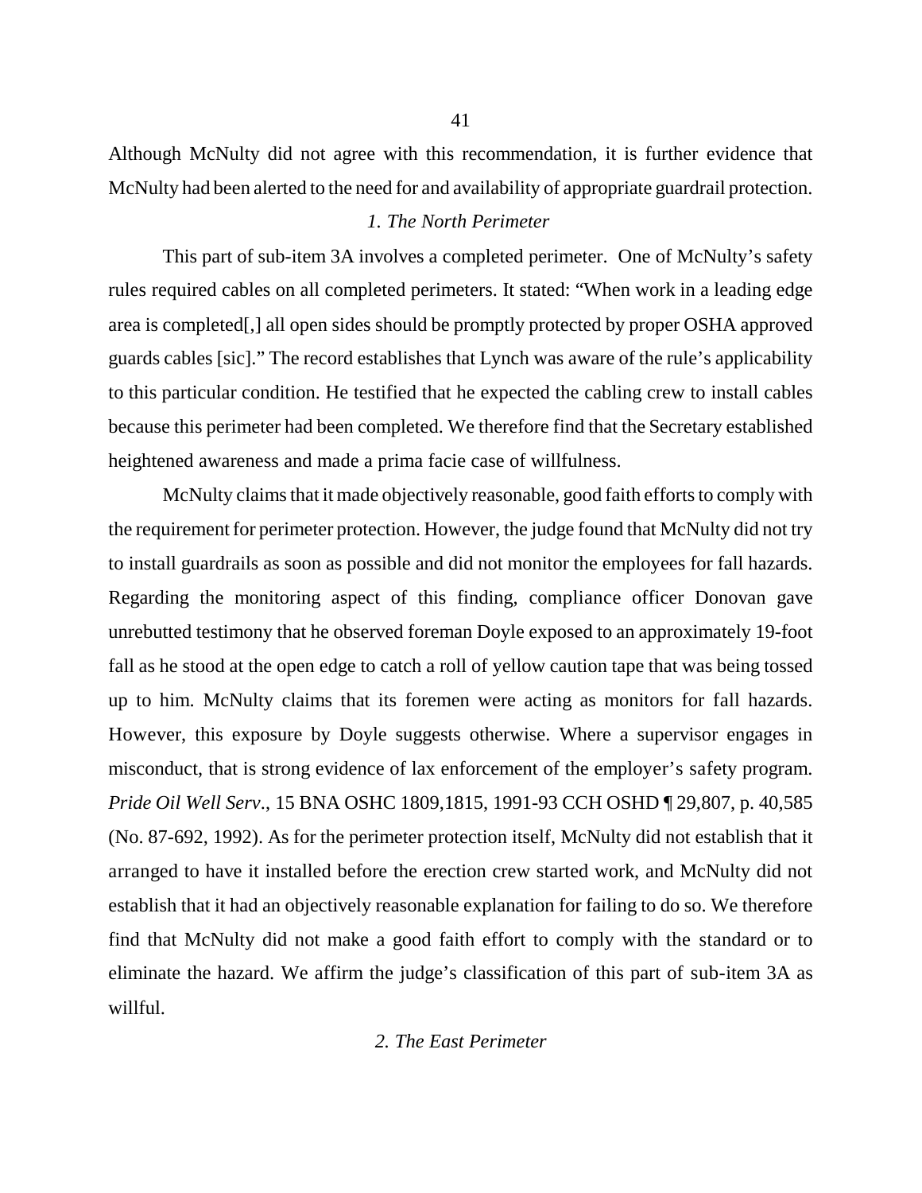Although McNulty did not agree with this recommendation, it is further evidence that McNulty had been alerted to the need for and availability of appropriate guardrail protection.

### *1. The North Perimeter*

This part of sub-item 3A involves a completed perimeter. One of McNulty's safety rules required cables on all completed perimeters. It stated: "When work in a leading edge area is completed[,] all open sides should be promptly protected by proper OSHA approved guards cables [sic]." The record establishes that Lynch was aware of the rule's applicability to this particular condition. He testified that he expected the cabling crew to install cables because this perimeter had been completed. We therefore find that the Secretary established heightened awareness and made a prima facie case of willfulness.

McNulty claims that it made objectively reasonable, good faith efforts to comply with the requirement for perimeter protection. However, the judge found that McNulty did not try to install guardrails as soon as possible and did not monitor the employees for fall hazards. Regarding the monitoring aspect of this finding, compliance officer Donovan gave unrebutted testimony that he observed foreman Doyle exposed to an approximately 19-foot fall as he stood at the open edge to catch a roll of yellow caution tape that was being tossed up to him. McNulty claims that its foremen were acting as monitors for fall hazards. However, this exposure by Doyle suggests otherwise. Where a supervisor engages in misconduct, that is strong evidence of lax enforcement of the employer's safety program. *Pride Oil Well Serv*., 15 BNA OSHC 1809,1815, 1991-93 CCH OSHD ¶ 29,807, p. 40,585 (No. 87-692, 1992). As for the perimeter protection itself, McNulty did not establish that it arranged to have it installed before the erection crew started work, and McNulty did not establish that it had an objectively reasonable explanation for failing to do so. We therefore find that McNulty did not make a good faith effort to comply with the standard or to eliminate the hazard. We affirm the judge's classification of this part of sub-item 3A as willful.

### *2. The East Perimeter*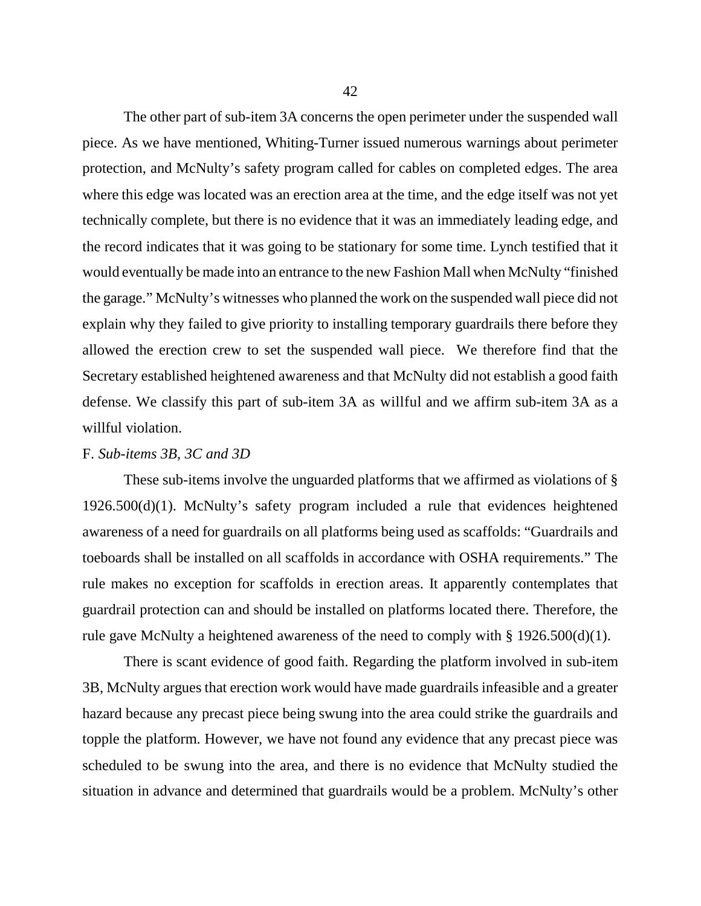The other part of sub-item 3A concerns the open perimeter under the suspended wall piece. As we have mentioned, Whiting-Turner issued numerous warnings about perimeter protection, and McNulty's safety program called for cables on completed edges. The area where this edge was located was an erection area at the time, and the edge itself was not yet technically complete, but there is no evidence that it was an immediately leading edge, and the record indicates that it was going to be stationary for some time. Lynch testified that it would eventually be made into an entrance to the new Fashion Mall when McNulty "finished the garage." McNulty's witnesses who planned the work on the suspended wall piece did not explain why they failed to give priority to installing temporary guardrails there before they allowed the erection crew to set the suspended wall piece. We therefore find that the Secretary established heightened awareness and that McNulty did not establish a good faith defense. We classify this part of sub-item 3A as willful and we affirm sub-item 3A as a willful violation.

F. *Sub-items 3B, 3C and 3D*

These sub-items involve the unguarded platforms that we affirmed as violations of § 1926.500(d)(1). McNulty's safety program included a rule that evidences heightened awareness of a need for guardrails on all platforms being used as scaffolds: "Guardrails and toeboards shall be installed on all scaffolds in accordance with OSHA requirements." The rule makes no exception for scaffolds in erection areas. It apparently contemplates that guardrail protection can and should be installed on platforms located there. Therefore, the rule gave McNulty a heightened awareness of the need to comply with § 1926.500(d)(1).

There is scant evidence of good faith. Regarding the platform involved in sub-item 3B, McNulty argues that erection work would have made guardrails infeasible and a greater hazard because any precast piece being swung into the area could strike the guardrails and topple the platform. However, we have not found any evidence that any precast piece was scheduled to be swung into the area, and there is no evidence that McNulty studied the situation in advance and determined that guardrails would be a problem. McNulty's other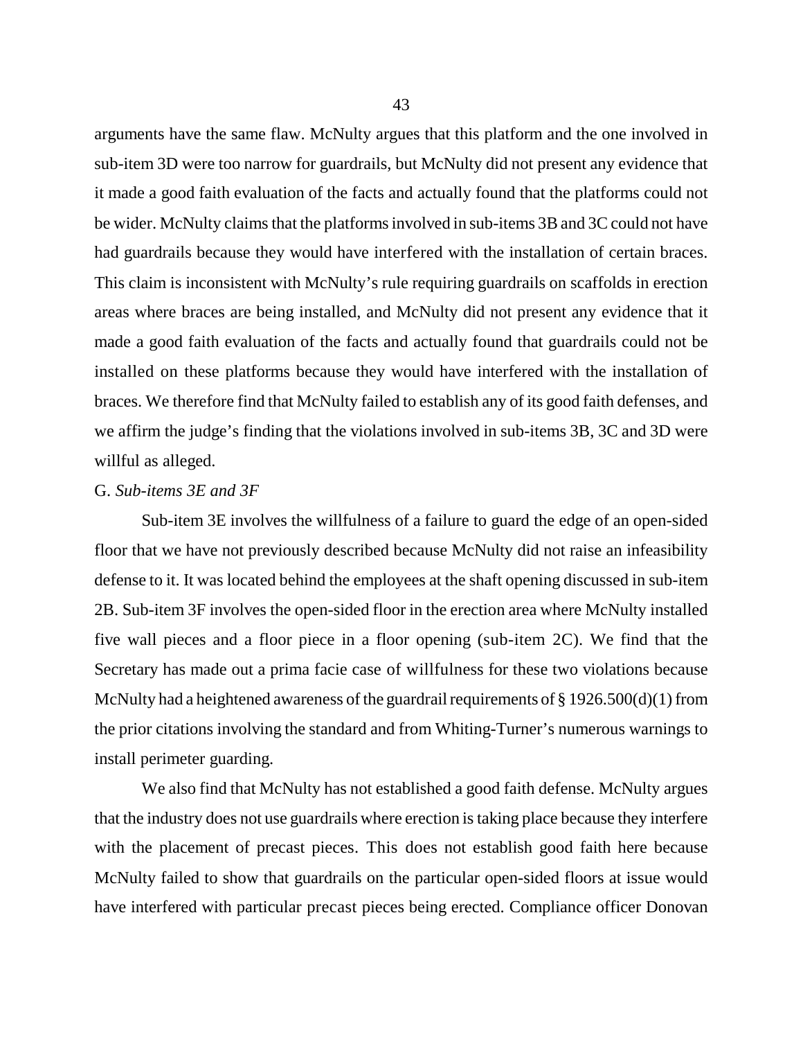arguments have the same flaw. McNulty argues that this platform and the one involved in sub-item 3D were too narrow for guardrails, but McNulty did not present any evidence that it made a good faith evaluation of the facts and actually found that the platforms could not be wider. McNulty claims that the platforms involved in sub-items 3B and 3C could not have had guardrails because they would have interfered with the installation of certain braces. This claim is inconsistent with McNulty's rule requiring guardrails on scaffolds in erection areas where braces are being installed, and McNulty did not present any evidence that it made a good faith evaluation of the facts and actually found that guardrails could not be installed on these platforms because they would have interfered with the installation of braces. We therefore find that McNulty failed to establish any of its good faith defenses, and we affirm the judge's finding that the violations involved in sub-items 3B, 3C and 3D were willful as alleged.

G. *Sub-items 3E and 3F*

Sub-item 3E involves the willfulness of a failure to guard the edge of an open-sided floor that we have not previously described because McNulty did not raise an infeasibility defense to it. It was located behind the employees at the shaft opening discussed in sub-item 2B. Sub-item 3F involves the open-sided floor in the erection area where McNulty installed five wall pieces and a floor piece in a floor opening (sub-item 2C). We find that the Secretary has made out a prima facie case of willfulness for these two violations because McNulty had a heightened awareness of the guardrail requirements of § 1926.500(d)(1) from the prior citations involving the standard and from Whiting-Turner's numerous warnings to install perimeter guarding.

We also find that McNulty has not established a good faith defense. McNulty argues that the industry does not use guardrails where erection is taking place because they interfere with the placement of precast pieces. This does not establish good faith here because McNulty failed to show that guardrails on the particular open-sided floors at issue would have interfered with particular precast pieces being erected. Compliance officer Donovan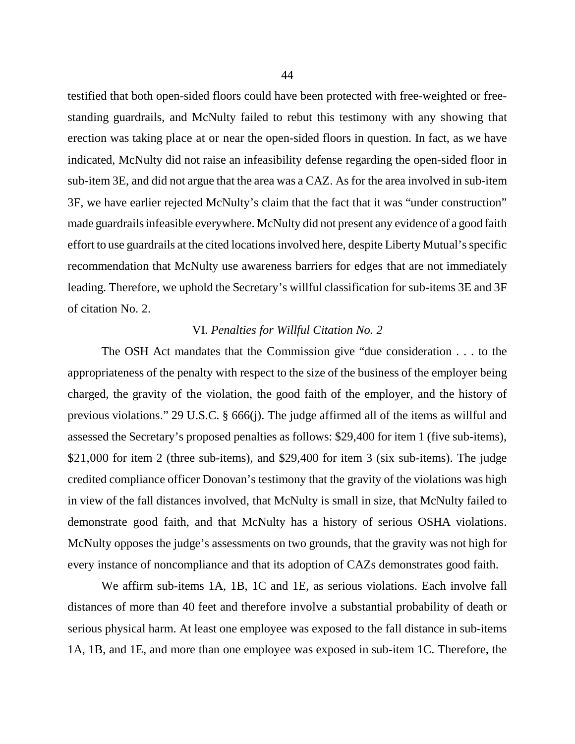testified that both open-sided floors could have been protected with free-weighted or free-standing guardrails, and McNulty failed to rebut this testimony with any showing that erection was taking place at or near the open-sided floors in question. In fact, as we have indicated, McNulty did not raise an infeasibility defense regarding the open-sided floor in sub-item 3E, and did not argue that the area was a CAZ. As for the area involved in sub-item 3F, we have earlier rejected McNulty's claim that the fact that it was "under construction" made guardrails infeasible everywhere. McNulty did not present any evidence of a good faith effort to use guardrails at the cited locations involved here, despite Liberty Mutual's specific recommendation that McNulty use awareness barriers for edges that are not immediately leading. Therefore, we uphold the Secretary's willful classification for sub-items 3E and 3F of citation No. 2.

## VI. *Penalties for Willful Citation No. 2*

The OSH Act mandates that the Commission give "due consideration . . . to the appropriateness of the penalty with respect to the size of the business of the employer being charged, the gravity of the violation, the good faith of the employer, and the history of previous violations." 29 U.S.C. § 666(j). The judge affirmed all of the items as willful and assessed the Secretary's proposed penalties as follows: $29,400 for item 1 (five sub-items), $21,000 for item 2 (three sub-items), and $29,400 for item 3 (six sub-items). The judge credited compliance officer Donovan's testimony that the gravity of the violations was high in view of the fall distances involved, that McNulty is small in size, that McNulty failed to demonstrate good faith, and that McNulty has a history of serious OSHA violations. McNulty opposes the judge's assessments on two grounds, that the gravity was not high for every instance of noncompliance and that its adoption of CAZs demonstrates good faith.

We affirm sub-items 1A, 1B, 1C and 1E, as serious violations. Each involve fall distances of more than 40 feet and therefore involve a substantial probability of death or serious physical harm. At least one employee was exposed to the fall distance in sub-items 1A, 1B, and 1E, and more than one employee was exposed in sub-item 1C. Therefore, the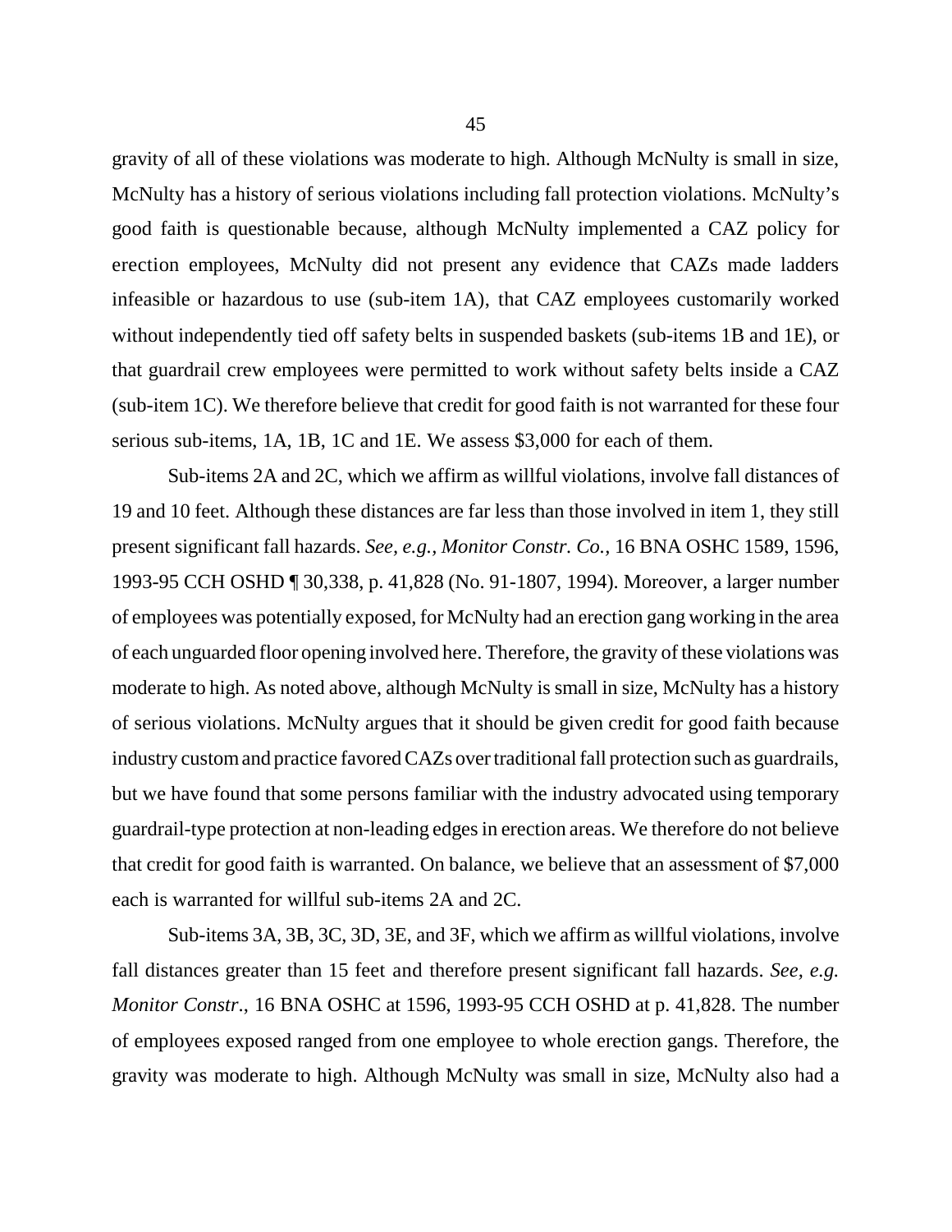gravity of all of these violations was moderate to high. Although McNulty is small in size, McNulty has a history of serious violations including fall protection violations. McNulty's good faith is questionable because, although McNulty implemented a CAZ policy for erection employees, McNulty did not present any evidence that CAZs made ladders infeasible or hazardous to use (sub-item 1A), that CAZ employees customarily worked without independently tied off safety belts in suspended baskets (sub-items 1B and 1E), or that guardrail crew employees were permitted to work without safety belts inside a CAZ (sub-item 1C). We therefore believe that credit for good faith is not warranted for these four serious sub-items, 1A, 1B, 1C and 1E. We assess $3,000 for each of them.

Sub-items 2A and 2C, which we affirm as willful violations, involve fall distances of 19 and 10 feet. Although these distances are far less than those involved in item 1, they still present significant fall hazards. *See, e.g., Monitor Constr. Co.*, 16 BNA OSHC 1589, 1596, 1993-95 CCH OSHD ¶ 30,338, p. 41,828 (No. 91-1807, 1994). Moreover, a larger number of employees was potentially exposed, for McNulty had an erection gang working in the area of each unguarded floor opening involved here. Therefore, the gravity of these violations was moderate to high. As noted above, although McNulty is small in size, McNulty has a history of serious violations. McNulty argues that it should be given credit for good faith because industry custom and practice favored CAZs over traditional fall protection such as guardrails, but we have found that some persons familiar with the industry advocated using temporary guardrail-type protection at non-leading edges in erection areas. We therefore do not believe that credit for good faith is warranted. On balance, we believe that an assessment of $7,000 each is warranted for willful sub-items 2A and 2C.

Sub-items 3A, 3B, 3C, 3D, 3E, and 3F, which we affirm as willful violations, involve fall distances greater than 15 feet and therefore present significant fall hazards. *See, e.g. Monitor Constr.*, 16 BNA OSHC at 1596, 1993-95 CCH OSHD at p. 41,828. The number of employees exposed ranged from one employee to whole erection gangs. Therefore, the gravity was moderate to high. Although McNulty was small in size, McNulty also had a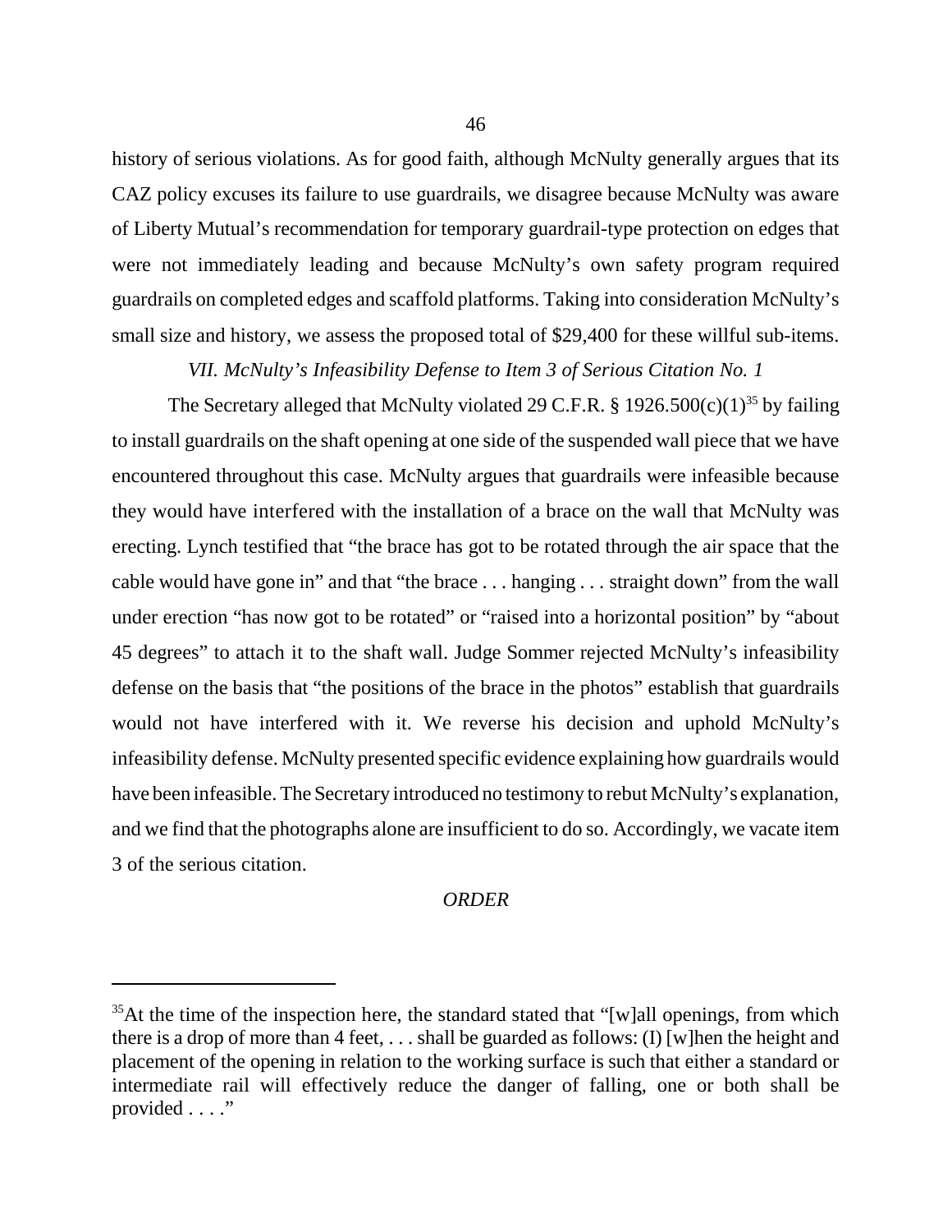history of serious violations. As for good faith, although McNulty generally argues that its CAZ policy excuses its failure to use guardrails, we disagree because McNulty was aware of Liberty Mutual's recommendation for temporary guardrail-type protection on edges that were not immediately leading and because McNulty's own safety program required guardrails on completed edges and scaffold platforms. Taking into consideration McNulty's small size and history, we assess the proposed total of $29,400 for these willful sub-items.

*VII. McNulty's Infeasibility Defense to Item 3 of Serious Citation No. 1*

The Secretary alleged that McNulty violated 29 C.F.R. § 1926.500(c)(1)[35] by failing to install guardrails on the shaft opening at one side of the suspended wall piece that we have encountered throughout this case. McNulty argues that guardrails were infeasible because they would have interfered with the installation of a brace on the wall that McNulty was erecting. Lynch testified that "the brace has got to be rotated through the air space that the cable would have gone in" and that "the brace . . . hanging . . . straight down" from the wall under erection "has now got to be rotated" or "raised into a horizontal position" by "about 45 degrees" to attach it to the shaft wall. Judge Sommer rejected McNulty's infeasibility defense on the basis that "the positions of the brace in the photos" establish that guardrails would not have interfered with it. We reverse his decision and uphold McNulty's infeasibility defense. McNulty presented specific evidence explaining how guardrails would have been infeasible. The Secretary introduced no testimony to rebut McNulty's explanation, and we find that the photographs alone are insufficient to do so. Accordingly, we vacate item 3 of the serious citation.

*ORDER*

---

[35]At the time of the inspection here, the standard stated that "[w]all openings, from which there is a drop of more than 4 feet, . . . shall be guarded as follows: (I) [w]hen the height and placement of the opening in relation to the working surface is such that either a standard or intermediate rail will effectively reduce the danger of falling, one or both shall be provided . . . ."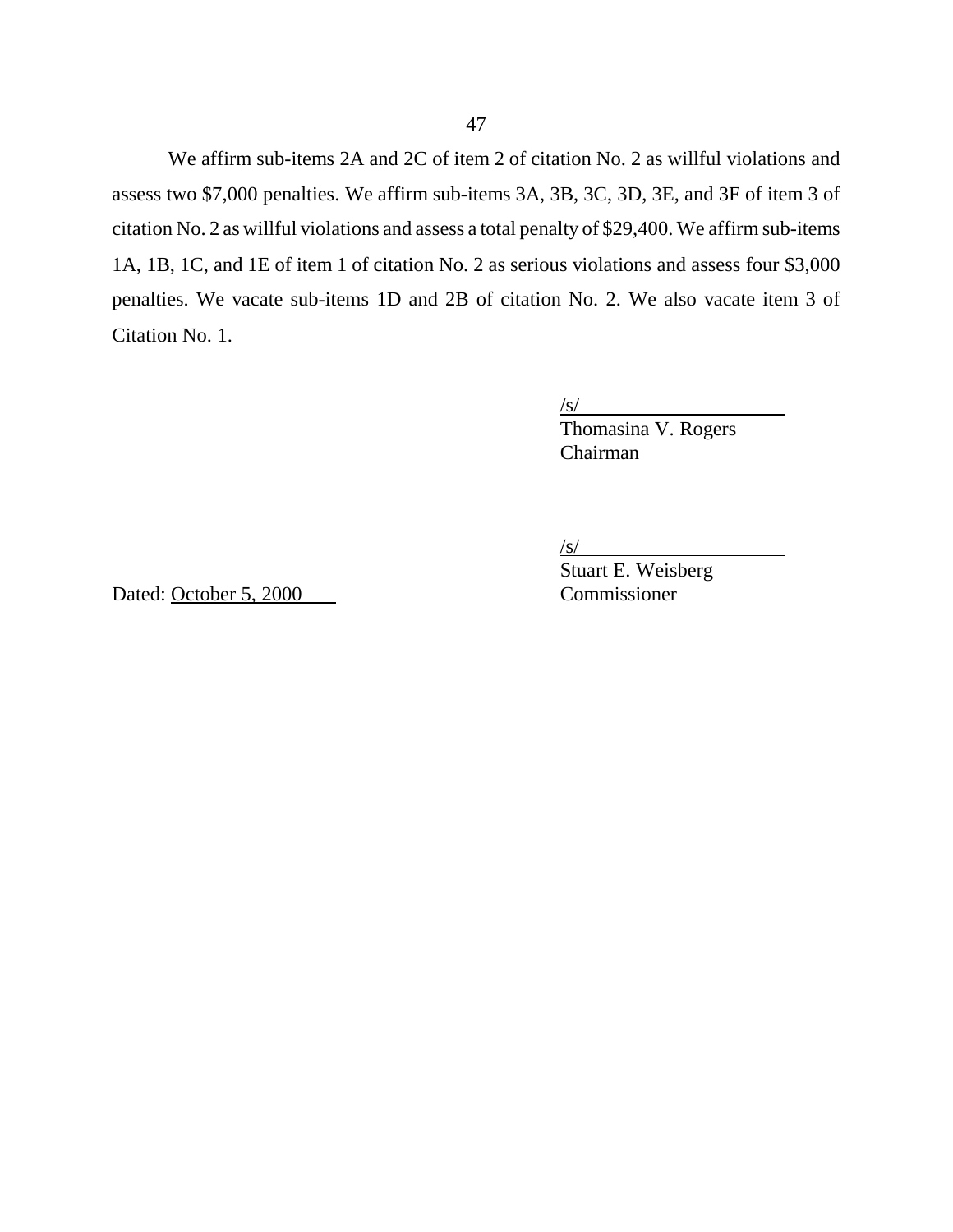We affirm sub-items 2A and 2C of item 2 of citation No. 2 as willful violations and assess two $7,000 penalties. We affirm sub-items 3A, 3B, 3C, 3D, 3E, and 3F of item 3 of citation No. 2 as willful violations and assess a total penalty of $29,400. We affirm sub-items 1A, 1B, 1C, and 1E of item 1 of citation No. 2 as serious violations and assess four $3,000 penalties. We vacate sub-items 1D and 2B of citation No. 2. We also vacate item 3 of Citation No. 1.

/s/
Thomasina V. Rogers
Chairman

/s/
Stuart E. Weisberg
Commissioner

Dated: October 5, 2000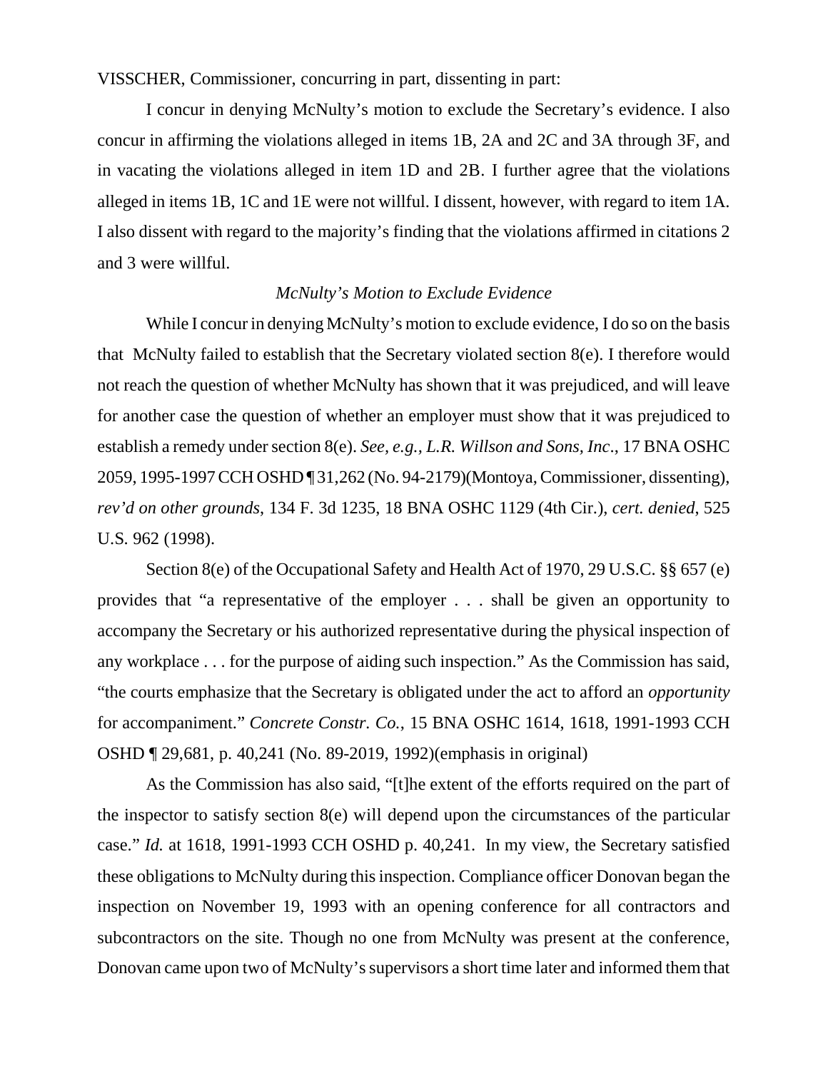VISSCHER, Commissioner, concurring in part, dissenting in part:

I concur in denying McNulty's motion to exclude the Secretary's evidence. I also concur in affirming the violations alleged in items 1B, 2A and 2C and 3A through 3F, and in vacating the violations alleged in item 1D and 2B. I further agree that the violations alleged in items 1B, 1C and 1E were not willful. I dissent, however, with regard to item 1A. I also dissent with regard to the majority's finding that the violations affirmed in citations 2 and 3 were willful.

*McNulty's Motion to Exclude Evidence*

While I concur in denying McNulty's motion to exclude evidence, I do so on the basis that McNulty failed to establish that the Secretary violated section 8(e). I therefore would not reach the question of whether McNulty has shown that it was prejudiced, and will leave for another case the question of whether an employer must show that it was prejudiced to establish a remedy under section 8(e). *See, e.g., L.R. Willson and Sons, Inc*., 17 BNA OSHC 2059, 1995-1997 CCH OSHD ¶ 31,262 (No. 94-2179)(Montoya, Commissioner, dissenting), *rev'd on other grounds*, 134 F. 3d 1235, 18 BNA OSHC 1129 (4th Cir.), *cert. denied*, 525 U.S. 962 (1998).

Section 8(e) of the Occupational Safety and Health Act of 1970, 29 U.S.C. §§ 657 (e) provides that "a representative of the employer . . . shall be given an opportunity to accompany the Secretary or his authorized representative during the physical inspection of any workplace . . . for the purpose of aiding such inspection." As the Commission has said, "the courts emphasize that the Secretary is obligated under the act to afford an *opportunity* for accompaniment." *Concrete Constr. Co.*, 15 BNA OSHC 1614, 1618, 1991-1993 CCH OSHD ¶ 29,681, p. 40,241 (No. 89-2019, 1992)(emphasis in original)

As the Commission has also said, "[t]he extent of the efforts required on the part of the inspector to satisfy section 8(e) will depend upon the circumstances of the particular case." *Id.* at 1618, 1991-1993 CCH OSHD p. 40,241. In my view, the Secretary satisfied these obligations to McNulty during this inspection. Compliance officer Donovan began the inspection on November 19, 1993 with an opening conference for all contractors and subcontractors on the site. Though no one from McNulty was present at the conference, Donovan came upon two of McNulty's supervisors a short time later and informed them that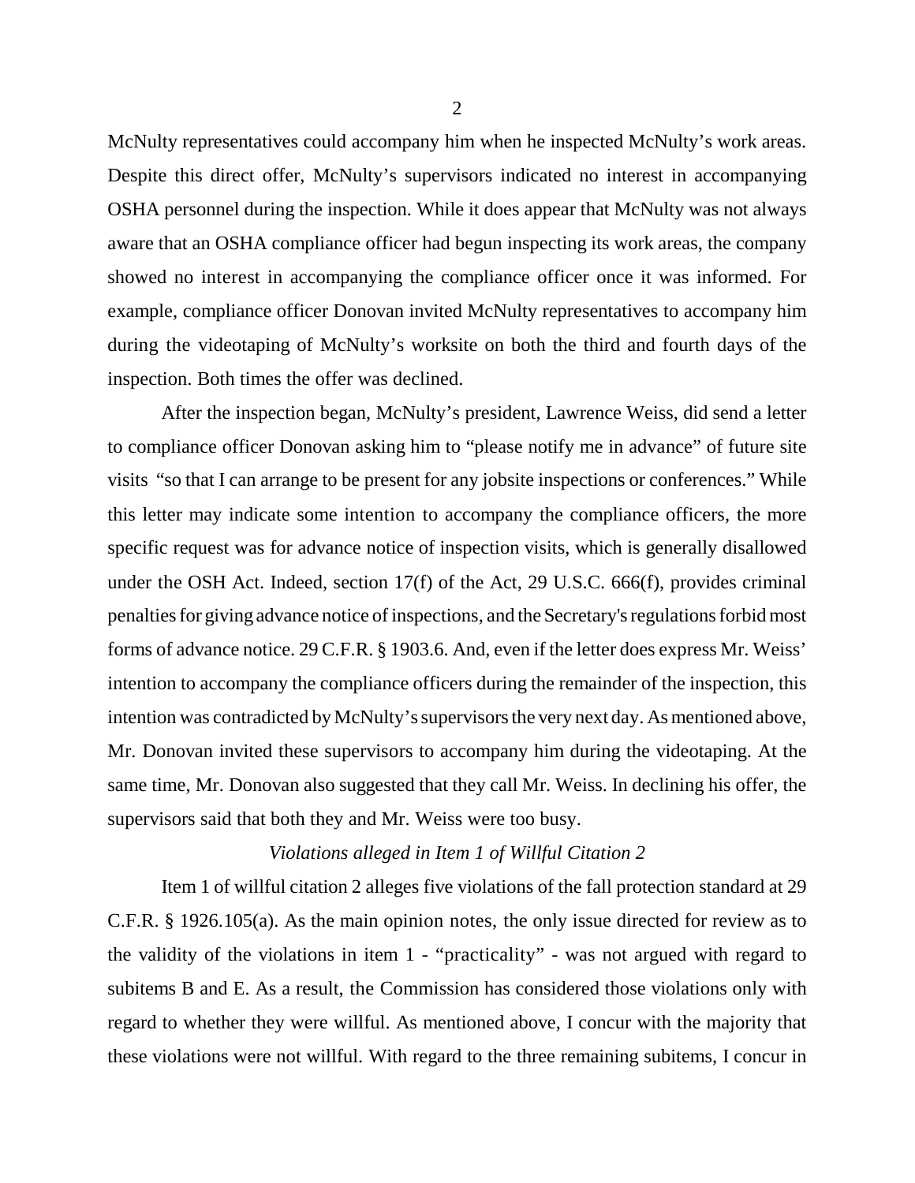McNulty representatives could accompany him when he inspected McNulty's work areas. Despite this direct offer, McNulty's supervisors indicated no interest in accompanying OSHA personnel during the inspection. While it does appear that McNulty was not always aware that an OSHA compliance officer had begun inspecting its work areas, the company showed no interest in accompanying the compliance officer once it was informed. For example, compliance officer Donovan invited McNulty representatives to accompany him during the videotaping of McNulty's worksite on both the third and fourth days of the inspection. Both times the offer was declined.

After the inspection began, McNulty's president, Lawrence Weiss, did send a letter to compliance officer Donovan asking him to "please notify me in advance" of future site visits "so that I can arrange to be present for any jobsite inspections or conferences." While this letter may indicate some intention to accompany the compliance officers, the more specific request was for advance notice of inspection visits, which is generally disallowed under the OSH Act. Indeed, section 17(f) of the Act, 29 U.S.C. 666(f), provides criminal penalties for giving advance notice of inspections, and the Secretary's regulations forbid most forms of advance notice. 29 C.F.R. § 1903.6. And, even if the letter does express Mr. Weiss' intention to accompany the compliance officers during the remainder of the inspection, this intention was contradicted by McNulty's supervisors the very next day. As mentioned above, Mr. Donovan invited these supervisors to accompany him during the videotaping. At the same time, Mr. Donovan also suggested that they call Mr. Weiss. In declining his offer, the supervisors said that both they and Mr. Weiss were too busy.

*Violations alleged in Item 1 of Willful Citation 2*

Item 1 of willful citation 2 alleges five violations of the fall protection standard at 29 C.F.R. § 1926.105(a). As the main opinion notes, the only issue directed for review as to the validity of the violations in item 1 - "practicality" - was not argued with regard to subitems B and E. As a result, the Commission has considered those violations only with regard to whether they were willful. As mentioned above, I concur with the majority that these violations were not willful. With regard to the three remaining subitems, I concur in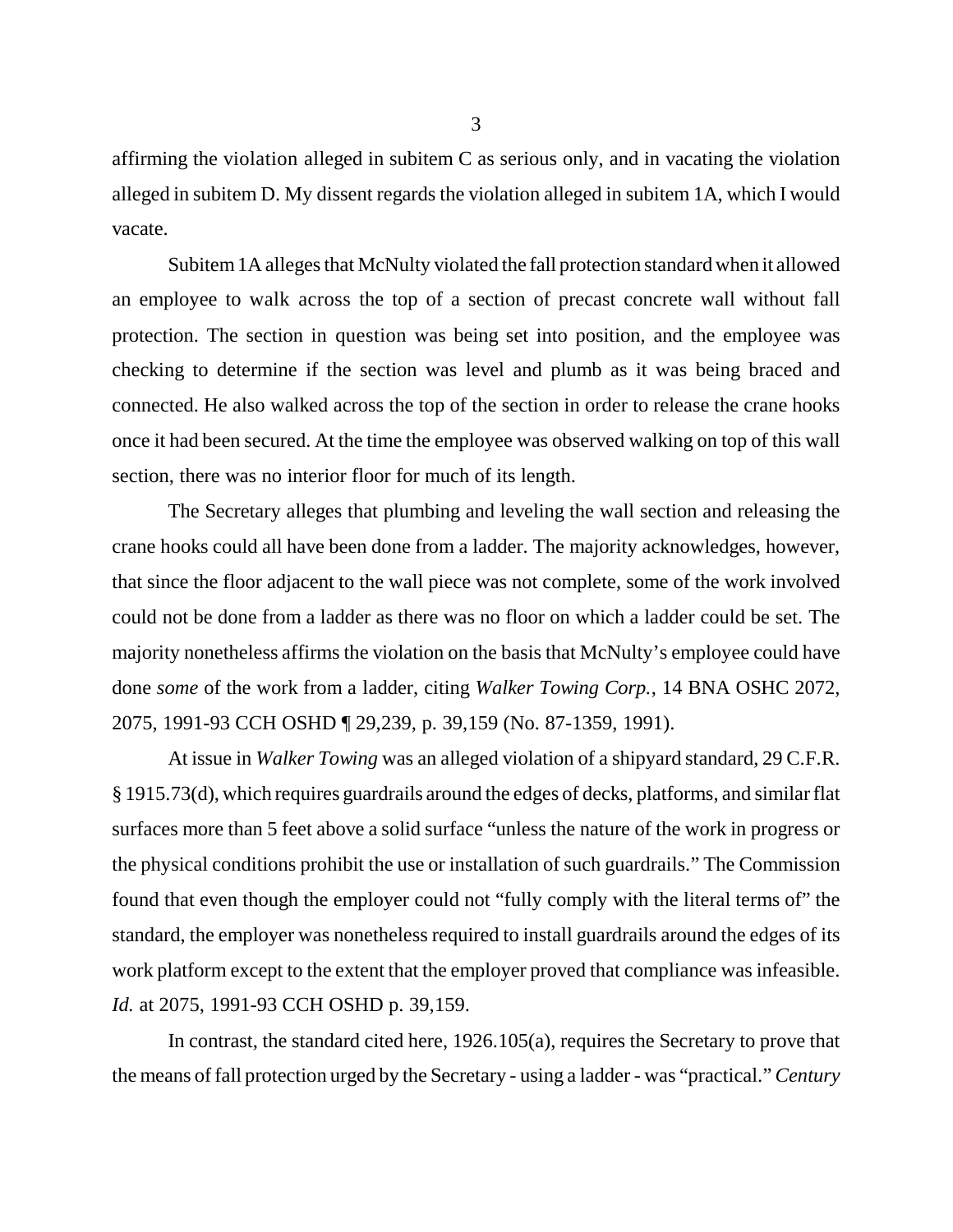affirming the violation alleged in subitem C as serious only, and in vacating the violation alleged in subitem D. My dissent regards the violation alleged in subitem 1A, which I would vacate.

Subitem 1A alleges that McNulty violated the fall protection standard when it allowed an employee to walk across the top of a section of precast concrete wall without fall protection. The section in question was being set into position, and the employee was checking to determine if the section was level and plumb as it was being braced and connected. He also walked across the top of the section in order to release the crane hooks once it had been secured. At the time the employee was observed walking on top of this wall section, there was no interior floor for much of its length.

The Secretary alleges that plumbing and leveling the wall section and releasing the crane hooks could all have been done from a ladder. The majority acknowledges, however, that since the floor adjacent to the wall piece was not complete, some of the work involved could not be done from a ladder as there was no floor on which a ladder could be set. The majority nonetheless affirms the violation on the basis that McNulty's employee could have done *some* of the work from a ladder, citing *Walker Towing Corp.*, 14 BNA OSHC 2072, 2075, 1991-93 CCH OSHD ¶ 29,239, p. 39,159 (No. 87-1359, 1991).

At issue in *Walker Towing* was an alleged violation of a shipyard standard, 29 C.F.R. § 1915.73(d), which requires guardrails around the edges of decks, platforms, and similar flat surfaces more than 5 feet above a solid surface "unless the nature of the work in progress or the physical conditions prohibit the use or installation of such guardrails." The Commission found that even though the employer could not "fully comply with the literal terms of" the standard, the employer was nonetheless required to install guardrails around the edges of its work platform except to the extent that the employer proved that compliance was infeasible. *Id.* at 2075, 1991-93 CCH OSHD p. 39,159.

In contrast, the standard cited here, 1926.105(a), requires the Secretary to prove that the means of fall protection urged by the Secretary - using a ladder - was "practical." *Century*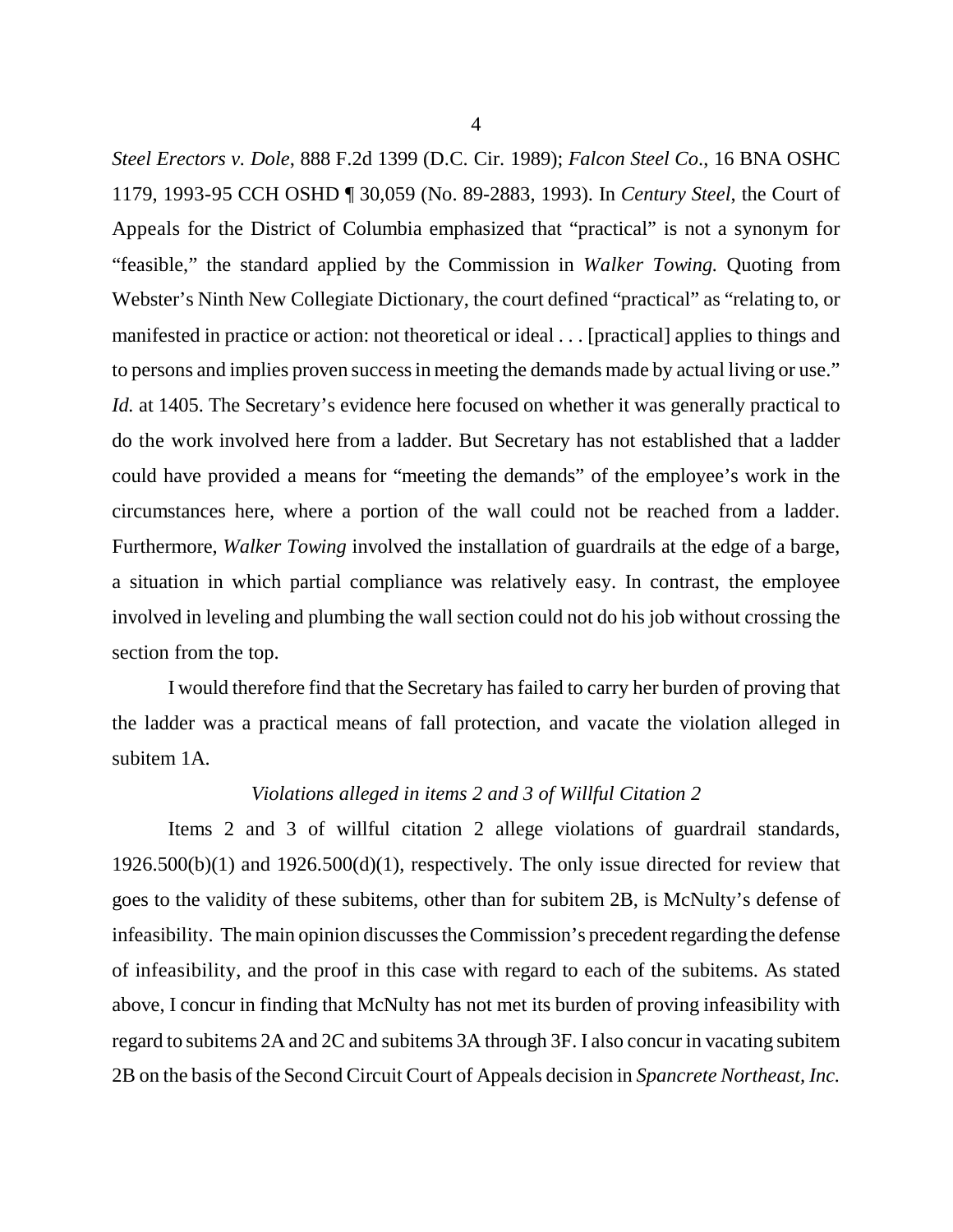*Steel Erectors v. Dole*, 888 F.2d 1399 (D.C. Cir. 1989); *Falcon Steel Co*., 16 BNA OSHC 1179, 1993-95 CCH OSHD ¶ 30,059 (No. 89-2883, 1993). In *Century Steel*, the Court of Appeals for the District of Columbia emphasized that "practical" is not a synonym for "feasible," the standard applied by the Commission in *Walker Towing.* Quoting from Webster's Ninth New Collegiate Dictionary, the court defined "practical" as "relating to, or manifested in practice or action: not theoretical or ideal . . . [practical] applies to things and to persons and implies proven success in meeting the demands made by actual living or use." *Id.* at 1405. The Secretary's evidence here focused on whether it was generally practical to do the work involved here from a ladder. But Secretary has not established that a ladder could have provided a means for "meeting the demands" of the employee's work in the circumstances here, where a portion of the wall could not be reached from a ladder. Furthermore, *Walker Towing* involved the installation of guardrails at the edge of a barge, a situation in which partial compliance was relatively easy. In contrast, the employee involved in leveling and plumbing the wall section could not do his job without crossing the section from the top.

I would therefore find that the Secretary has failed to carry her burden of proving that the ladder was a practical means of fall protection, and vacate the violation alleged in subitem 1A.

*Violations alleged in items 2 and 3 of Willful Citation 2*

Items 2 and 3 of willful citation 2 allege violations of guardrail standards, 1926.500(b)(1) and 1926.500(d)(1), respectively. The only issue directed for review that goes to the validity of these subitems, other than for subitem 2B, is McNulty's defense of infeasibility. The main opinion discusses the Commission's precedent regarding the defense of infeasibility, and the proof in this case with regard to each of the subitems. As stated above, I concur in finding that McNulty has not met its burden of proving infeasibility with regard to subitems 2A and 2C and subitems 3A through 3F. I also concur in vacating subitem 2B on the basis of the Second Circuit Court of Appeals decision in *Spancrete Northeast, Inc.*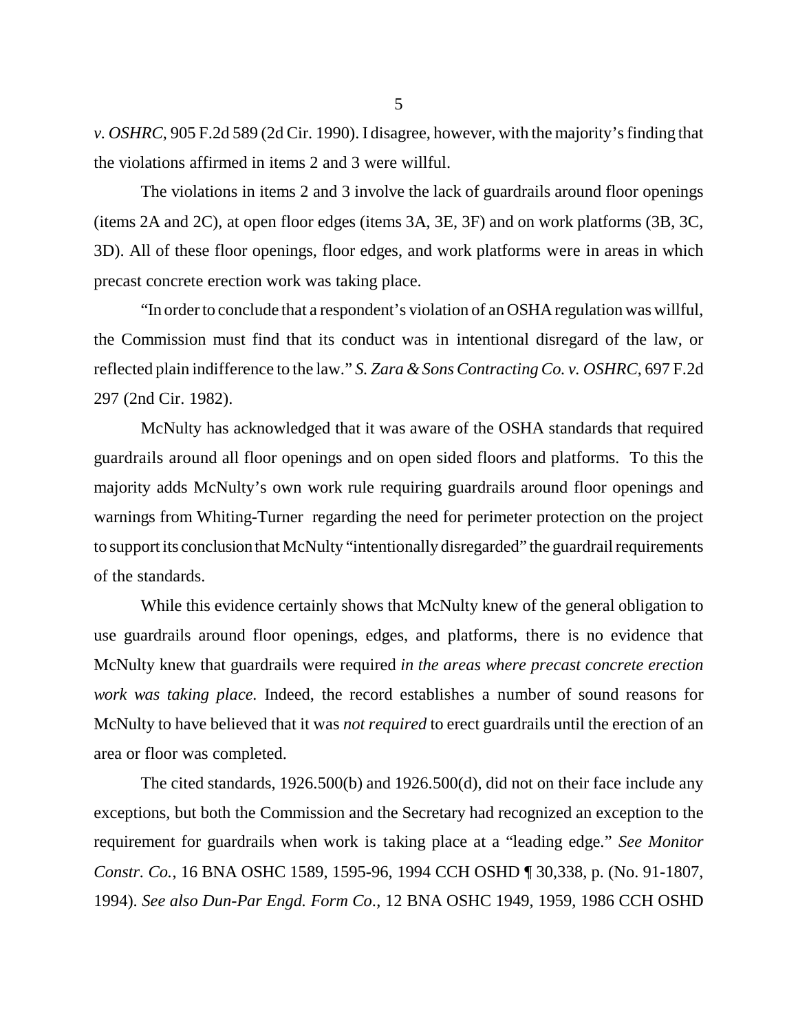*v. OSHRC*, 905 F.2d 589 (2d Cir. 1990). I disagree, however, with the majority's finding that the violations affirmed in items 2 and 3 were willful.

The violations in items 2 and 3 involve the lack of guardrails around floor openings (items 2A and 2C), at open floor edges (items 3A, 3E, 3F) and on work platforms (3B, 3C, 3D). All of these floor openings, floor edges, and work platforms were in areas in which precast concrete erection work was taking place.

"In order to conclude that a respondent's violation of an OSHA regulation was willful, the Commission must find that its conduct was in intentional disregard of the law, or reflected plain indifference to the law." *S. Zara & Sons Contracting Co. v. OSHRC*, 697 F.2d 297 (2nd Cir. 1982).

McNulty has acknowledged that it was aware of the OSHA standards that required guardrails around all floor openings and on open sided floors and platforms. To this the majority adds McNulty's own work rule requiring guardrails around floor openings and warnings from Whiting-Turner regarding the need for perimeter protection on the project to support its conclusion that McNulty "intentionally disregarded" the guardrail requirements of the standards.

While this evidence certainly shows that McNulty knew of the general obligation to use guardrails around floor openings, edges, and platforms, there is no evidence that McNulty knew that guardrails were required *in the areas where precast concrete erection work was taking place.* Indeed, the record establishes a number of sound reasons for McNulty to have believed that it was *not required* to erect guardrails until the erection of an area or floor was completed.

The cited standards, 1926.500(b) and 1926.500(d), did not on their face include any exceptions, but both the Commission and the Secretary had recognized an exception to the requirement for guardrails when work is taking place at a "leading edge." *See Monitor Constr. Co.*, 16 BNA OSHC 1589, 1595-96, 1994 CCH OSHD ¶ 30,338, p. (No. 91-1807, 1994). *See also Dun-Par Engd. Form Co.*, 12 BNA OSHC 1949, 1959, 1986 CCH OSHD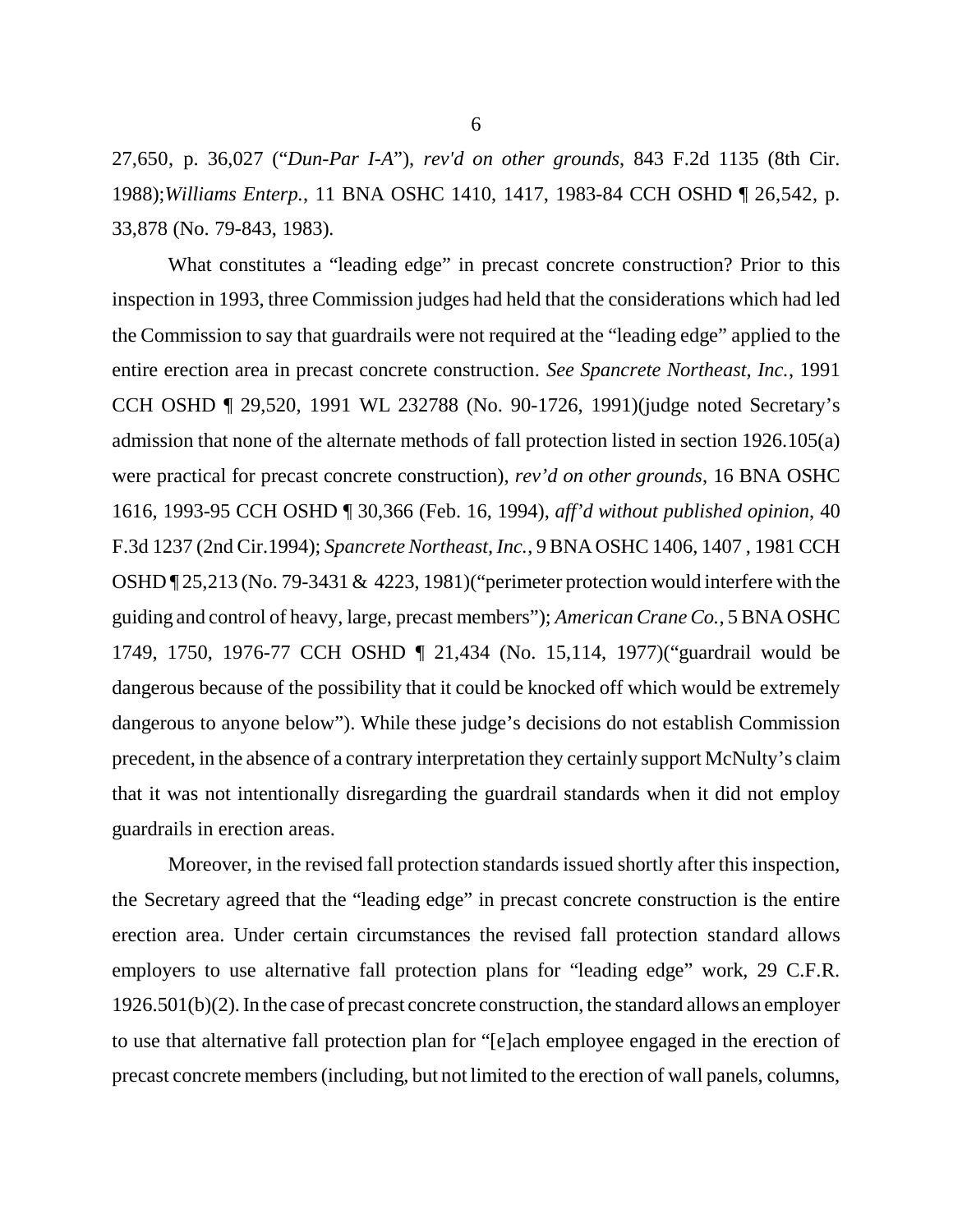27,650, p. 36,027 ("*Dun-Par I-A*"), *rev'd on other grounds*, 843 F.2d 1135 (8th Cir. 1988);*Williams Enterp.*, 11 BNA OSHC 1410, 1417, 1983-84 CCH OSHD ¶ 26,542, p. 33,878 (No. 79-843, 1983).

What constitutes a "leading edge" in precast concrete construction? Prior to this inspection in 1993, three Commission judges had held that the considerations which had led the Commission to say that guardrails were not required at the "leading edge" applied to the entire erection area in precast concrete construction. *See Spancrete Northeast, Inc.*, 1991 CCH OSHD ¶ 29,520, 1991 WL 232788 (No. 90-1726, 1991)(judge noted Secretary's admission that none of the alternate methods of fall protection listed in section 1926.105(a) were practical for precast concrete construction), *rev'd on other grounds*, 16 BNA OSHC 1616, 1993-95 CCH OSHD ¶ 30,366 (Feb. 16, 1994), *aff'd without published opinion*, 40 F.3d 1237 (2nd Cir.1994); *Spancrete Northeast, Inc.*, 9 BNA OSHC 1406, 1407 , 1981 CCH OSHD ¶ 25,213 (No. 79-3431 & 4223, 1981)("perimeter protection would interfere with the guiding and control of heavy, large, precast members"); *American Crane Co.*, 5 BNA OSHC 1749, 1750, 1976-77 CCH OSHD ¶ 21,434 (No. 15,114, 1977)("guardrail would be dangerous because of the possibility that it could be knocked off which would be extremely dangerous to anyone below"). While these judge's decisions do not establish Commission precedent, in the absence of a contrary interpretation they certainly support McNulty's claim that it was not intentionally disregarding the guardrail standards when it did not employ guardrails in erection areas.

Moreover, in the revised fall protection standards issued shortly after this inspection, the Secretary agreed that the "leading edge" in precast concrete construction is the entire erection area. Under certain circumstances the revised fall protection standard allows employers to use alternative fall protection plans for "leading edge" work, 29 C.F.R. 1926.501(b)(2). In the case of precast concrete construction, the standard allows an employer to use that alternative fall protection plan for "[e]ach employee engaged in the erection of precast concrete members (including, but not limited to the erection of wall panels, columns,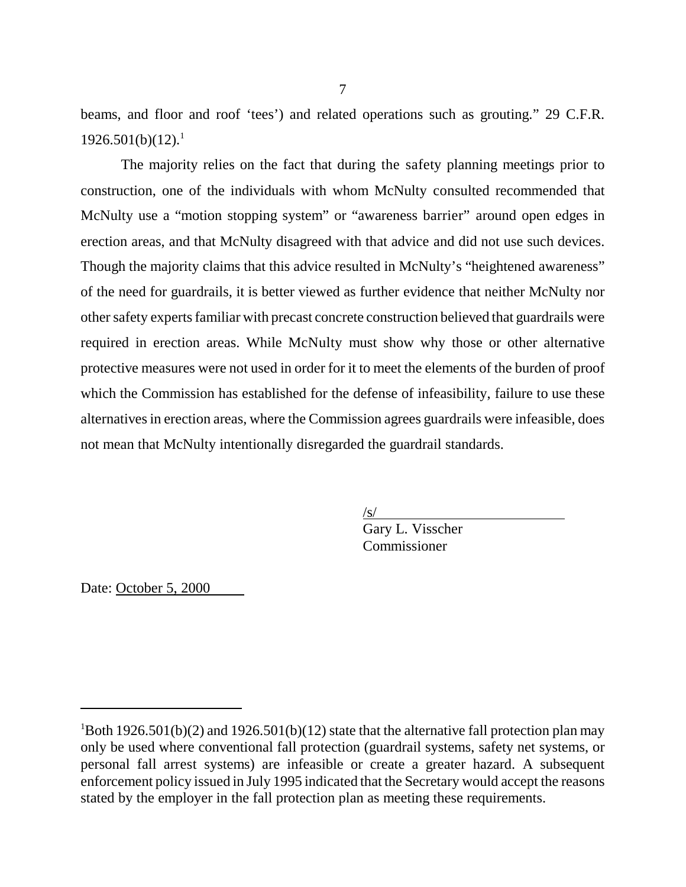beams, and floor and roof 'tees') and related operations such as grouting." 29 C.F.R. 1926.501(b)(12).[1]

The majority relies on the fact that during the safety planning meetings prior to construction, one of the individuals with whom McNulty consulted recommended that McNulty use a "motion stopping system" or "awareness barrier" around open edges in erection areas, and that McNulty disagreed with that advice and did not use such devices. Though the majority claims that this advice resulted in McNulty's "heightened awareness" of the need for guardrails, it is better viewed as further evidence that neither McNulty nor other safety experts familiar with precast concrete construction believed that guardrails were required in erection areas. While McNulty must show why those or other alternative protective measures were not used in order for it to meet the elements of the burden of proof which the Commission has established for the defense of infeasibility, failure to use these alternatives in erection areas, where the Commission agrees guardrails were infeasible, does not mean that McNulty intentionally disregarded the guardrail standards.

/s/
Gary L. Visscher
Commissioner

Date: October 5, 2000

---

[1]Both 1926.501(b)(2) and 1926.501(b)(12) state that the alternative fall protection plan may only be used where conventional fall protection (guardrail systems, safety net systems, or personal fall arrest systems) are infeasible or create a greater hazard. A subsequent enforcement policy issued in July 1995 indicated that the Secretary would accept the reasons stated by the employer in the fall protection plan as meeting these requirements.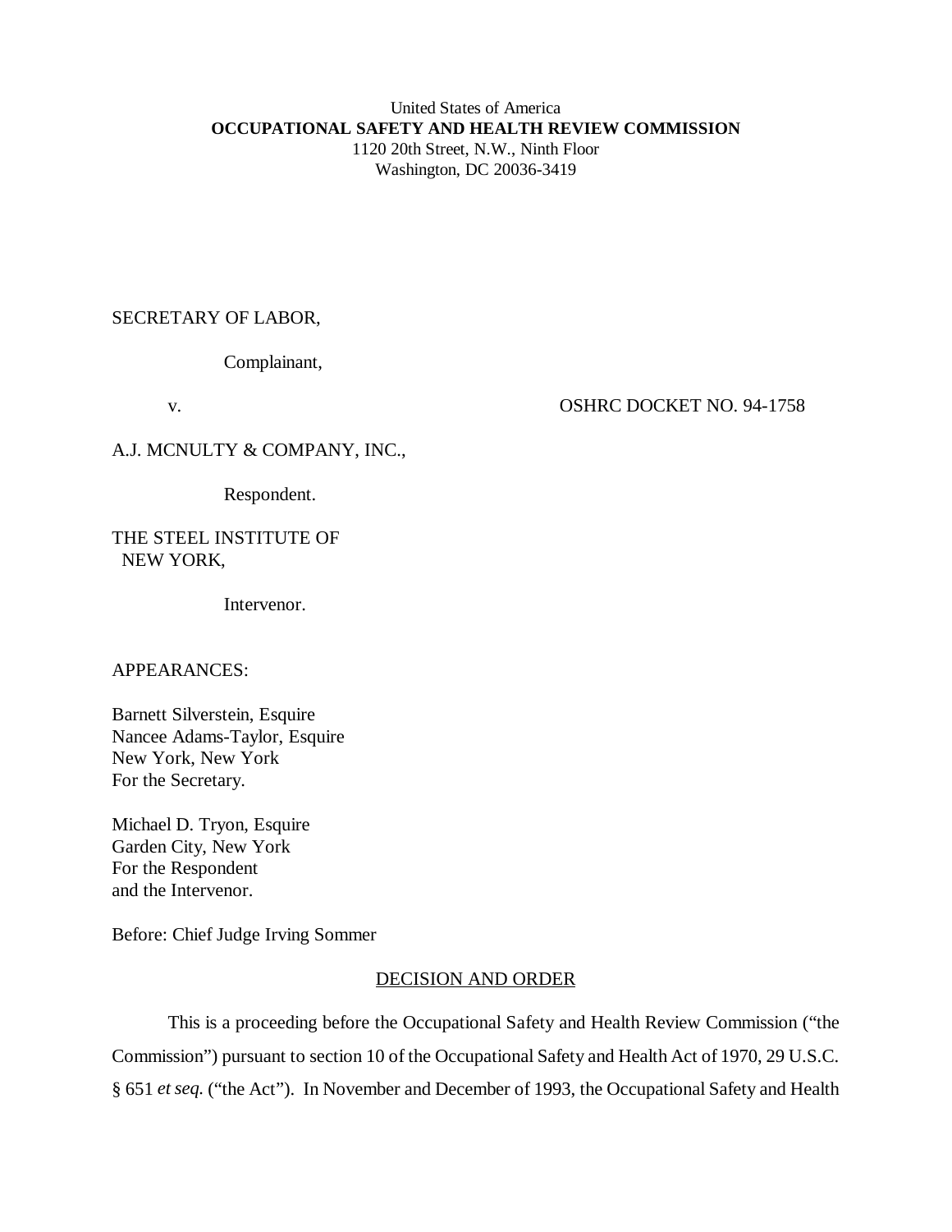United States of America
**OCCUPATIONAL SAFETY AND HEALTH REVIEW COMMISSION**
1120 20th Street, N.W., Ninth Floor
Washington, DC 20036-3419

SECRETARY OF LABOR,

Complainant,

v. OSHRC DOCKET NO. 94-1758

A.J. MCNULTY & COMPANY, INC.,

Respondent.

THE STEEL INSTITUTE OF NEW YORK,

Intervenor.

APPEARANCES:

Barnett Silverstein, Esquire
Nancee Adams-Taylor, Esquire
New York, New York
For the Secretary.

Michael D. Tryon, Esquire
Garden City, New York
For the Respondent
and the Intervenor.

Before: Chief Judge Irving Sommer

DECISION AND ORDER

This is a proceeding before the Occupational Safety and Health Review Commission ("the Commission") pursuant to section 10 of the Occupational Safety and Health Act of 1970, 29 U.S.C. § 651 *et seq.* ("the Act"). In November and December of 1993, the Occupational Safety and Health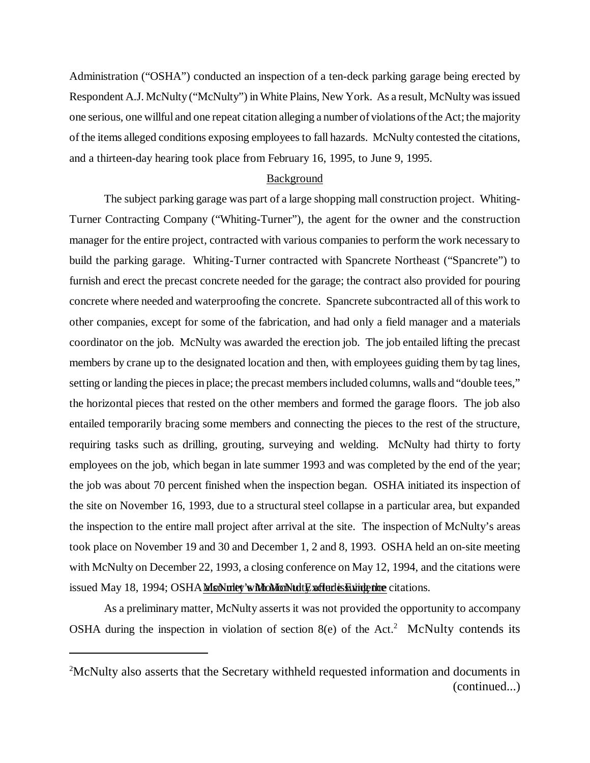Administration ("OSHA") conducted an inspection of a ten-deck parking garage being erected by Respondent A.J. McNulty ("McNulty") in White Plains, New York. As a result, McNulty was issued one serious, one willful and one repeat citation alleging a number of violations of the Act; the majority of the items alleged conditions exposing employees to fall hazards. McNulty contested the citations, and a thirteen-day hearing took place from February 16, 1995, to June 9, 1995.

## Background

The subject parking garage was part of a large shopping mall construction project. Whiting-Turner Contracting Company ("Whiting-Turner"), the agent for the owner and the construction manager for the entire project, contracted with various companies to perform the work necessary to build the parking garage. Whiting-Turner contracted with Spancrete Northeast ("Spancrete") to furnish and erect the precast concrete needed for the garage; the contract also provided for pouring concrete where needed and waterproofing the concrete. Spancrete subcontracted all of this work to other companies, except for some of the fabrication, and had only a field manager and a materials coordinator on the job. McNulty was awarded the erection job. The job entailed lifting the precast members by crane up to the designated location and then, with employees guiding them by tag lines, setting or landing the pieces in place; the precast members included columns, walls and "double tees," the horizontal pieces that rested on the other members and formed the garage floors. The job also entailed temporarily bracing some members and connecting the pieces to the rest of the structure, requiring tasks such as drilling, grouting, surveying and welding. McNulty had thirty to forty employees on the job, which began in late summer 1993 and was completed by the end of the year; the job was about 70 percent finished when the inspection began. OSHA initiated its inspection of the site on November 16, 1993, due to a structural steel collapse in a particular area, but expanded the inspection to the entire mall project after arrival at the site. The inspection of McNulty's areas took place on November 19 and 30 and December 1, 2 and 8, 1993. OSHA held an on-site meeting with McNulty on December 22, 1993, a closing conference on May 12, 1994, and the citations were issued May 18, 1994; OSHA also met with McNulty after issuing the citations.

## McNulty's Motion to Exclude Evidence

As a preliminary matter, McNulty asserts it was not provided the opportunity to accompany OSHA during the inspection in violation of section 8(e) of the Act.[2] McNulty contends its

---

[2]McNulty also asserts that the Secretary withheld requested information and documents in (continued...)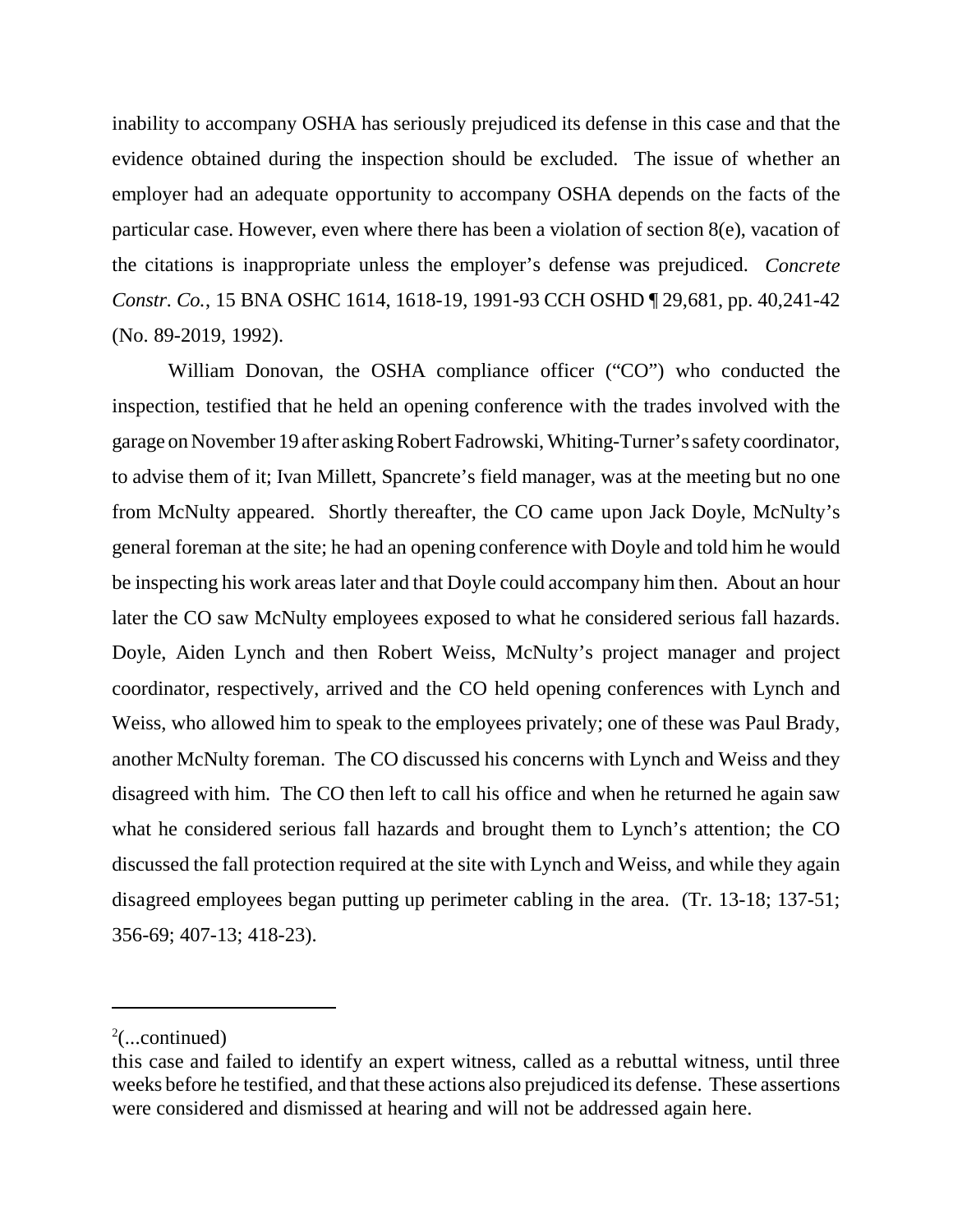inability to accompany OSHA has seriously prejudiced its defense in this case and that the evidence obtained during the inspection should be excluded. The issue of whether an employer had an adequate opportunity to accompany OSHA depends on the facts of the particular case. However, even where there has been a violation of section 8(e), vacation of the citations is inappropriate unless the employer's defense was prejudiced. *Concrete Constr. Co.*, 15 BNA OSHC 1614, 1618-19, 1991-93 CCH OSHD ¶ 29,681, pp. 40,241-42 (No. 89-2019, 1992).

William Donovan, the OSHA compliance officer ("CO") who conducted the inspection, testified that he held an opening conference with the trades involved with the garage on November 19 after asking Robert Fadrowski, Whiting-Turner's safety coordinator, to advise them of it; Ivan Millett, Spancrete's field manager, was at the meeting but no one from McNulty appeared. Shortly thereafter, the CO came upon Jack Doyle, McNulty's general foreman at the site; he had an opening conference with Doyle and told him he would be inspecting his work areas later and that Doyle could accompany him then. About an hour later the CO saw McNulty employees exposed to what he considered serious fall hazards. Doyle, Aiden Lynch and then Robert Weiss, McNulty's project manager and project coordinator, respectively, arrived and the CO held opening conferences with Lynch and Weiss, who allowed him to speak to the employees privately; one of these was Paul Brady, another McNulty foreman. The CO discussed his concerns with Lynch and Weiss and they disagreed with him. The CO then left to call his office and when he returned he again saw what he considered serious fall hazards and brought them to Lynch's attention; the CO discussed the fall protection required at the site with Lynch and Weiss, and while they again disagreed employees began putting up perimeter cabling in the area. (Tr. 13-18; 137-51; 356-69; 407-13; 418-23).

---

[2](...continued)
this case and failed to identify an expert witness, called as a rebuttal witness, until three weeks before he testified, and that these actions also prejudiced its defense. These assertions were considered and dismissed at hearing and will not be addressed again here.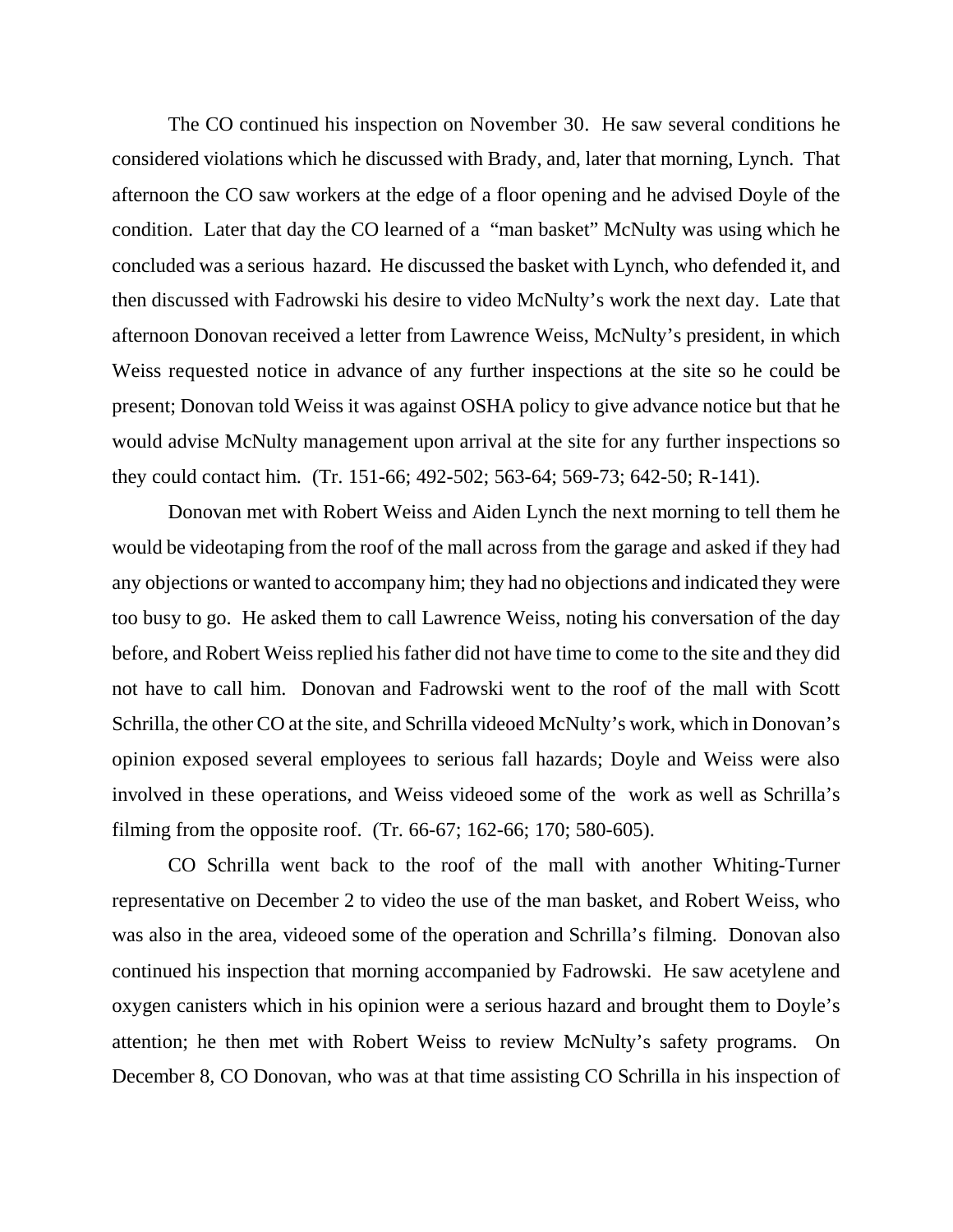The CO continued his inspection on November 30. He saw several conditions he considered violations which he discussed with Brady, and, later that morning, Lynch. That afternoon the CO saw workers at the edge of a floor opening and he advised Doyle of the condition. Later that day the CO learned of a "man basket" McNulty was using which he concluded was a serious hazard. He discussed the basket with Lynch, who defended it, and then discussed with Fadrowski his desire to video McNulty's work the next day. Late that afternoon Donovan received a letter from Lawrence Weiss, McNulty's president, in which Weiss requested notice in advance of any further inspections at the site so he could be present; Donovan told Weiss it was against OSHA policy to give advance notice but that he would advise McNulty management upon arrival at the site for any further inspections so they could contact him. (Tr. 151-66; 492-502; 563-64; 569-73; 642-50; R-141).

Donovan met with Robert Weiss and Aiden Lynch the next morning to tell them he would be videotaping from the roof of the mall across from the garage and asked if they had any objections or wanted to accompany him; they had no objections and indicated they were too busy to go. He asked them to call Lawrence Weiss, noting his conversation of the day before, and Robert Weiss replied his father did not have time to come to the site and they did not have to call him. Donovan and Fadrowski went to the roof of the mall with Scott Schrilla, the other CO at the site, and Schrilla videoed McNulty's work, which in Donovan's opinion exposed several employees to serious fall hazards; Doyle and Weiss were also involved in these operations, and Weiss videoed some of the work as well as Schrilla's filming from the opposite roof. (Tr. 66-67; 162-66; 170; 580-605).

CO Schrilla went back to the roof of the mall with another Whiting-Turner representative on December 2 to video the use of the man basket, and Robert Weiss, who was also in the area, videoed some of the operation and Schrilla's filming. Donovan also continued his inspection that morning accompanied by Fadrowski. He saw acetylene and oxygen canisters which in his opinion were a serious hazard and brought them to Doyle's attention; he then met with Robert Weiss to review McNulty's safety programs. On December 8, CO Donovan, who was at that time assisting CO Schrilla in his inspection of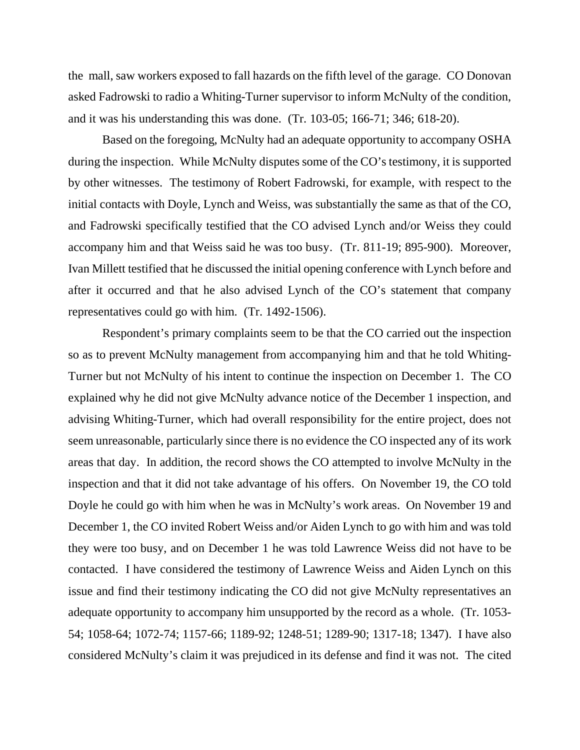the mall, saw workers exposed to fall hazards on the fifth level of the garage. CO Donovan asked Fadrowski to radio a Whiting-Turner supervisor to inform McNulty of the condition, and it was his understanding this was done. (Tr. 103-05; 166-71; 346; 618-20).

Based on the foregoing, McNulty had an adequate opportunity to accompany OSHA during the inspection. While McNulty disputes some of the CO's testimony, it is supported by other witnesses. The testimony of Robert Fadrowski, for example, with respect to the initial contacts with Doyle, Lynch and Weiss, was substantially the same as that of the CO, and Fadrowski specifically testified that the CO advised Lynch and/or Weiss they could accompany him and that Weiss said he was too busy. (Tr. 811-19; 895-900). Moreover, Ivan Millett testified that he discussed the initial opening conference with Lynch before and after it occurred and that he also advised Lynch of the CO's statement that company representatives could go with him. (Tr. 1492-1506).

Respondent's primary complaints seem to be that the CO carried out the inspection so as to prevent McNulty management from accompanying him and that he told Whiting-Turner but not McNulty of his intent to continue the inspection on December 1. The CO explained why he did not give McNulty advance notice of the December 1 inspection, and advising Whiting-Turner, which had overall responsibility for the entire project, does not seem unreasonable, particularly since there is no evidence the CO inspected any of its work areas that day. In addition, the record shows the CO attempted to involve McNulty in the inspection and that it did not take advantage of his offers. On November 19, the CO told Doyle he could go with him when he was in McNulty's work areas. On November 19 and December 1, the CO invited Robert Weiss and/or Aiden Lynch to go with him and was told they were too busy, and on December 1 he was told Lawrence Weiss did not have to be contacted. I have considered the testimony of Lawrence Weiss and Aiden Lynch on this issue and find their testimony indicating the CO did not give McNulty representatives an adequate opportunity to accompany him unsupported by the record as a whole. (Tr. 1053-54; 1058-64; 1072-74; 1157-66; 1189-92; 1248-51; 1289-90; 1317-18; 1347). I have also considered McNulty's claim it was prejudiced in its defense and find it was not. The cited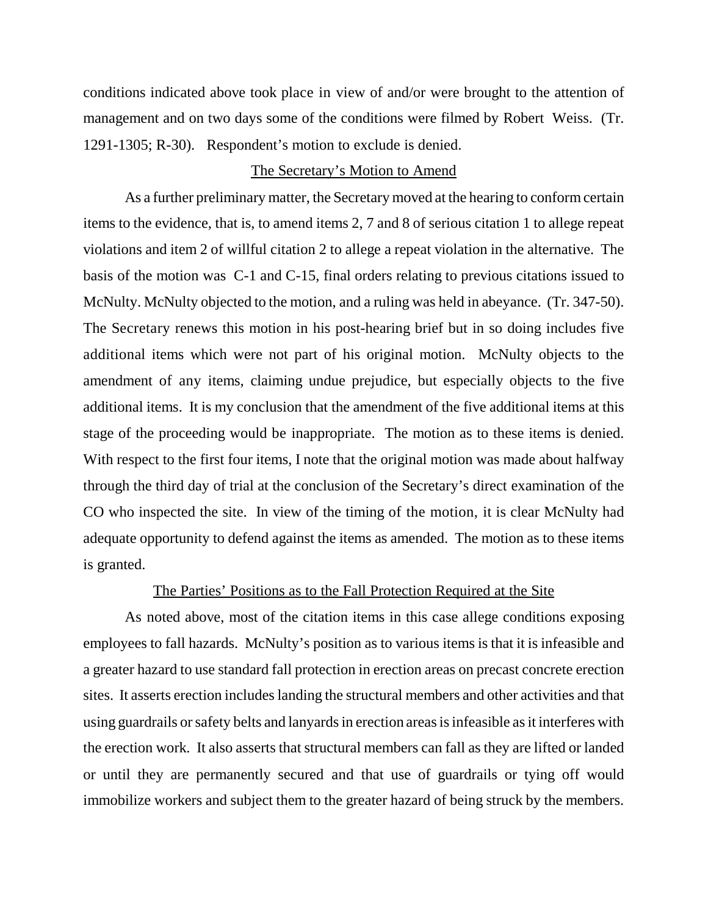conditions indicated above took place in view of and/or were brought to the attention of management and on two days some of the conditions were filmed by Robert Weiss. (Tr. 1291-1305; R-30). Respondent's motion to exclude is denied.

<u>The Secretary's Motion to Amend</u>

As a further preliminary matter, the Secretary moved at the hearing to conform certain items to the evidence, that is, to amend items 2, 7 and 8 of serious citation 1 to allege repeat violations and item 2 of willful citation 2 to allege a repeat violation in the alternative. The basis of the motion was C-1 and C-15, final orders relating to previous citations issued to McNulty. McNulty objected to the motion, and a ruling was held in abeyance. (Tr. 347-50). The Secretary renews this motion in his post-hearing brief but in so doing includes five additional items which were not part of his original motion. McNulty objects to the amendment of any items, claiming undue prejudice, but especially objects to the five additional items. It is my conclusion that the amendment of the five additional items at this stage of the proceeding would be inappropriate. The motion as to these items is denied. With respect to the first four items, I note that the original motion was made about halfway through the third day of trial at the conclusion of the Secretary's direct examination of the CO who inspected the site. In view of the timing of the motion, it is clear McNulty had adequate opportunity to defend against the items as amended. The motion as to these items is granted.

<u>The Parties' Positions as to the Fall Protection Required at the Site</u>

As noted above, most of the citation items in this case allege conditions exposing employees to fall hazards. McNulty's position as to various items is that it is infeasible and a greater hazard to use standard fall protection in erection areas on precast concrete erection sites. It asserts erection includes landing the structural members and other activities and that using guardrails or safety belts and lanyards in erection areas is infeasible as it interferes with the erection work. It also asserts that structural members can fall as they are lifted or landed or until they are permanently secured and that use of guardrails or tying off would immobilize workers and subject them to the greater hazard of being struck by the members.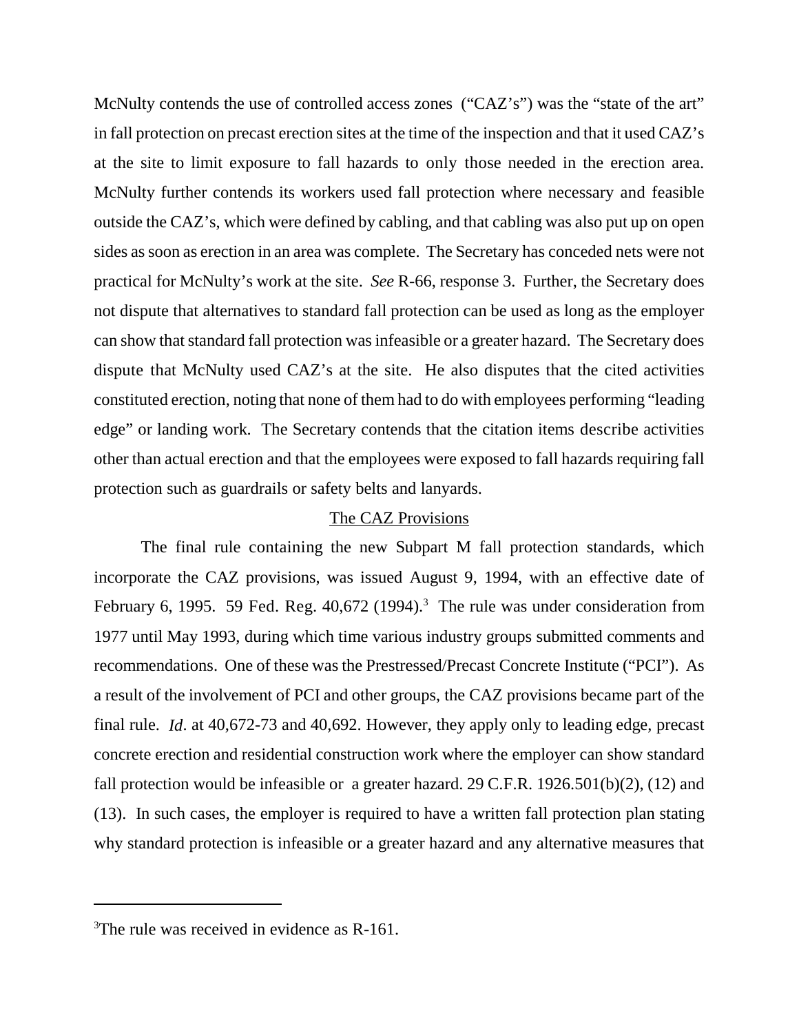McNulty contends the use of controlled access zones ("CAZ's") was the "state of the art" in fall protection on precast erection sites at the time of the inspection and that it used CAZ's at the site to limit exposure to fall hazards to only those needed in the erection area. McNulty further contends its workers used fall protection where necessary and feasible outside the CAZ's, which were defined by cabling, and that cabling was also put up on open sides as soon as erection in an area was complete. The Secretary has conceded nets were not practical for McNulty's work at the site. *See* R-66, response 3. Further, the Secretary does not dispute that alternatives to standard fall protection can be used as long as the employer can show that standard fall protection was infeasible or a greater hazard. The Secretary does dispute that McNulty used CAZ's at the site. He also disputes that the cited activities constituted erection, noting that none of them had to do with employees performing "leading edge" or landing work. The Secretary contends that the citation items describe activities other than actual erection and that the employees were exposed to fall hazards requiring fall protection such as guardrails or safety belts and lanyards.

## The CAZ Provisions

The final rule containing the new Subpart M fall protection standards, which incorporate the CAZ provisions, was issued August 9, 1994, with an effective date of February 6, 1995. 59 Fed. Reg. 40,672 (1994).[3] The rule was under consideration from 1977 until May 1993, during which time various industry groups submitted comments and recommendations. One of these was the Prestressed/Precast Concrete Institute ("PCI"). As a result of the involvement of PCI and other groups, the CAZ provisions became part of the final rule. *Id*. at 40,672-73 and 40,692. However, they apply only to leading edge, precast concrete erection and residential construction work where the employer can show standard fall protection would be infeasible or a greater hazard. 29 C.F.R. 1926.501(b)(2), (12) and (13). In such cases, the employer is required to have a written fall protection plan stating why standard protection is infeasible or a greater hazard and any alternative measures that

[3] The rule was received in evidence as R-161.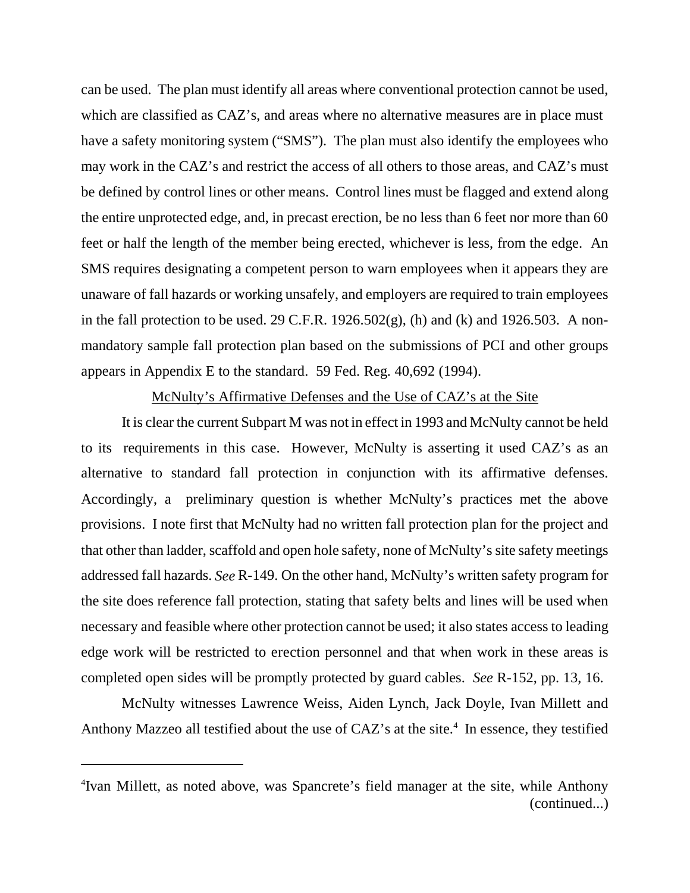can be used. The plan must identify all areas where conventional protection cannot be used, which are classified as CAZ's, and areas where no alternative measures are in place must have a safety monitoring system ("SMS"). The plan must also identify the employees who may work in the CAZ's and restrict the access of all others to those areas, and CAZ's must be defined by control lines or other means. Control lines must be flagged and extend along the entire unprotected edge, and, in precast erection, be no less than 6 feet nor more than 60 feet or half the length of the member being erected, whichever is less, from the edge. An SMS requires designating a competent person to warn employees when it appears they are unaware of fall hazards or working unsafely, and employers are required to train employees in the fall protection to be used. 29 C.F.R. 1926.502(g), (h) and (k) and 1926.503. A non-mandatory sample fall protection plan based on the submissions of PCI and other groups appears in Appendix E to the standard. 59 Fed. Reg. 40,692 (1994).

McNulty's Affirmative Defenses and the Use of CAZ's at the Site

It is clear the current Subpart M was not in effect in 1993 and McNulty cannot be held to its requirements in this case. However, McNulty is asserting it used CAZ's as an alternative to standard fall protection in conjunction with its affirmative defenses. Accordingly, a preliminary question is whether McNulty's practices met the above provisions. I note first that McNulty had no written fall protection plan for the project and that other than ladder, scaffold and open hole safety, none of McNulty's site safety meetings addressed fall hazards. *See* R-149. On the other hand, McNulty's written safety program for the site does reference fall protection, stating that safety belts and lines will be used when necessary and feasible where other protection cannot be used; it also states access to leading edge work will be restricted to erection personnel and that when work in these areas is completed open sides will be promptly protected by guard cables. *See* R-152, pp. 13, 16.

McNulty witnesses Lawrence Weiss, Aiden Lynch, Jack Doyle, Ivan Millett and Anthony Mazzeo all testified about the use of CAZ's at the site.[4] In essence, they testified

---

[4]Ivan Millett, as noted above, was Spancrete's field manager at the site, while Anthony (continued...)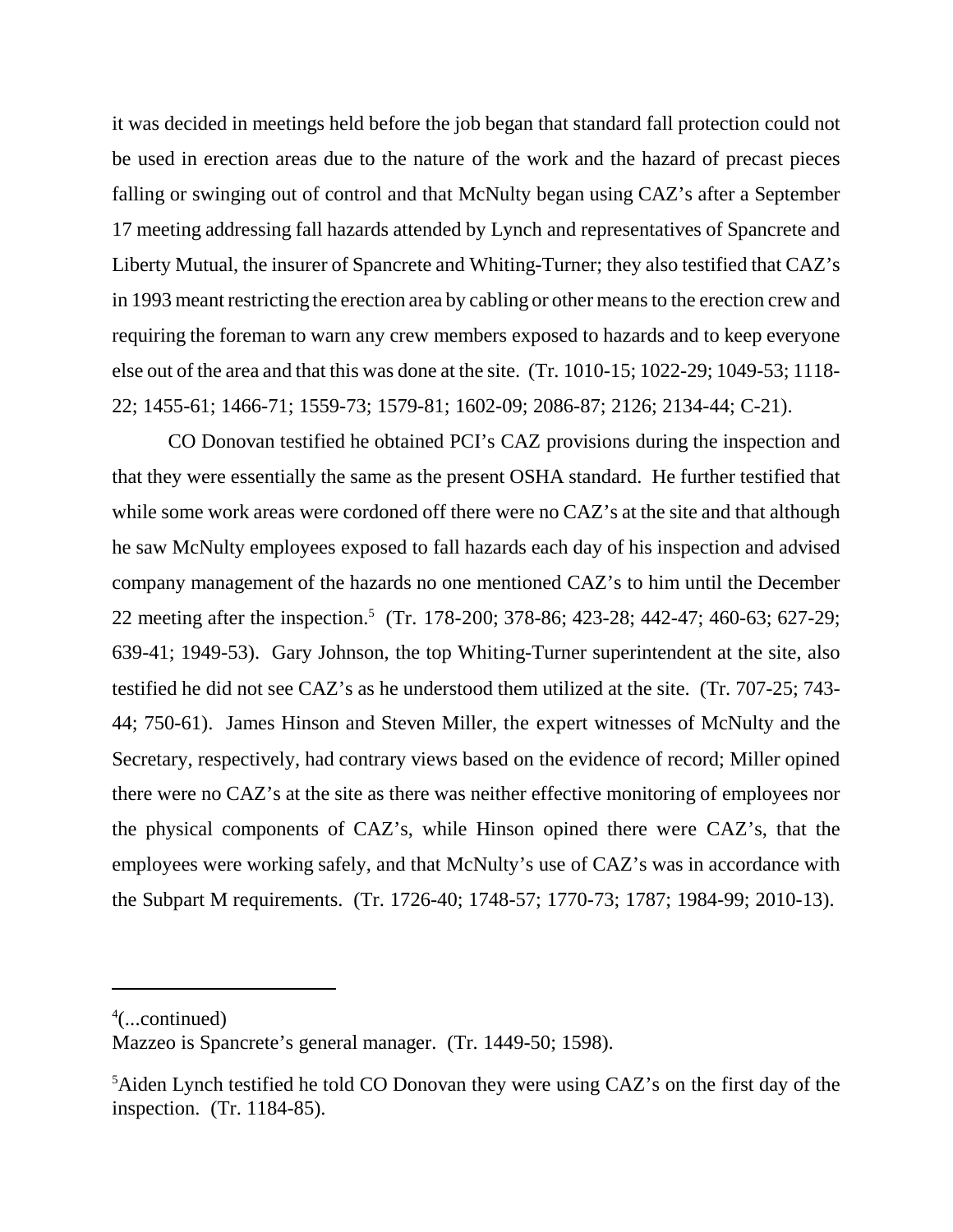it was decided in meetings held before the job began that standard fall protection could not be used in erection areas due to the nature of the work and the hazard of precast pieces falling or swinging out of control and that McNulty began using CAZ's after a September 17 meeting addressing fall hazards attended by Lynch and representatives of Spancrete and Liberty Mutual, the insurer of Spancrete and Whiting-Turner; they also testified that CAZ's in 1993 meant restricting the erection area by cabling or other means to the erection crew and requiring the foreman to warn any crew members exposed to hazards and to keep everyone else out of the area and that this was done at the site. (Tr. 1010-15; 1022-29; 1049-53; 1118-22; 1455-61; 1466-71; 1559-73; 1579-81; 1602-09; 2086-87; 2126; 2134-44; C-21).

CO Donovan testified he obtained PCI's CAZ provisions during the inspection and that they were essentially the same as the present OSHA standard. He further testified that while some work areas were cordoned off there were no CAZ's at the site and that although he saw McNulty employees exposed to fall hazards each day of his inspection and advised company management of the hazards no one mentioned CAZ's to him until the December 22 meeting after the inspection.[5] (Tr. 178-200; 378-86; 423-28; 442-47; 460-63; 627-29; 639-41; 1949-53). Gary Johnson, the top Whiting-Turner superintendent at the site, also testified he did not see CAZ's as he understood them utilized at the site. (Tr. 707-25; 743-44; 750-61). James Hinson and Steven Miller, the expert witnesses of McNulty and the Secretary, respectively, had contrary views based on the evidence of record; Miller opined there were no CAZ's at the site as there was neither effective monitoring of employees nor the physical components of CAZ's, while Hinson opined there were CAZ's, that the employees were working safely, and that McNulty's use of CAZ's was in accordance with the Subpart M requirements. (Tr. 1726-40; 1748-57; 1770-73; 1787; 1984-99; 2010-13).

---

[4](...continued)
Mazzeo is Spancrete's general manager. (Tr. 1449-50; 1598).

[5]Aiden Lynch testified he told CO Donovan they were using CAZ's on the first day of the inspection. (Tr. 1184-85).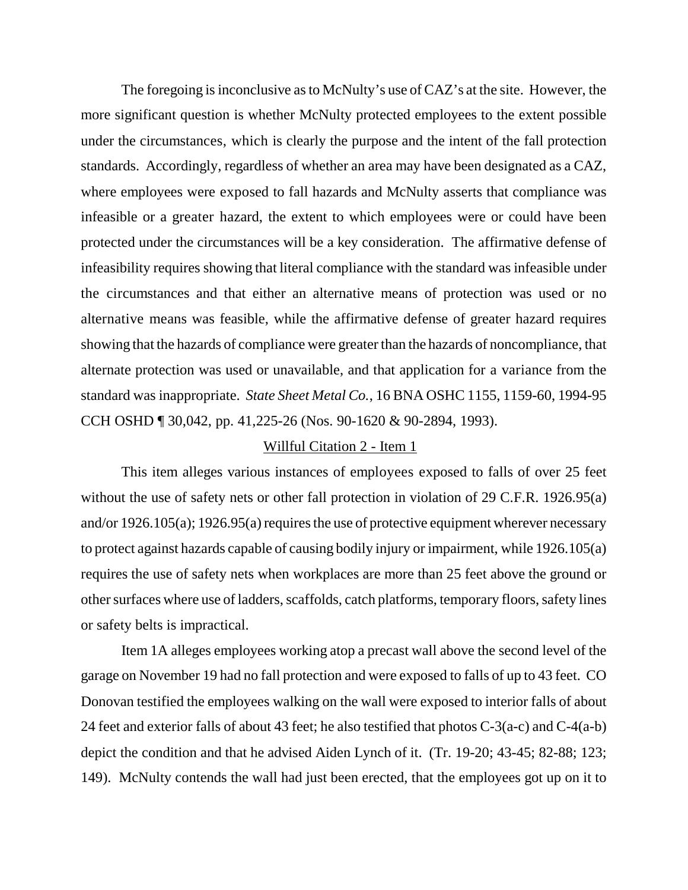The foregoing is inconclusive as to McNulty's use of CAZ's at the site. However, the more significant question is whether McNulty protected employees to the extent possible under the circumstances, which is clearly the purpose and the intent of the fall protection standards. Accordingly, regardless of whether an area may have been designated as a CAZ, where employees were exposed to fall hazards and McNulty asserts that compliance was infeasible or a greater hazard, the extent to which employees were or could have been protected under the circumstances will be a key consideration. The affirmative defense of infeasibility requires showing that literal compliance with the standard was infeasible under the circumstances and that either an alternative means of protection was used or no alternative means was feasible, while the affirmative defense of greater hazard requires showing that the hazards of compliance were greater than the hazards of noncompliance, that alternate protection was used or unavailable, and that application for a variance from the standard was inappropriate. *State Sheet Metal Co.*, 16 BNA OSHC 1155, 1159-60, 1994-95 CCH OSHD ¶ 30,042, pp. 41,225-26 (Nos. 90-1620 & 90-2894, 1993).

## Willful Citation 2 - Item 1

This item alleges various instances of employees exposed to falls of over 25 feet without the use of safety nets or other fall protection in violation of 29 C.F.R. 1926.95(a) and/or 1926.105(a); 1926.95(a) requires the use of protective equipment wherever necessary to protect against hazards capable of causing bodily injury or impairment, while 1926.105(a) requires the use of safety nets when workplaces are more than 25 feet above the ground or other surfaces where use of ladders, scaffolds, catch platforms, temporary floors, safety lines or safety belts is impractical.

Item 1A alleges employees working atop a precast wall above the second level of the garage on November 19 had no fall protection and were exposed to falls of up to 43 feet. CO Donovan testified the employees walking on the wall were exposed to interior falls of about 24 feet and exterior falls of about 43 feet; he also testified that photos C-3(a-c) and C-4(a-b) depict the condition and that he advised Aiden Lynch of it. (Tr. 19-20; 43-45; 82-88; 123; 149). McNulty contends the wall had just been erected, that the employees got up on it to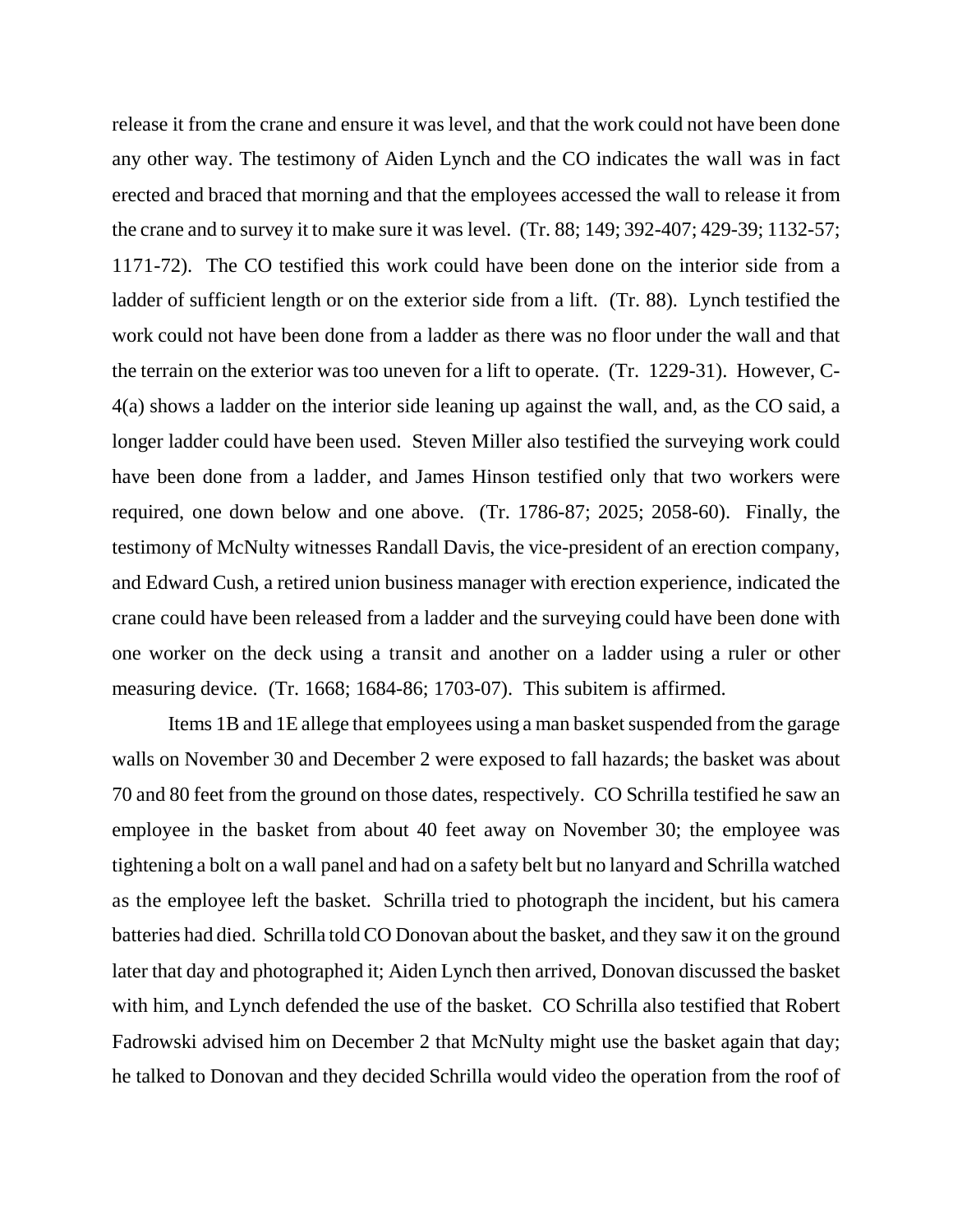release it from the crane and ensure it was level, and that the work could not have been done any other way. The testimony of Aiden Lynch and the CO indicates the wall was in fact erected and braced that morning and that the employees accessed the wall to release it from the crane and to survey it to make sure it was level. (Tr. 88; 149; 392-407; 429-39; 1132-57; 1171-72). The CO testified this work could have been done on the interior side from a ladder of sufficient length or on the exterior side from a lift. (Tr. 88). Lynch testified the work could not have been done from a ladder as there was no floor under the wall and that the terrain on the exterior was too uneven for a lift to operate. (Tr. 1229-31). However, C-4(a) shows a ladder on the interior side leaning up against the wall, and, as the CO said, a longer ladder could have been used. Steven Miller also testified the surveying work could have been done from a ladder, and James Hinson testified only that two workers were required, one down below and one above. (Tr. 1786-87; 2025; 2058-60). Finally, the testimony of McNulty witnesses Randall Davis, the vice-president of an erection company, and Edward Cush, a retired union business manager with erection experience, indicated the crane could have been released from a ladder and the surveying could have been done with one worker on the deck using a transit and another on a ladder using a ruler or other measuring device. (Tr. 1668; 1684-86; 1703-07). This subitem is affirmed.

Items 1B and 1E allege that employees using a man basket suspended from the garage walls on November 30 and December 2 were exposed to fall hazards; the basket was about 70 and 80 feet from the ground on those dates, respectively. CO Schrilla testified he saw an employee in the basket from about 40 feet away on November 30; the employee was tightening a bolt on a wall panel and had on a safety belt but no lanyard and Schrilla watched as the employee left the basket. Schrilla tried to photograph the incident, but his camera batteries had died. Schrilla told CO Donovan about the basket, and they saw it on the ground later that day and photographed it; Aiden Lynch then arrived, Donovan discussed the basket with him, and Lynch defended the use of the basket. CO Schrilla also testified that Robert Fadrowski advised him on December 2 that McNulty might use the basket again that day; he talked to Donovan and they decided Schrilla would video the operation from the roof of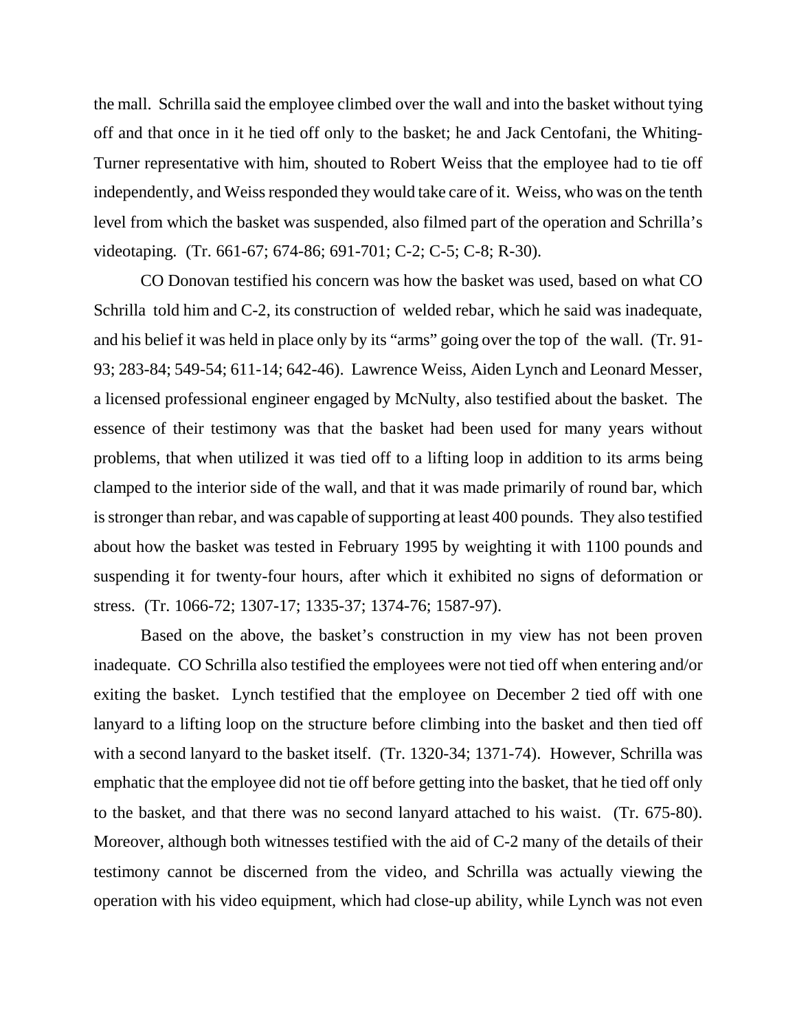the mall. Schrilla said the employee climbed over the wall and into the basket without tying off and that once in it he tied off only to the basket; he and Jack Centofani, the Whiting-Turner representative with him, shouted to Robert Weiss that the employee had to tie off independently, and Weiss responded they would take care of it. Weiss, who was on the tenth level from which the basket was suspended, also filmed part of the operation and Schrilla's videotaping. (Tr. 661-67; 674-86; 691-701; C-2; C-5; C-8; R-30).

CO Donovan testified his concern was how the basket was used, based on what CO Schrilla told him and C-2, its construction of welded rebar, which he said was inadequate, and his belief it was held in place only by its "arms" going over the top of the wall. (Tr. 91-93; 283-84; 549-54; 611-14; 642-46). Lawrence Weiss, Aiden Lynch and Leonard Messer, a licensed professional engineer engaged by McNulty, also testified about the basket. The essence of their testimony was that the basket had been used for many years without problems, that when utilized it was tied off to a lifting loop in addition to its arms being clamped to the interior side of the wall, and that it was made primarily of round bar, which is stronger than rebar, and was capable of supporting at least 400 pounds. They also testified about how the basket was tested in February 1995 by weighting it with 1100 pounds and suspending it for twenty-four hours, after which it exhibited no signs of deformation or stress. (Tr. 1066-72; 1307-17; 1335-37; 1374-76; 1587-97).

Based on the above, the basket's construction in my view has not been proven inadequate. CO Schrilla also testified the employees were not tied off when entering and/or exiting the basket. Lynch testified that the employee on December 2 tied off with one lanyard to a lifting loop on the structure before climbing into the basket and then tied off with a second lanyard to the basket itself. (Tr. 1320-34; 1371-74). However, Schrilla was emphatic that the employee did not tie off before getting into the basket, that he tied off only to the basket, and that there was no second lanyard attached to his waist. (Tr. 675-80). Moreover, although both witnesses testified with the aid of C-2 many of the details of their testimony cannot be discerned from the video, and Schrilla was actually viewing the operation with his video equipment, which had close-up ability, while Lynch was not even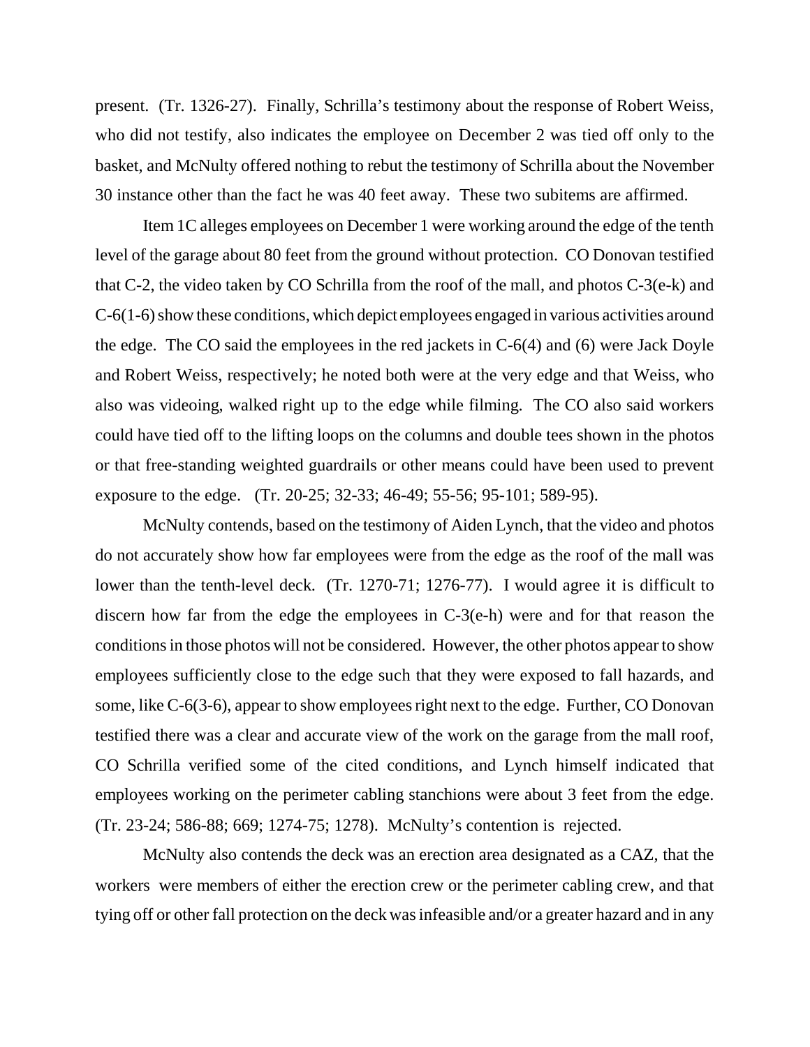present. (Tr. 1326-27). Finally, Schrilla's testimony about the response of Robert Weiss, who did not testify, also indicates the employee on December 2 was tied off only to the basket, and McNulty offered nothing to rebut the testimony of Schrilla about the November 30 instance other than the fact he was 40 feet away. These two subitems are affirmed.

Item 1C alleges employees on December 1 were working around the edge of the tenth level of the garage about 80 feet from the ground without protection. CO Donovan testified that C-2, the video taken by CO Schrilla from the roof of the mall, and photos C-3(e-k) and C-6(1-6) show these conditions, which depict employees engaged in various activities around the edge. The CO said the employees in the red jackets in C-6(4) and (6) were Jack Doyle and Robert Weiss, respectively; he noted both were at the very edge and that Weiss, who also was videoing, walked right up to the edge while filming. The CO also said workers could have tied off to the lifting loops on the columns and double tees shown in the photos or that free-standing weighted guardrails or other means could have been used to prevent exposure to the edge. (Tr. 20-25; 32-33; 46-49; 55-56; 95-101; 589-95).

McNulty contends, based on the testimony of Aiden Lynch, that the video and photos do not accurately show how far employees were from the edge as the roof of the mall was lower than the tenth-level deck. (Tr. 1270-71; 1276-77). I would agree it is difficult to discern how far from the edge the employees in C-3(e-h) were and for that reason the conditions in those photos will not be considered. However, the other photos appear to show employees sufficiently close to the edge such that they were exposed to fall hazards, and some, like C-6(3-6), appear to show employees right next to the edge. Further, CO Donovan testified there was a clear and accurate view of the work on the garage from the mall roof, CO Schrilla verified some of the cited conditions, and Lynch himself indicated that employees working on the perimeter cabling stanchions were about 3 feet from the edge. (Tr. 23-24; 586-88; 669; 1274-75; 1278). McNulty's contention is rejected.

McNulty also contends the deck was an erection area designated as a CAZ, that the workers were members of either the erection crew or the perimeter cabling crew, and that tying off or other fall protection on the deck was infeasible and/or a greater hazard and in any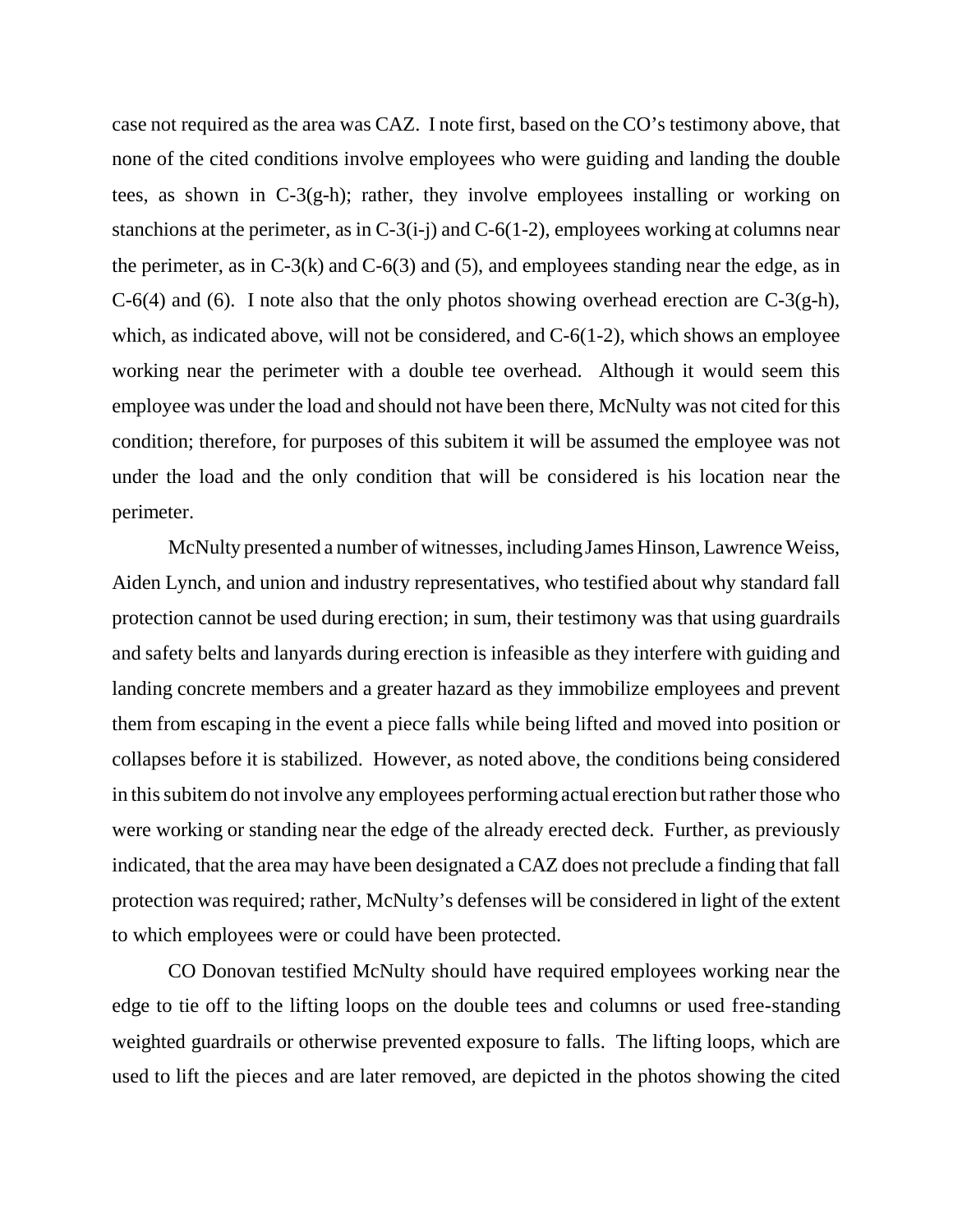case not required as the area was CAZ. I note first, based on the CO's testimony above, that none of the cited conditions involve employees who were guiding and landing the double tees, as shown in C-3(g-h); rather, they involve employees installing or working on stanchions at the perimeter, as in C-3(i-j) and C-6(1-2), employees working at columns near the perimeter, as in C-3(k) and C-6(3) and (5), and employees standing near the edge, as in C-6(4) and (6). I note also that the only photos showing overhead erection are C-3(g-h), which, as indicated above, will not be considered, and C-6(1-2), which shows an employee working near the perimeter with a double tee overhead. Although it would seem this employee was under the load and should not have been there, McNulty was not cited for this condition; therefore, for purposes of this subitem it will be assumed the employee was not under the load and the only condition that will be considered is his location near the perimeter.

McNulty presented a number of witnesses, including James Hinson, Lawrence Weiss, Aiden Lynch, and union and industry representatives, who testified about why standard fall protection cannot be used during erection; in sum, their testimony was that using guardrails and safety belts and lanyards during erection is infeasible as they interfere with guiding and landing concrete members and a greater hazard as they immobilize employees and prevent them from escaping in the event a piece falls while being lifted and moved into position or collapses before it is stabilized. However, as noted above, the conditions being considered in this subitem do not involve any employees performing actual erection but rather those who were working or standing near the edge of the already erected deck. Further, as previously indicated, that the area may have been designated a CAZ does not preclude a finding that fall protection was required; rather, McNulty's defenses will be considered in light of the extent to which employees were or could have been protected.

CO Donovan testified McNulty should have required employees working near the edge to tie off to the lifting loops on the double tees and columns or used free-standing weighted guardrails or otherwise prevented exposure to falls. The lifting loops, which are used to lift the pieces and are later removed, are depicted in the photos showing the cited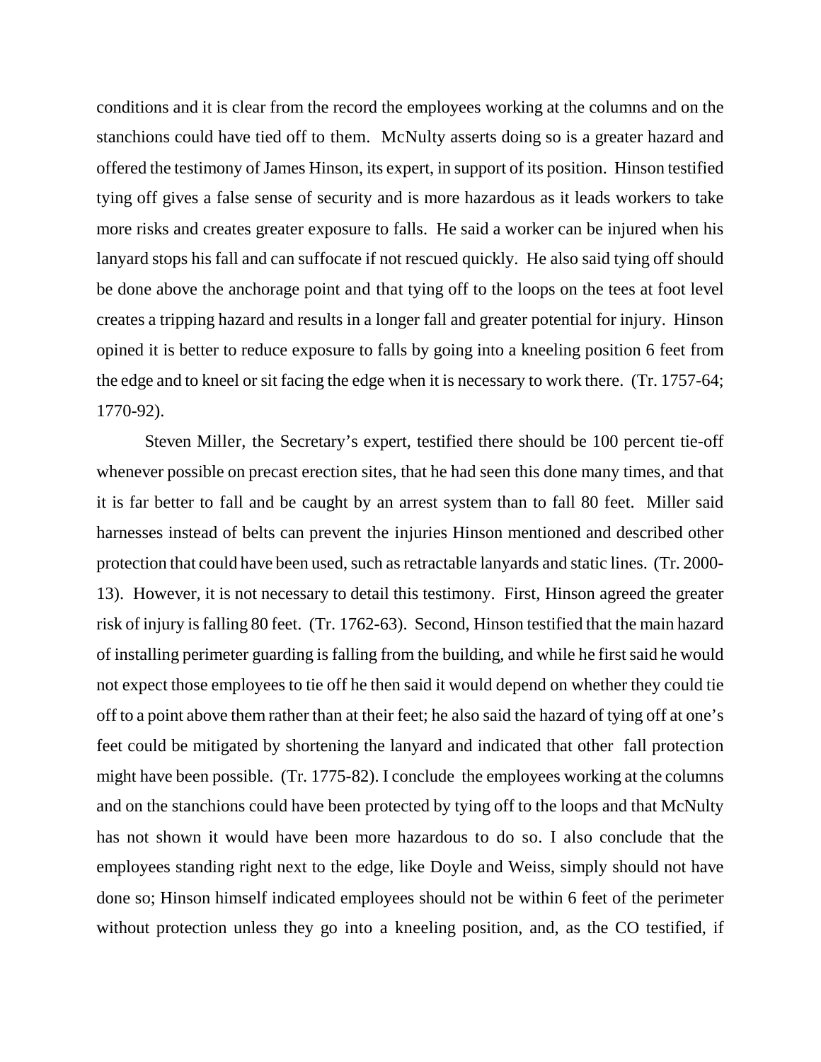conditions and it is clear from the record the employees working at the columns and on the stanchions could have tied off to them. McNulty asserts doing so is a greater hazard and offered the testimony of James Hinson, its expert, in support of its position. Hinson testified tying off gives a false sense of security and is more hazardous as it leads workers to take more risks and creates greater exposure to falls. He said a worker can be injured when his lanyard stops his fall and can suffocate if not rescued quickly. He also said tying off should be done above the anchorage point and that tying off to the loops on the tees at foot level creates a tripping hazard and results in a longer fall and greater potential for injury. Hinson opined it is better to reduce exposure to falls by going into a kneeling position 6 feet from the edge and to kneel or sit facing the edge when it is necessary to work there. (Tr. 1757-64; 1770-92).

Steven Miller, the Secretary's expert, testified there should be 100 percent tie-off whenever possible on precast erection sites, that he had seen this done many times, and that it is far better to fall and be caught by an arrest system than to fall 80 feet. Miller said harnesses instead of belts can prevent the injuries Hinson mentioned and described other protection that could have been used, such as retractable lanyards and static lines. (Tr. 2000-13). However, it is not necessary to detail this testimony. First, Hinson agreed the greater risk of injury is falling 80 feet. (Tr. 1762-63). Second, Hinson testified that the main hazard of installing perimeter guarding is falling from the building, and while he first said he would not expect those employees to tie off he then said it would depend on whether they could tie off to a point above them rather than at their feet; he also said the hazard of tying off at one's feet could be mitigated by shortening the lanyard and indicated that other fall protection might have been possible. (Tr. 1775-82). I conclude the employees working at the columns and on the stanchions could have been protected by tying off to the loops and that McNulty has not shown it would have been more hazardous to do so. I also conclude that the employees standing right next to the edge, like Doyle and Weiss, simply should not have done so; Hinson himself indicated employees should not be within 6 feet of the perimeter without protection unless they go into a kneeling position, and, as the CO testified, if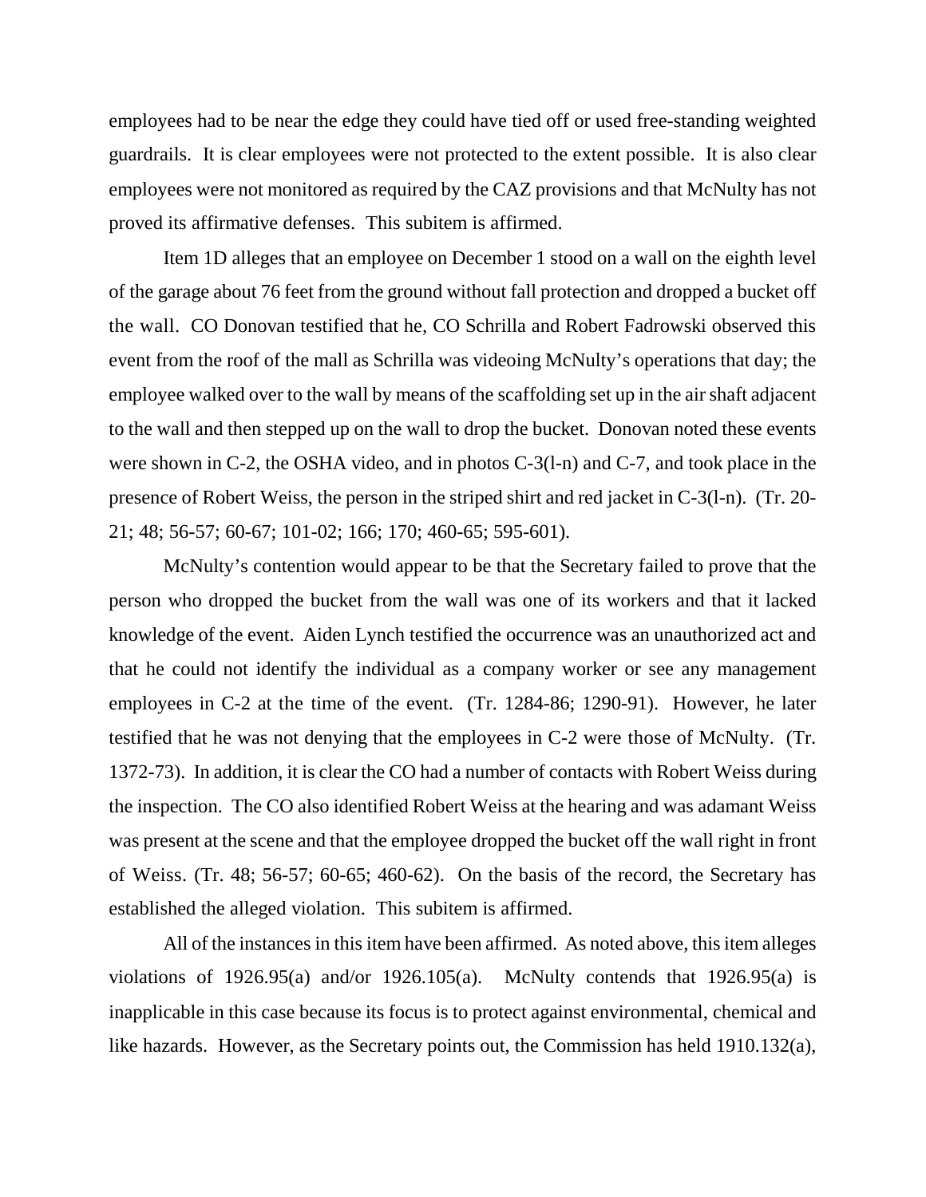employees had to be near the edge they could have tied off or used free-standing weighted guardrails. It is clear employees were not protected to the extent possible. It is also clear employees were not monitored as required by the CAZ provisions and that McNulty has not proved its affirmative defenses. This subitem is affirmed.

Item 1D alleges that an employee on December 1 stood on a wall on the eighth level of the garage about 76 feet from the ground without fall protection and dropped a bucket off the wall. CO Donovan testified that he, CO Schrilla and Robert Fadrowski observed this event from the roof of the mall as Schrilla was videoing McNulty's operations that day; the employee walked over to the wall by means of the scaffolding set up in the air shaft adjacent to the wall and then stepped up on the wall to drop the bucket. Donovan noted these events were shown in C-2, the OSHA video, and in photos C-3(l-n) and C-7, and took place in the presence of Robert Weiss, the person in the striped shirt and red jacket in C-3(l-n). (Tr. 20-21; 48; 56-57; 60-67; 101-02; 166; 170; 460-65; 595-601).

McNulty's contention would appear to be that the Secretary failed to prove that the person who dropped the bucket from the wall was one of its workers and that it lacked knowledge of the event. Aiden Lynch testified the occurrence was an unauthorized act and that he could not identify the individual as a company worker or see any management employees in C-2 at the time of the event. (Tr. 1284-86; 1290-91). However, he later testified that he was not denying that the employees in C-2 were those of McNulty. (Tr. 1372-73). In addition, it is clear the CO had a number of contacts with Robert Weiss during the inspection. The CO also identified Robert Weiss at the hearing and was adamant Weiss was present at the scene and that the employee dropped the bucket off the wall right in front of Weiss. (Tr. 48; 56-57; 60-65; 460-62). On the basis of the record, the Secretary has established the alleged violation. This subitem is affirmed.

All of the instances in this item have been affirmed. As noted above, this item alleges violations of 1926.95(a) and/or 1926.105(a). McNulty contends that 1926.95(a) is inapplicable in this case because its focus is to protect against environmental, chemical and like hazards. However, as the Secretary points out, the Commission has held 1910.132(a),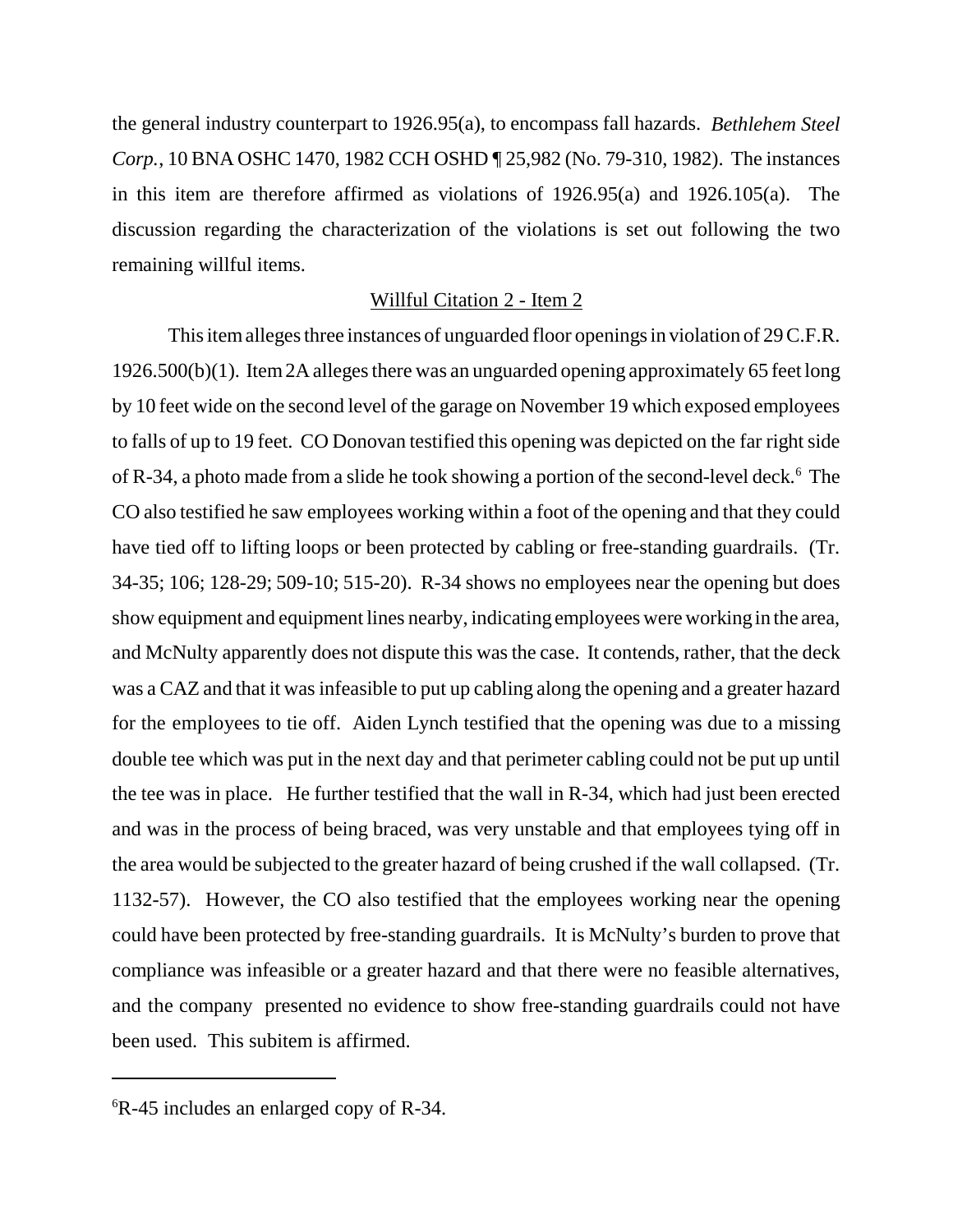the general industry counterpart to 1926.95(a), to encompass fall hazards. *Bethlehem Steel Corp.*, 10 BNA OSHC 1470, 1982 CCH OSHD ¶ 25,982 (No. 79-310, 1982). The instances in this item are therefore affirmed as violations of 1926.95(a) and 1926.105(a). The discussion regarding the characterization of the violations is set out following the two remaining willful items.

<u>Willful Citation 2 - Item 2</u>

This item alleges three instances of unguarded floor openings in violation of 29 C.F.R. 1926.500(b)(1). Item 2A alleges there was an unguarded opening approximately 65 feet long by 10 feet wide on the second level of the garage on November 19 which exposed employees to falls of up to 19 feet. CO Donovan testified this opening was depicted on the far right side of R-34, a photo made from a slide he took showing a portion of the second-level deck.[6] The CO also testified he saw employees working within a foot of the opening and that they could have tied off to lifting loops or been protected by cabling or free-standing guardrails. (Tr. 34-35; 106; 128-29; 509-10; 515-20). R-34 shows no employees near the opening but does show equipment and equipment lines nearby, indicating employees were working in the area, and McNulty apparently does not dispute this was the case. It contends, rather, that the deck was a CAZ and that it was infeasible to put up cabling along the opening and a greater hazard for the employees to tie off. Aiden Lynch testified that the opening was due to a missing double tee which was put in the next day and that perimeter cabling could not be put up until the tee was in place. He further testified that the wall in R-34, which had just been erected and was in the process of being braced, was very unstable and that employees tying off in the area would be subjected to the greater hazard of being crushed if the wall collapsed. (Tr. 1132-57). However, the CO also testified that the employees working near the opening could have been protected by free-standing guardrails. It is McNulty's burden to prove that compliance was infeasible or a greater hazard and that there were no feasible alternatives, and the company presented no evidence to show free-standing guardrails could not have been used. This subitem is affirmed.

---

[6] R-45 includes an enlarged copy of R-34.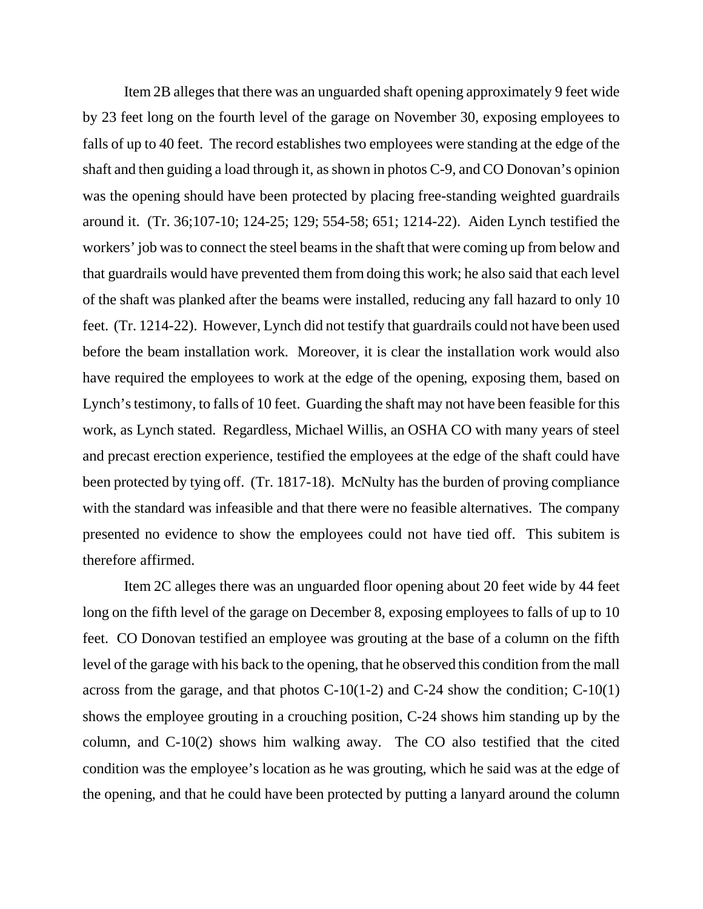Item 2B alleges that there was an unguarded shaft opening approximately 9 feet wide by 23 feet long on the fourth level of the garage on November 30, exposing employees to falls of up to 40 feet. The record establishes two employees were standing at the edge of the shaft and then guiding a load through it, as shown in photos C-9, and CO Donovan's opinion was the opening should have been protected by placing free-standing weighted guardrails around it. (Tr. 36;107-10; 124-25; 129; 554-58; 651; 1214-22). Aiden Lynch testified the workers' job was to connect the steel beams in the shaft that were coming up from below and that guardrails would have prevented them from doing this work; he also said that each level of the shaft was planked after the beams were installed, reducing any fall hazard to only 10 feet. (Tr. 1214-22). However, Lynch did not testify that guardrails could not have been used before the beam installation work. Moreover, it is clear the installation work would also have required the employees to work at the edge of the opening, exposing them, based on Lynch's testimony, to falls of 10 feet. Guarding the shaft may not have been feasible for this work, as Lynch stated. Regardless, Michael Willis, an OSHA CO with many years of steel and precast erection experience, testified the employees at the edge of the shaft could have been protected by tying off. (Tr. 1817-18). McNulty has the burden of proving compliance with the standard was infeasible and that there were no feasible alternatives. The company presented no evidence to show the employees could not have tied off. This subitem is therefore affirmed.

Item 2C alleges there was an unguarded floor opening about 20 feet wide by 44 feet long on the fifth level of the garage on December 8, exposing employees to falls of up to 10 feet. CO Donovan testified an employee was grouting at the base of a column on the fifth level of the garage with his back to the opening, that he observed this condition from the mall across from the garage, and that photos C-10(1-2) and C-24 show the condition; C-10(1) shows the employee grouting in a crouching position, C-24 shows him standing up by the column, and C-10(2) shows him walking away. The CO also testified that the cited condition was the employee's location as he was grouting, which he said was at the edge of the opening, and that he could have been protected by putting a lanyard around the column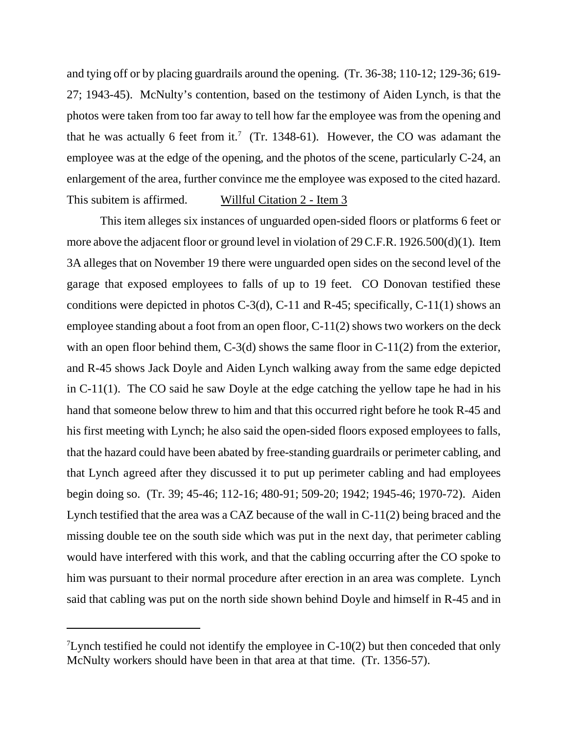and tying off or by placing guardrails around the opening. (Tr. 36-38; 110-12; 129-36; 619-27; 1943-45). McNulty's contention, based on the testimony of Aiden Lynch, is that the photos were taken from too far away to tell how far the employee was from the opening and that he was actually 6 feet from it.[7] (Tr. 1348-61). However, the CO was adamant the employee was at the edge of the opening, and the photos of the scene, particularly C-24, an enlargement of the area, further convince me the employee was exposed to the cited hazard. This subitem is affirmed.

Willful Citation 2 - Item 3

This item alleges six instances of unguarded open-sided floors or platforms 6 feet or more above the adjacent floor or ground level in violation of 29 C.F.R. 1926.500(d)(1). Item 3A alleges that on November 19 there were unguarded open sides on the second level of the garage that exposed employees to falls of up to 19 feet. CO Donovan testified these conditions were depicted in photos C-3(d), C-11 and R-45; specifically, C-11(1) shows an employee standing about a foot from an open floor, C-11(2) shows two workers on the deck with an open floor behind them, C-3(d) shows the same floor in C-11(2) from the exterior, and R-45 shows Jack Doyle and Aiden Lynch walking away from the same edge depicted in C-11(1). The CO said he saw Doyle at the edge catching the yellow tape he had in his hand that someone below threw to him and that this occurred right before he took R-45 and his first meeting with Lynch; he also said the open-sided floors exposed employees to falls, that the hazard could have been abated by free-standing guardrails or perimeter cabling, and that Lynch agreed after they discussed it to put up perimeter cabling and had employees begin doing so. (Tr. 39; 45-46; 112-16; 480-91; 509-20; 1942; 1945-46; 1970-72). Aiden Lynch testified that the area was a CAZ because of the wall in C-11(2) being braced and the missing double tee on the south side which was put in the next day, that perimeter cabling would have interfered with this work, and that the cabling occurring after the CO spoke to him was pursuant to their normal procedure after erection in an area was complete. Lynch said that cabling was put on the north side shown behind Doyle and himself in R-45 and in

---

[7] Lynch testified he could not identify the employee in C-10(2) but then conceded that only McNulty workers should have been in that area at that time. (Tr. 1356-57).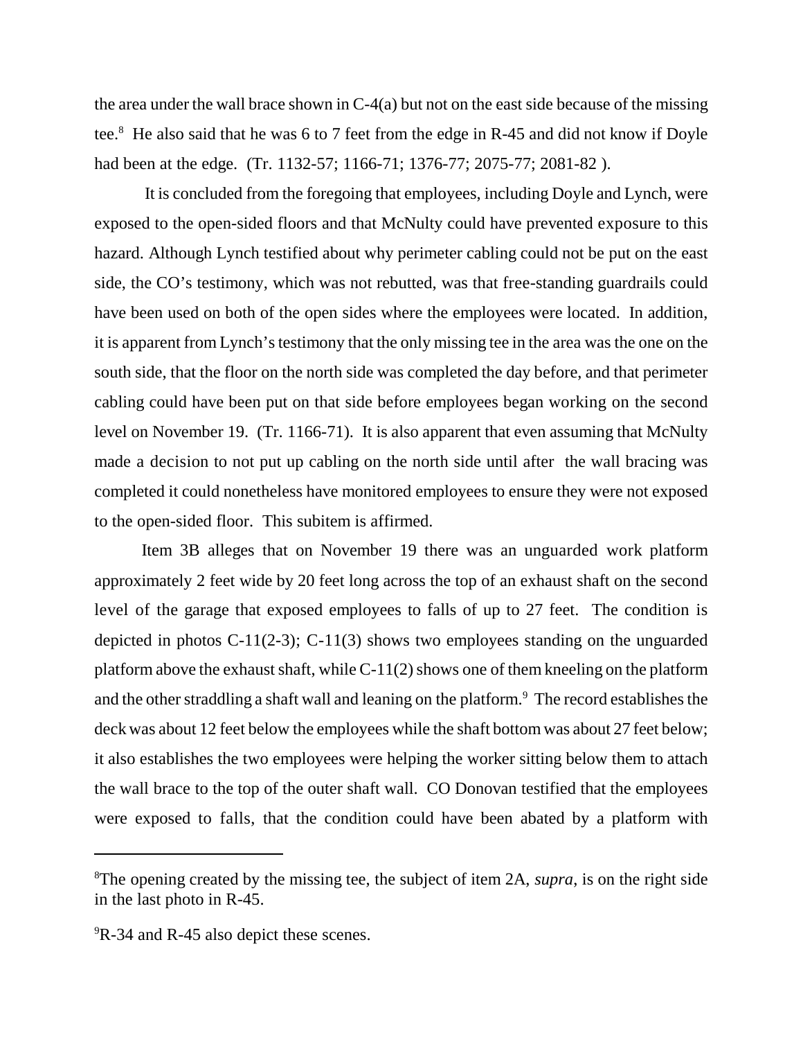the area under the wall brace shown in C-4(a) but not on the east side because of the missing tee.[8] He also said that he was 6 to 7 feet from the edge in R-45 and did not know if Doyle had been at the edge. (Tr. 1132-57; 1166-71; 1376-77; 2075-77; 2081-82 ).

It is concluded from the foregoing that employees, including Doyle and Lynch, were exposed to the open-sided floors and that McNulty could have prevented exposure to this hazard. Although Lynch testified about why perimeter cabling could not be put on the east side, the CO's testimony, which was not rebutted, was that free-standing guardrails could have been used on both of the open sides where the employees were located. In addition, it is apparent from Lynch's testimony that the only missing tee in the area was the one on the south side, that the floor on the north side was completed the day before, and that perimeter cabling could have been put on that side before employees began working on the second level on November 19. (Tr. 1166-71). It is also apparent that even assuming that McNulty made a decision to not put up cabling on the north side until after the wall bracing was completed it could nonetheless have monitored employees to ensure they were not exposed to the open-sided floor. This subitem is affirmed.

Item 3B alleges that on November 19 there was an unguarded work platform approximately 2 feet wide by 20 feet long across the top of an exhaust shaft on the second level of the garage that exposed employees to falls of up to 27 feet. The condition is depicted in photos C-11(2-3); C-11(3) shows two employees standing on the unguarded platform above the exhaust shaft, while C-11(2) shows one of them kneeling on the platform and the other straddling a shaft wall and leaning on the platform.[9] The record establishes the deck was about 12 feet below the employees while the shaft bottom was about 27 feet below; it also establishes the two employees were helping the worker sitting below them to attach the wall brace to the top of the outer shaft wall. CO Donovan testified that the employees were exposed to falls, that the condition could have been abated by a platform with

---

[8]The opening created by the missing tee, the subject of item 2A, *supra*, is on the right side in the last photo in R-45.

[9]R-34 and R-45 also depict these scenes.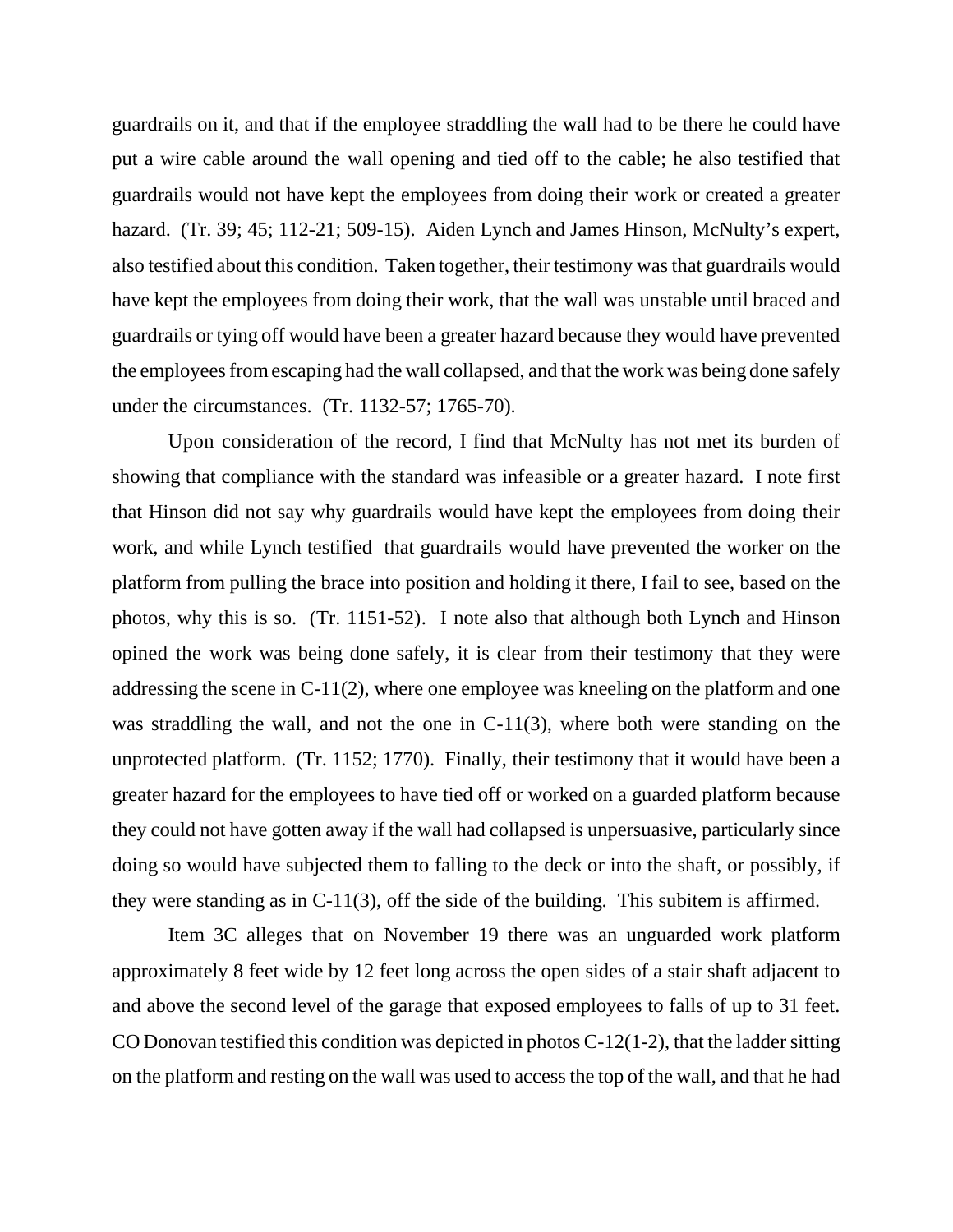guardrails on it, and that if the employee straddling the wall had to be there he could have put a wire cable around the wall opening and tied off to the cable; he also testified that guardrails would not have kept the employees from doing their work or created a greater hazard. (Tr. 39; 45; 112-21; 509-15). Aiden Lynch and James Hinson, McNulty's expert, also testified about this condition. Taken together, their testimony was that guardrails would have kept the employees from doing their work, that the wall was unstable until braced and guardrails or tying off would have been a greater hazard because they would have prevented the employees from escaping had the wall collapsed, and that the work was being done safely under the circumstances. (Tr. 1132-57; 1765-70).

Upon consideration of the record, I find that McNulty has not met its burden of showing that compliance with the standard was infeasible or a greater hazard. I note first that Hinson did not say why guardrails would have kept the employees from doing their work, and while Lynch testified that guardrails would have prevented the worker on the platform from pulling the brace into position and holding it there, I fail to see, based on the photos, why this is so. (Tr. 1151-52). I note also that although both Lynch and Hinson opined the work was being done safely, it is clear from their testimony that they were addressing the scene in C-11(2), where one employee was kneeling on the platform and one was straddling the wall, and not the one in C-11(3), where both were standing on the unprotected platform. (Tr. 1152; 1770). Finally, their testimony that it would have been a greater hazard for the employees to have tied off or worked on a guarded platform because they could not have gotten away if the wall had collapsed is unpersuasive, particularly since doing so would have subjected them to falling to the deck or into the shaft, or possibly, if they were standing as in C-11(3), off the side of the building. This subitem is affirmed.

Item 3C alleges that on November 19 there was an unguarded work platform approximately 8 feet wide by 12 feet long across the open sides of a stair shaft adjacent to and above the second level of the garage that exposed employees to falls of up to 31 feet. CO Donovan testified this condition was depicted in photos C-12(1-2), that the ladder sitting on the platform and resting on the wall was used to access the top of the wall, and that he had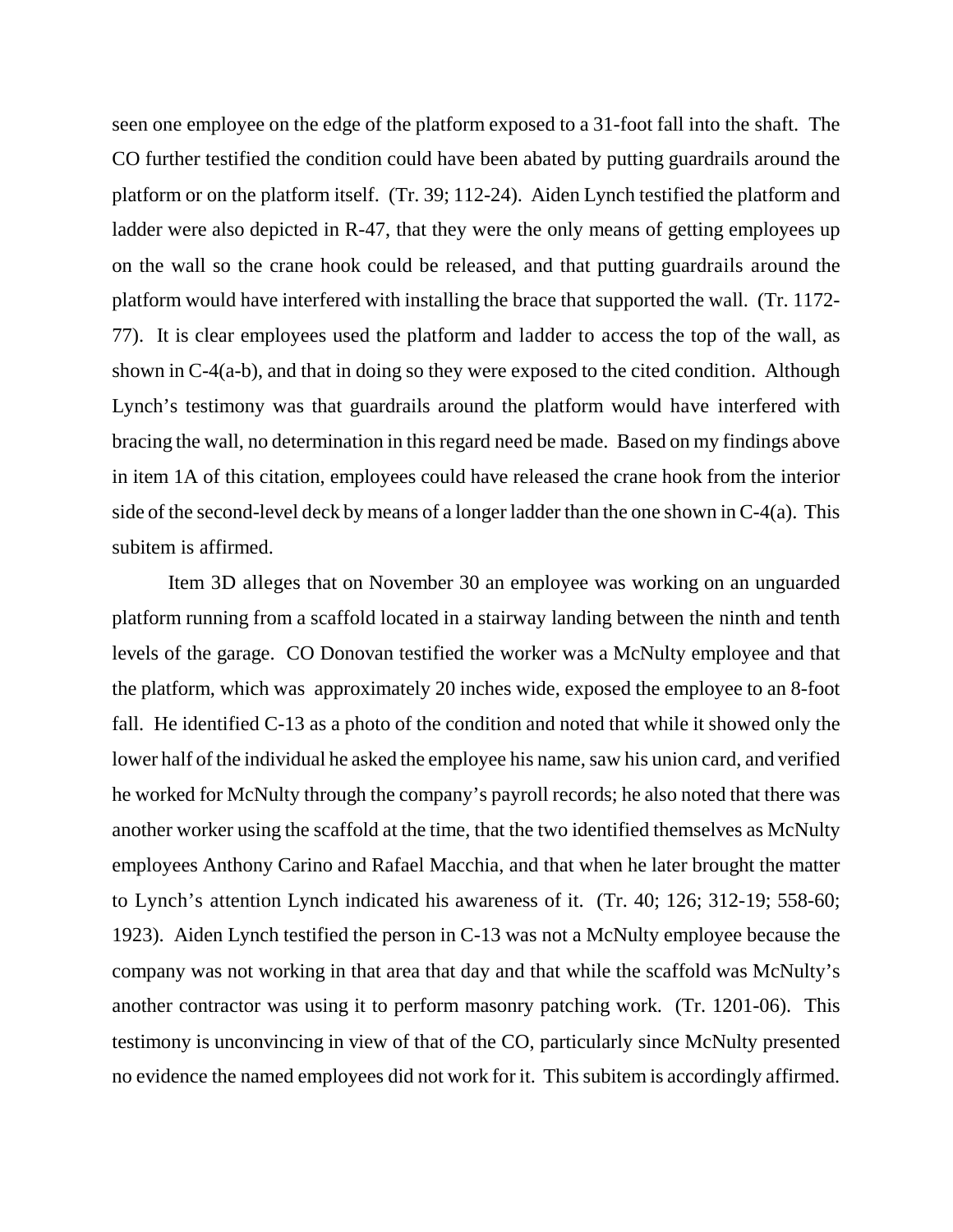seen one employee on the edge of the platform exposed to a 31-foot fall into the shaft. The CO further testified the condition could have been abated by putting guardrails around the platform or on the platform itself. (Tr. 39; 112-24). Aiden Lynch testified the platform and ladder were also depicted in R-47, that they were the only means of getting employees up on the wall so the crane hook could be released, and that putting guardrails around the platform would have interfered with installing the brace that supported the wall. (Tr. 1172-77). It is clear employees used the platform and ladder to access the top of the wall, as shown in C-4(a-b), and that in doing so they were exposed to the cited condition. Although Lynch's testimony was that guardrails around the platform would have interfered with bracing the wall, no determination in this regard need be made. Based on my findings above in item 1A of this citation, employees could have released the crane hook from the interior side of the second-level deck by means of a longer ladder than the one shown in C-4(a). This subitem is affirmed.

Item 3D alleges that on November 30 an employee was working on an unguarded platform running from a scaffold located in a stairway landing between the ninth and tenth levels of the garage. CO Donovan testified the worker was a McNulty employee and that the platform, which was approximately 20 inches wide, exposed the employee to an 8-foot fall. He identified C-13 as a photo of the condition and noted that while it showed only the lower half of the individual he asked the employee his name, saw his union card, and verified he worked for McNulty through the company's payroll records; he also noted that there was another worker using the scaffold at the time, that the two identified themselves as McNulty employees Anthony Carino and Rafael Macchia, and that when he later brought the matter to Lynch's attention Lynch indicated his awareness of it. (Tr. 40; 126; 312-19; 558-60; 1923). Aiden Lynch testified the person in C-13 was not a McNulty employee because the company was not working in that area that day and that while the scaffold was McNulty's another contractor was using it to perform masonry patching work. (Tr. 1201-06). This testimony is unconvincing in view of that of the CO, particularly since McNulty presented no evidence the named employees did not work for it. This subitem is accordingly affirmed.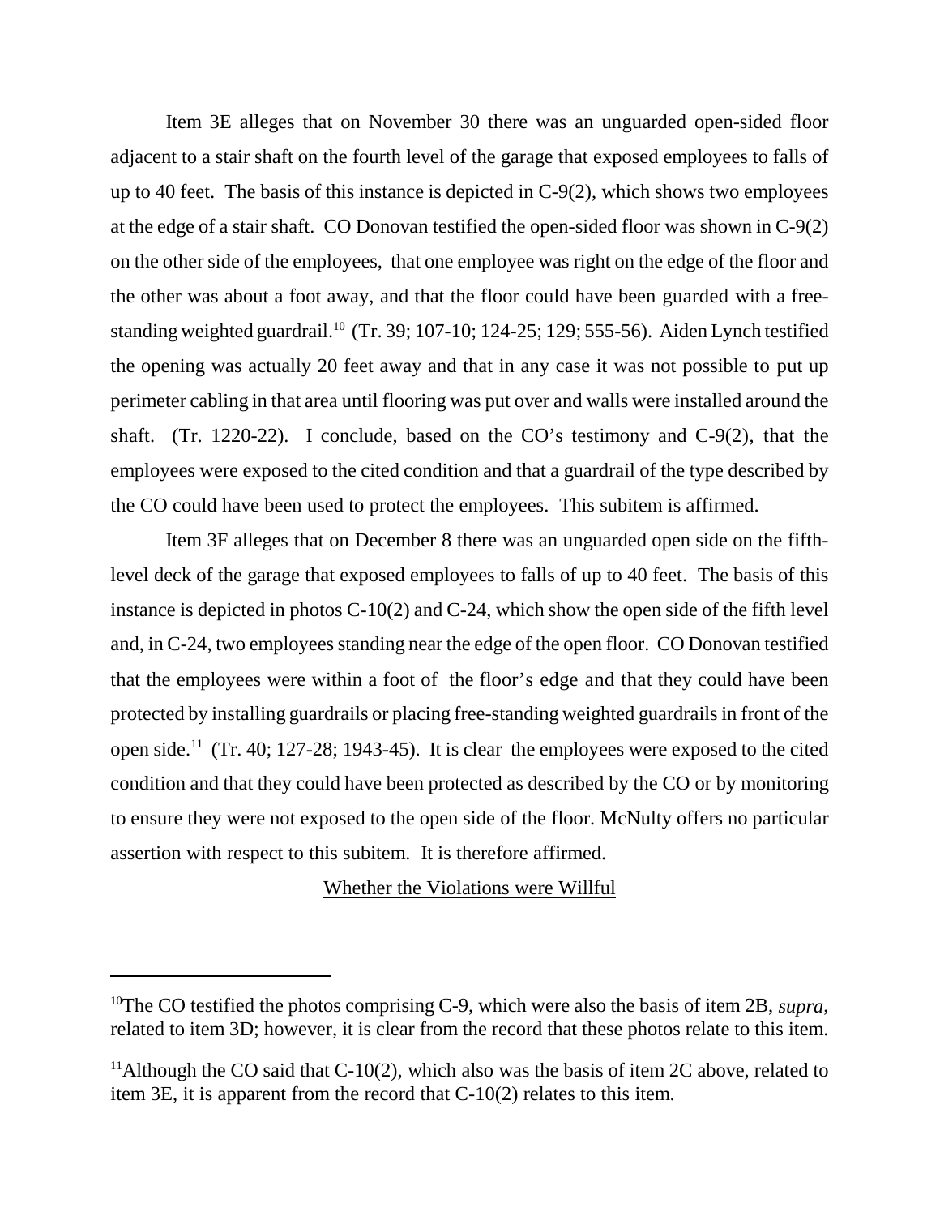Item 3E alleges that on November 30 there was an unguarded open-sided floor adjacent to a stair shaft on the fourth level of the garage that exposed employees to falls of up to 40 feet. The basis of this instance is depicted in C-9(2), which shows two employees at the edge of a stair shaft. CO Donovan testified the open-sided floor was shown in C-9(2) on the other side of the employees, that one employee was right on the edge of the floor and the other was about a foot away, and that the floor could have been guarded with a free-standing weighted guardrail.[10] (Tr. 39; 107-10; 124-25; 129; 555-56). Aiden Lynch testified the opening was actually 20 feet away and that in any case it was not possible to put up perimeter cabling in that area until flooring was put over and walls were installed around the shaft. (Tr. 1220-22). I conclude, based on the CO's testimony and C-9(2), that the employees were exposed to the cited condition and that a guardrail of the type described by the CO could have been used to protect the employees. This subitem is affirmed.

Item 3F alleges that on December 8 there was an unguarded open side on the fifth-level deck of the garage that exposed employees to falls of up to 40 feet. The basis of this instance is depicted in photos C-10(2) and C-24, which show the open side of the fifth level and, in C-24, two employees standing near the edge of the open floor. CO Donovan testified that the employees were within a foot of the floor's edge and that they could have been protected by installing guardrails or placing free-standing weighted guardrails in front of the open side.[11] (Tr. 40; 127-28; 1943-45). It is clear the employees were exposed to the cited condition and that they could have been protected as described by the CO or by monitoring to ensure they were not exposed to the open side of the floor. McNulty offers no particular assertion with respect to this subitem. It is therefore affirmed.

<u>Whether the Violations were Willful</u>

---

[10]The CO testified the photos comprising C-9, which were also the basis of item 2B, *supra*, related to item 3D; however, it is clear from the record that these photos relate to this item.

[11]Although the CO said that C-10(2), which also was the basis of item 2C above, related to item 3E, it is apparent from the record that C-10(2) relates to this item.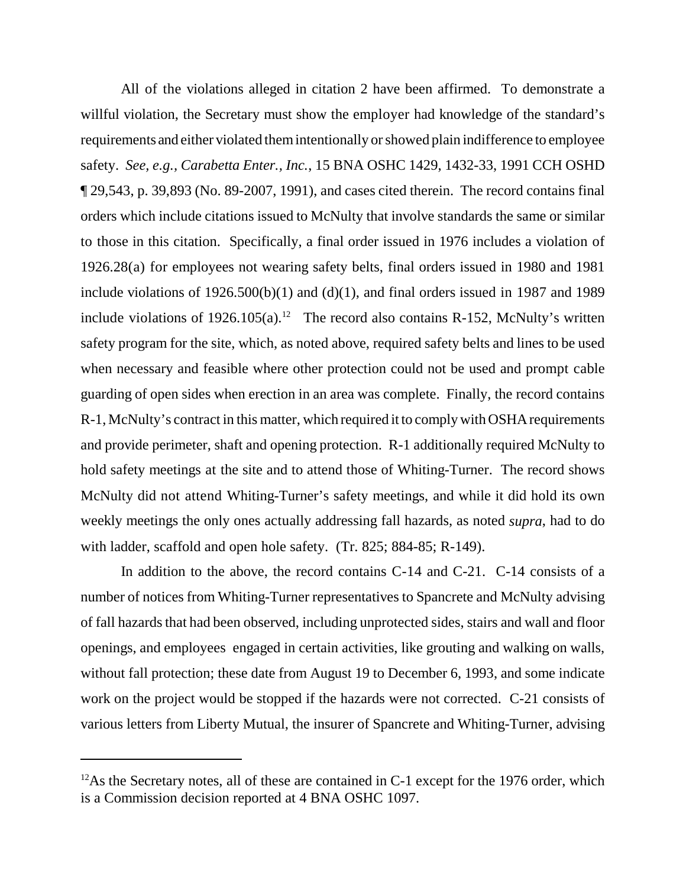All of the violations alleged in citation 2 have been affirmed. To demonstrate a willful violation, the Secretary must show the employer had knowledge of the standard's requirements and either violated them intentionally or showed plain indifference to employee safety. *See, e.g., Carabetta Enter., Inc.*, 15 BNA OSHC 1429, 1432-33, 1991 CCH OSHD ¶ 29,543, p. 39,893 (No. 89-2007, 1991), and cases cited therein. The record contains final orders which include citations issued to McNulty that involve standards the same or similar to those in this citation. Specifically, a final order issued in 1976 includes a violation of 1926.28(a) for employees not wearing safety belts, final orders issued in 1980 and 1981 include violations of 1926.500(b)(1) and (d)(1), and final orders issued in 1987 and 1989 include violations of 1926.105(a).[12] The record also contains R-152, McNulty's written safety program for the site, which, as noted above, required safety belts and lines to be used when necessary and feasible where other protection could not be used and prompt cable guarding of open sides when erection in an area was complete. Finally, the record contains R-1, McNulty's contract in this matter, which required it to comply with OSHA requirements and provide perimeter, shaft and opening protection. R-1 additionally required McNulty to hold safety meetings at the site and to attend those of Whiting-Turner. The record shows McNulty did not attend Whiting-Turner's safety meetings, and while it did hold its own weekly meetings the only ones actually addressing fall hazards, as noted *supra*, had to do with ladder, scaffold and open hole safety. (Tr. 825; 884-85; R-149).

In addition to the above, the record contains C-14 and C-21. C-14 consists of a number of notices from Whiting-Turner representatives to Spancrete and McNulty advising of fall hazards that had been observed, including unprotected sides, stairs and wall and floor openings, and employees engaged in certain activities, like grouting and walking on walls, without fall protection; these date from August 19 to December 6, 1993, and some indicate work on the project would be stopped if the hazards were not corrected. C-21 consists of various letters from Liberty Mutual, the insurer of Spancrete and Whiting-Turner, advising

---

[12] As the Secretary notes, all of these are contained in C-1 except for the 1976 order, which is a Commission decision reported at 4 BNA OSHC 1097.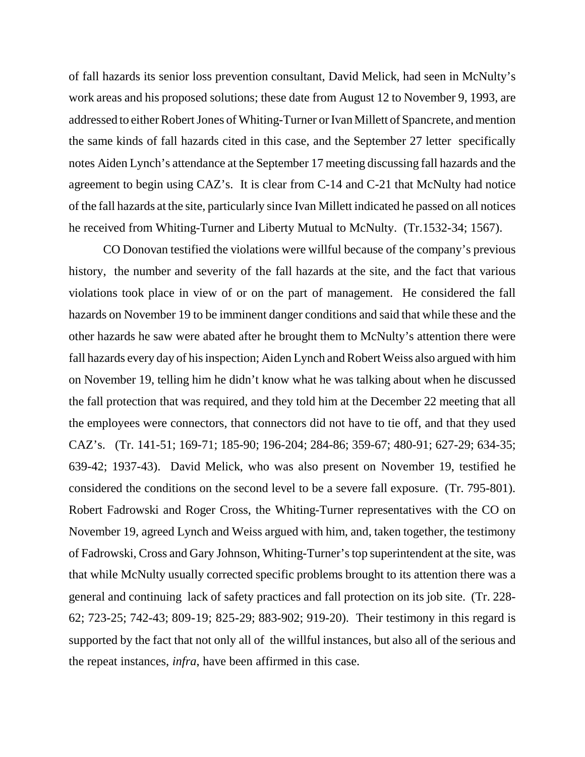of fall hazards its senior loss prevention consultant, David Melick, had seen in McNulty's work areas and his proposed solutions; these date from August 12 to November 9, 1993, are addressed to either Robert Jones of Whiting-Turner or Ivan Millett of Spancrete, and mention the same kinds of fall hazards cited in this case, and the September 27 letter specifically notes Aiden Lynch's attendance at the September 17 meeting discussing fall hazards and the agreement to begin using CAZ's. It is clear from C-14 and C-21 that McNulty had notice of the fall hazards at the site, particularly since Ivan Millett indicated he passed on all notices he received from Whiting-Turner and Liberty Mutual to McNulty. (Tr.1532-34; 1567).

CO Donovan testified the violations were willful because of the company's previous history, the number and severity of the fall hazards at the site, and the fact that various violations took place in view of or on the part of management. He considered the fall hazards on November 19 to be imminent danger conditions and said that while these and the other hazards he saw were abated after he brought them to McNulty's attention there were fall hazards every day of his inspection; Aiden Lynch and Robert Weiss also argued with him on November 19, telling him he didn't know what he was talking about when he discussed the fall protection that was required, and they told him at the December 22 meeting that all the employees were connectors, that connectors did not have to tie off, and that they used CAZ's. (Tr. 141-51; 169-71; 185-90; 196-204; 284-86; 359-67; 480-91; 627-29; 634-35; 639-42; 1937-43). David Melick, who was also present on November 19, testified he considered the conditions on the second level to be a severe fall exposure. (Tr. 795-801). Robert Fadrowski and Roger Cross, the Whiting-Turner representatives with the CO on November 19, agreed Lynch and Weiss argued with him, and, taken together, the testimony of Fadrowski, Cross and Gary Johnson, Whiting-Turner's top superintendent at the site, was that while McNulty usually corrected specific problems brought to its attention there was a general and continuing lack of safety practices and fall protection on its job site. (Tr. 228-62; 723-25; 742-43; 809-19; 825-29; 883-902; 919-20). Their testimony in this regard is supported by the fact that not only all of the willful instances, but also all of the serious and the repeat instances, *infra*, have been affirmed in this case.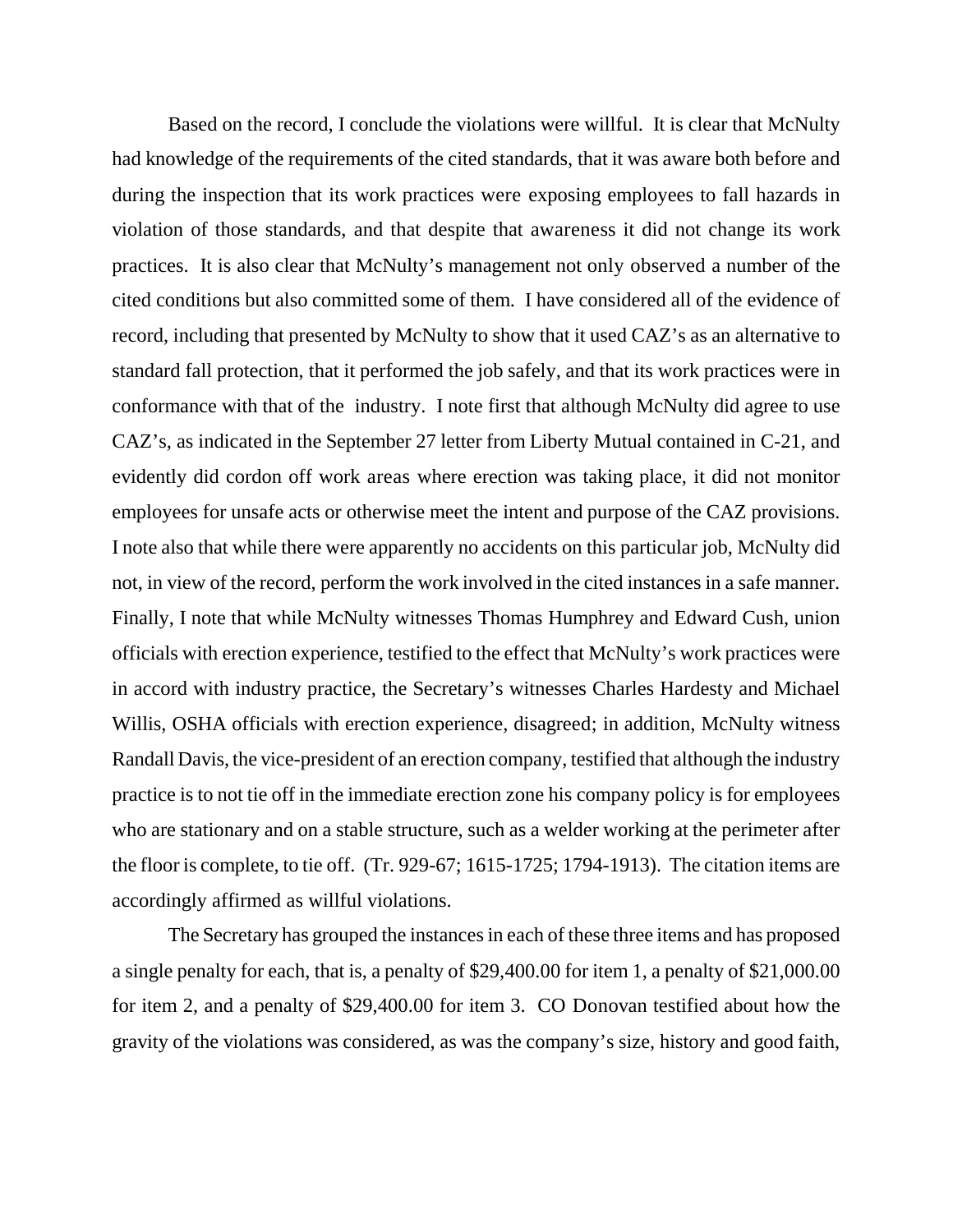Based on the record, I conclude the violations were willful. It is clear that McNulty had knowledge of the requirements of the cited standards, that it was aware both before and during the inspection that its work practices were exposing employees to fall hazards in violation of those standards, and that despite that awareness it did not change its work practices. It is also clear that McNulty's management not only observed a number of the cited conditions but also committed some of them. I have considered all of the evidence of record, including that presented by McNulty to show that it used CAZ's as an alternative to standard fall protection, that it performed the job safely, and that its work practices were in conformance with that of the industry. I note first that although McNulty did agree to use CAZ's, as indicated in the September 27 letter from Liberty Mutual contained in C-21, and evidently did cordon off work areas where erection was taking place, it did not monitor employees for unsafe acts or otherwise meet the intent and purpose of the CAZ provisions. I note also that while there were apparently no accidents on this particular job, McNulty did not, in view of the record, perform the work involved in the cited instances in a safe manner. Finally, I note that while McNulty witnesses Thomas Humphrey and Edward Cush, union officials with erection experience, testified to the effect that McNulty's work practices were in accord with industry practice, the Secretary's witnesses Charles Hardesty and Michael Willis, OSHA officials with erection experience, disagreed; in addition, McNulty witness Randall Davis, the vice-president of an erection company, testified that although the industry practice is to not tie off in the immediate erection zone his company policy is for employees who are stationary and on a stable structure, such as a welder working at the perimeter after the floor is complete, to tie off. (Tr. 929-67; 1615-1725; 1794-1913). The citation items are accordingly affirmed as willful violations.

The Secretary has grouped the instances in each of these three items and has proposed a single penalty for each, that is, a penalty of $29,400.00 for item 1, a penalty of $21,000.00 for item 2, and a penalty of $29,400.00 for item 3. CO Donovan testified about how the gravity of the violations was considered, as was the company's size, history and good faith,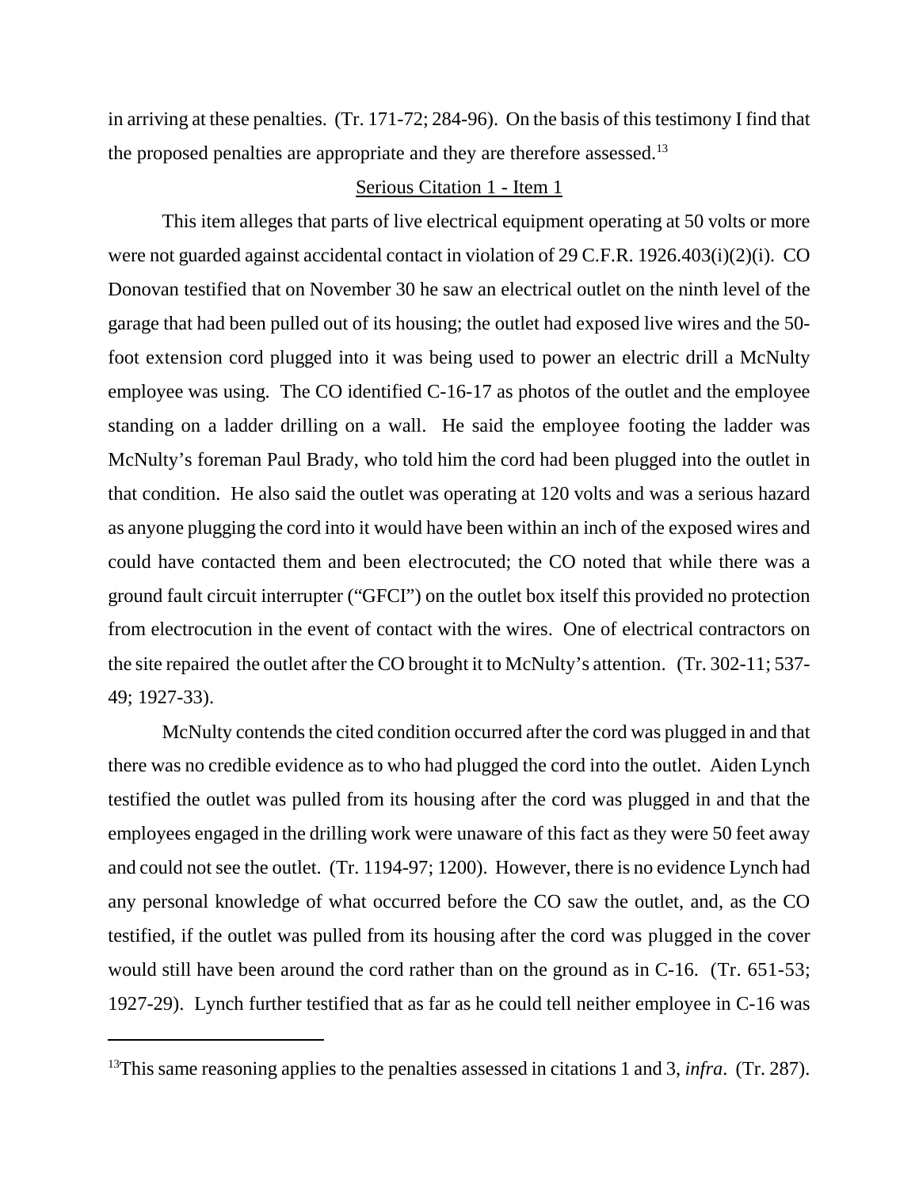in arriving at these penalties. (Tr. 171-72; 284-96). On the basis of this testimony I find that the proposed penalties are appropriate and they are therefore assessed.[13]

Serious Citation 1 - Item 1

This item alleges that parts of live electrical equipment operating at 50 volts or more were not guarded against accidental contact in violation of 29 C.F.R. 1926.403(i)(2)(i). CO Donovan testified that on November 30 he saw an electrical outlet on the ninth level of the garage that had been pulled out of its housing; the outlet had exposed live wires and the 50-foot extension cord plugged into it was being used to power an electric drill a McNulty employee was using. The CO identified C-16-17 as photos of the outlet and the employee standing on a ladder drilling on a wall. He said the employee footing the ladder was McNulty's foreman Paul Brady, who told him the cord had been plugged into the outlet in that condition. He also said the outlet was operating at 120 volts and was a serious hazard as anyone plugging the cord into it would have been within an inch of the exposed wires and could have contacted them and been electrocuted; the CO noted that while there was a ground fault circuit interrupter ("GFCI") on the outlet box itself this provided no protection from electrocution in the event of contact with the wires. One of electrical contractors on the site repaired the outlet after the CO brought it to McNulty's attention. (Tr. 302-11; 537-49; 1927-33).

McNulty contends the cited condition occurred after the cord was plugged in and that there was no credible evidence as to who had plugged the cord into the outlet. Aiden Lynch testified the outlet was pulled from its housing after the cord was plugged in and that the employees engaged in the drilling work were unaware of this fact as they were 50 feet away and could not see the outlet. (Tr. 1194-97; 1200). However, there is no evidence Lynch had any personal knowledge of what occurred before the CO saw the outlet, and, as the CO testified, if the outlet was pulled from its housing after the cord was plugged in the cover would still have been around the cord rather than on the ground as in C-16. (Tr. 651-53; 1927-29). Lynch further testified that as far as he could tell neither employee in C-16 was

---

[13] This same reasoning applies to the penalties assessed in citations 1 and 3, *infra*. (Tr. 287).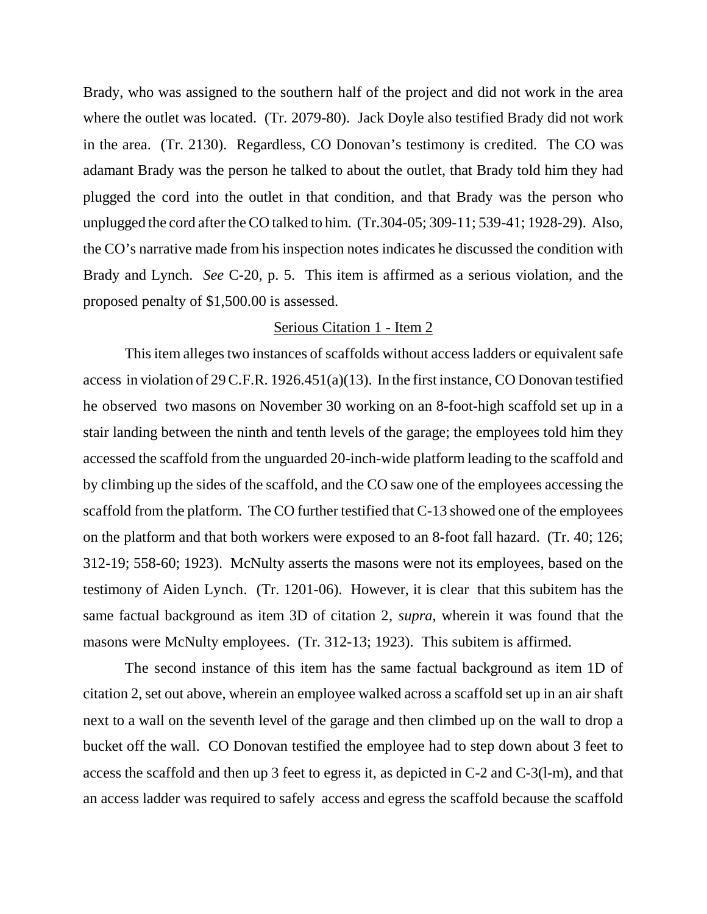Brady, who was assigned to the southern half of the project and did not work in the area where the outlet was located. (Tr. 2079-80). Jack Doyle also testified Brady did not work in the area. (Tr. 2130). Regardless, CO Donovan's testimony is credited. The CO was adamant Brady was the person he talked to about the outlet, that Brady told him they had plugged the cord into the outlet in that condition, and that Brady was the person who unplugged the cord after the CO talked to him. (Tr.304-05; 309-11; 539-41; 1928-29). Also, the CO's narrative made from his inspection notes indicates he discussed the condition with Brady and Lynch. *See* C-20, p. 5. This item is affirmed as a serious violation, and the proposed penalty of $1,500.00 is assessed.

<u>Serious Citation 1 - Item 2</u>

This item alleges two instances of scaffolds without access ladders or equivalent safe access in violation of 29 C.F.R. 1926.451(a)(13). In the first instance, CO Donovan testified he observed two masons on November 30 working on an 8-foot-high scaffold set up in a stair landing between the ninth and tenth levels of the garage; the employees told him they accessed the scaffold from the unguarded 20-inch-wide platform leading to the scaffold and by climbing up the sides of the scaffold, and the CO saw one of the employees accessing the scaffold from the platform. The CO further testified that C-13 showed one of the employees on the platform and that both workers were exposed to an 8-foot fall hazard. (Tr. 40; 126; 312-19; 558-60; 1923). McNulty asserts the masons were not its employees, based on the testimony of Aiden Lynch. (Tr. 1201-06). However, it is clear that this subitem has the same factual background as item 3D of citation 2, *supra*, wherein it was found that the masons were McNulty employees. (Tr. 312-13; 1923). This subitem is affirmed.

The second instance of this item has the same factual background as item 1D of citation 2, set out above, wherein an employee walked across a scaffold set up in an air shaft next to a wall on the seventh level of the garage and then climbed up on the wall to drop a bucket off the wall. CO Donovan testified the employee had to step down about 3 feet to access the scaffold and then up 3 feet to egress it, as depicted in C-2 and C-3(l-m), and that an access ladder was required to safely access and egress the scaffold because the scaffold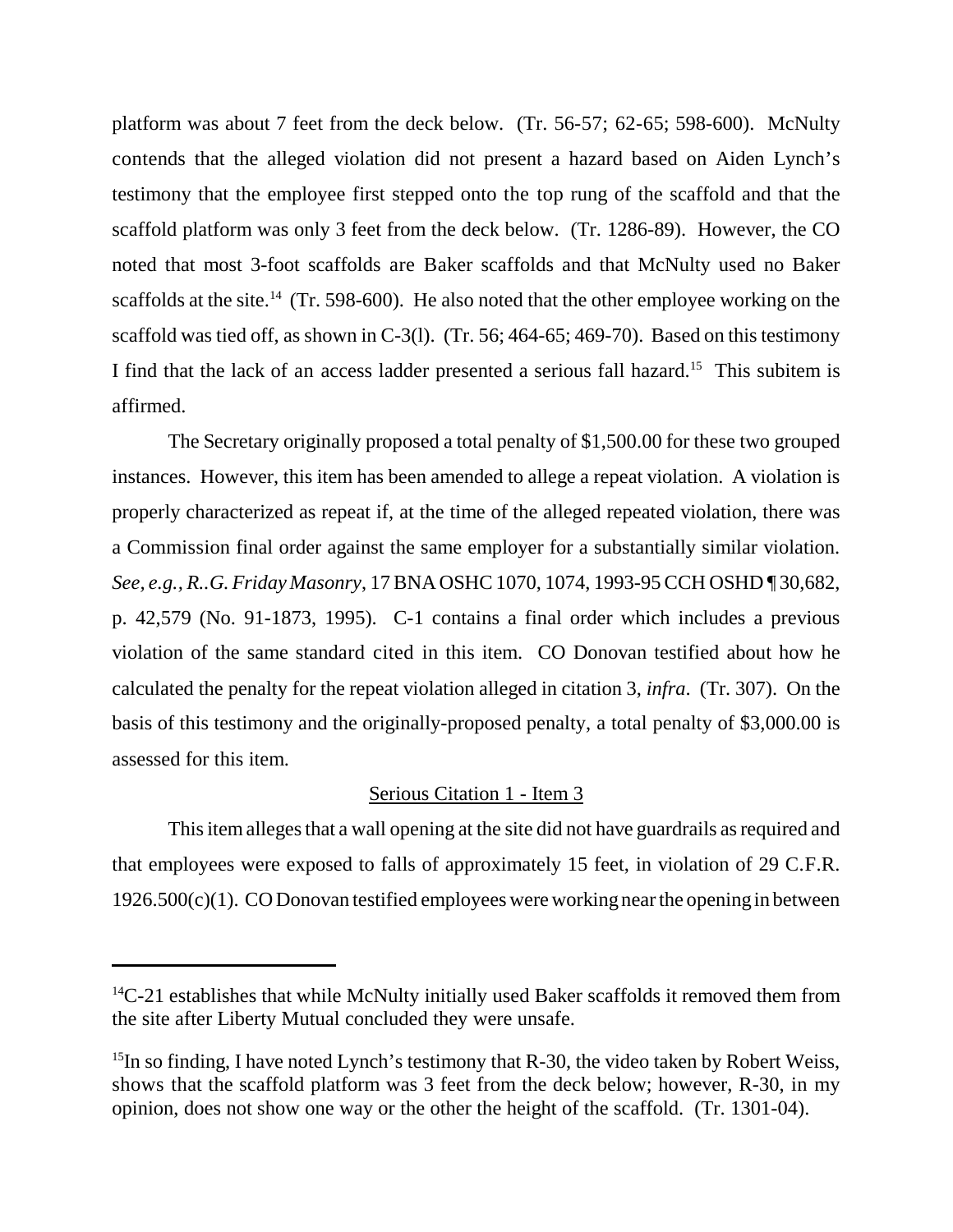platform was about 7 feet from the deck below. (Tr. 56-57; 62-65; 598-600). McNulty contends that the alleged violation did not present a hazard based on Aiden Lynch's testimony that the employee first stepped onto the top rung of the scaffold and that the scaffold platform was only 3 feet from the deck below. (Tr. 1286-89). However, the CO noted that most 3-foot scaffolds are Baker scaffolds and that McNulty used no Baker scaffolds at the site.[14] (Tr. 598-600). He also noted that the other employee working on the scaffold was tied off, as shown in C-3(l). (Tr. 56; 464-65; 469-70). Based on this testimony I find that the lack of an access ladder presented a serious fall hazard.[15] This subitem is affirmed.

The Secretary originally proposed a total penalty of $1,500.00 for these two grouped instances. However, this item has been amended to allege a repeat violation. A violation is properly characterized as repeat if, at the time of the alleged repeated violation, there was a Commission final order against the same employer for a substantially similar violation. *See, e.g., R..G. Friday Masonry*, 17 BNA OSHC 1070, 1074, 1993-95 CCH OSHD ¶ 30,682, p. 42,579 (No. 91-1873, 1995). C-1 contains a final order which includes a previous violation of the same standard cited in this item. CO Donovan testified about how he calculated the penalty for the repeat violation alleged in citation 3, *infra*. (Tr. 307). On the basis of this testimony and the originally-proposed penalty, a total penalty of $3,000.00 is assessed for this item.

<u>Serious Citation 1 - Item 3</u>

This item alleges that a wall opening at the site did not have guardrails as required and that employees were exposed to falls of approximately 15 feet, in violation of 29 C.F.R. 1926.500(c)(1). CO Donovan testified employees were working near the opening in between

---

[14]C-21 establishes that while McNulty initially used Baker scaffolds it removed them from the site after Liberty Mutual concluded they were unsafe.

[15]In so finding, I have noted Lynch's testimony that R-30, the video taken by Robert Weiss, shows that the scaffold platform was 3 feet from the deck below; however, R-30, in my opinion, does not show one way or the other the height of the scaffold. (Tr. 1301-04).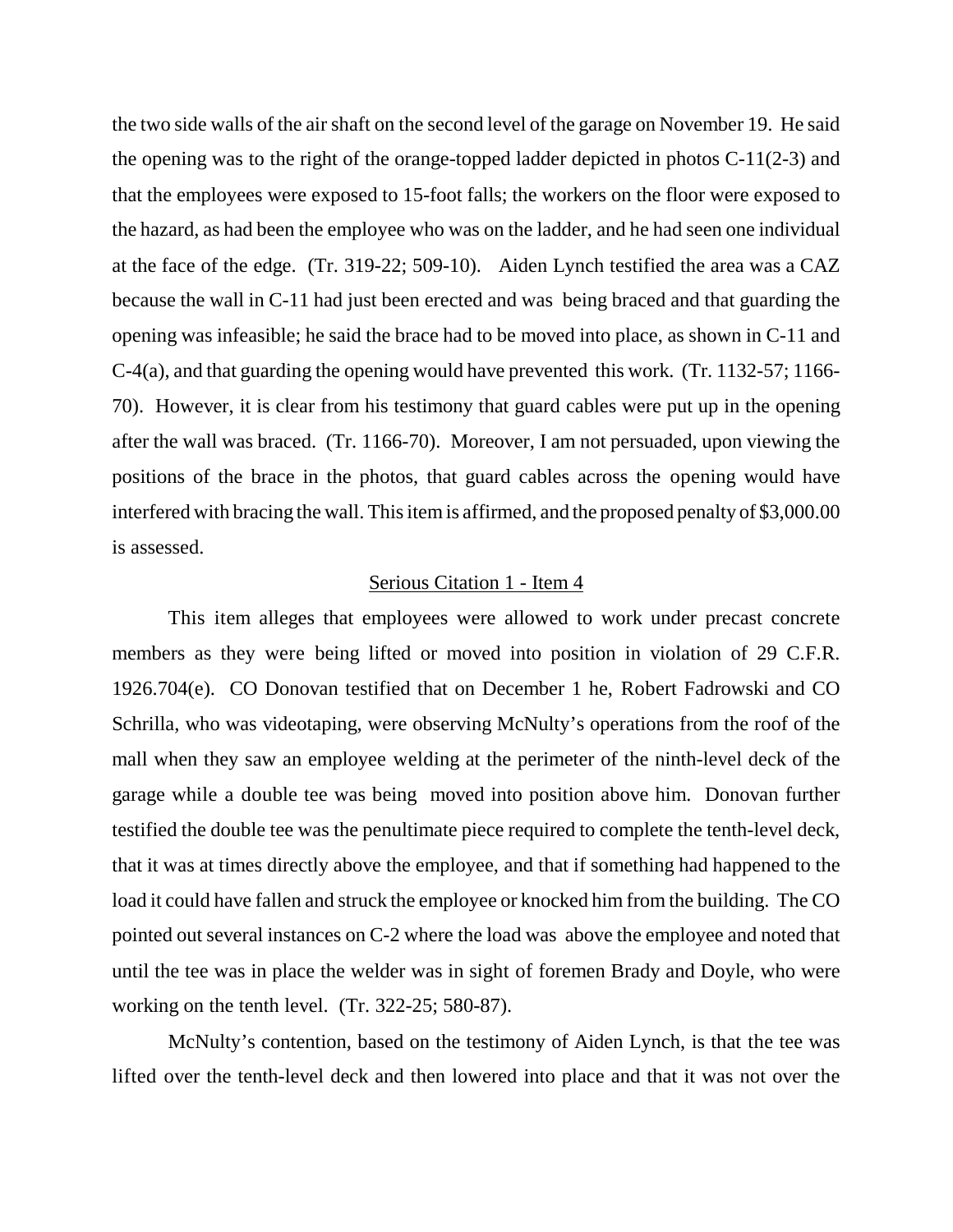the two side walls of the air shaft on the second level of the garage on November 19. He said the opening was to the right of the orange-topped ladder depicted in photos C-11(2-3) and that the employees were exposed to 15-foot falls; the workers on the floor were exposed to the hazard, as had been the employee who was on the ladder, and he had seen one individual at the face of the edge. (Tr. 319-22; 509-10). Aiden Lynch testified the area was a CAZ because the wall in C-11 had just been erected and was being braced and that guarding the opening was infeasible; he said the brace had to be moved into place, as shown in C-11 and C-4(a), and that guarding the opening would have prevented this work. (Tr. 1132-57; 1166-70). However, it is clear from his testimony that guard cables were put up in the opening after the wall was braced. (Tr. 1166-70). Moreover, I am not persuaded, upon viewing the positions of the brace in the photos, that guard cables across the opening would have interfered with bracing the wall. This item is affirmed, and the proposed penalty of $3,000.00 is assessed.

<u>Serious Citation 1 - Item 4</u>

This item alleges that employees were allowed to work under precast concrete members as they were being lifted or moved into position in violation of 29 C.F.R. 1926.704(e). CO Donovan testified that on December 1 he, Robert Fadrowski and CO Schrilla, who was videotaping, were observing McNulty's operations from the roof of the mall when they saw an employee welding at the perimeter of the ninth-level deck of the garage while a double tee was being moved into position above him. Donovan further testified the double tee was the penultimate piece required to complete the tenth-level deck, that it was at times directly above the employee, and that if something had happened to the load it could have fallen and struck the employee or knocked him from the building. The CO pointed out several instances on C-2 where the load was above the employee and noted that until the tee was in place the welder was in sight of foremen Brady and Doyle, who were working on the tenth level. (Tr. 322-25; 580-87).

McNulty's contention, based on the testimony of Aiden Lynch, is that the tee was lifted over the tenth-level deck and then lowered into place and that it was not over the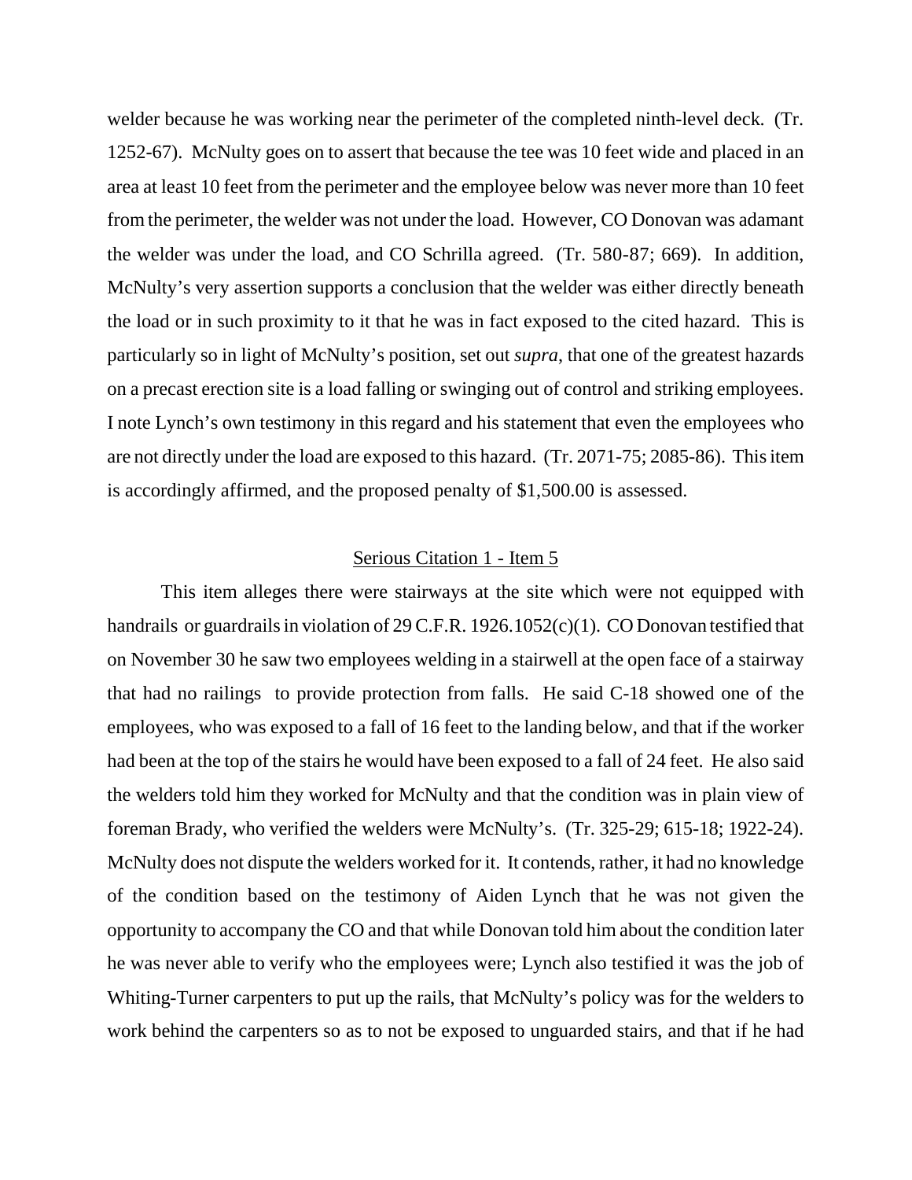welder because he was working near the perimeter of the completed ninth-level deck. (Tr. 1252-67). McNulty goes on to assert that because the tee was 10 feet wide and placed in an area at least 10 feet from the perimeter and the employee below was never more than 10 feet from the perimeter, the welder was not under the load. However, CO Donovan was adamant the welder was under the load, and CO Schrilla agreed. (Tr. 580-87; 669). In addition, McNulty's very assertion supports a conclusion that the welder was either directly beneath the load or in such proximity to it that he was in fact exposed to the cited hazard. This is particularly so in light of McNulty's position, set out *supra*, that one of the greatest hazards on a precast erection site is a load falling or swinging out of control and striking employees. I note Lynch's own testimony in this regard and his statement that even the employees who are not directly under the load are exposed to this hazard. (Tr. 2071-75; 2085-86). This item is accordingly affirmed, and the proposed penalty of $1,500.00 is assessed.

## Serious Citation 1 - Item 5

This item alleges there were stairways at the site which were not equipped with handrails or guardrails in violation of 29 C.F.R. 1926.1052(c)(1). CO Donovan testified that on November 30 he saw two employees welding in a stairwell at the open face of a stairway that had no railings to provide protection from falls. He said C-18 showed one of the employees, who was exposed to a fall of 16 feet to the landing below, and that if the worker had been at the top of the stairs he would have been exposed to a fall of 24 feet. He also said the welders told him they worked for McNulty and that the condition was in plain view of foreman Brady, who verified the welders were McNulty's. (Tr. 325-29; 615-18; 1922-24). McNulty does not dispute the welders worked for it. It contends, rather, it had no knowledge of the condition based on the testimony of Aiden Lynch that he was not given the opportunity to accompany the CO and that while Donovan told him about the condition later he was never able to verify who the employees were; Lynch also testified it was the job of Whiting-Turner carpenters to put up the rails, that McNulty's policy was for the welders to work behind the carpenters so as to not be exposed to unguarded stairs, and that if he had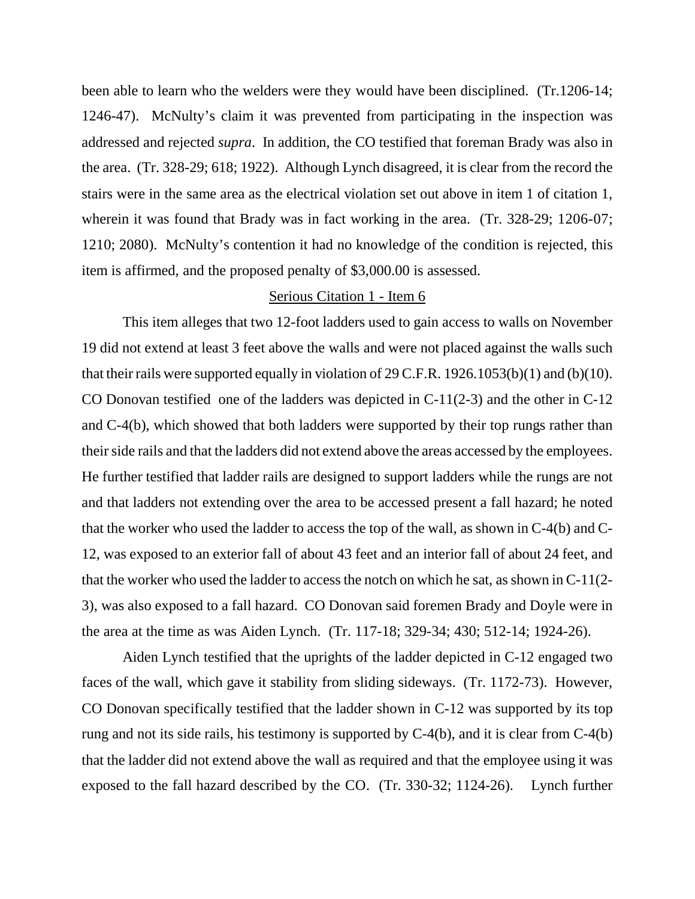been able to learn who the welders were they would have been disciplined. (Tr.1206-14; 1246-47). McNulty's claim it was prevented from participating in the inspection was addressed and rejected *supra*. In addition, the CO testified that foreman Brady was also in the area. (Tr. 328-29; 618; 1922). Although Lynch disagreed, it is clear from the record the stairs were in the same area as the electrical violation set out above in item 1 of citation 1, wherein it was found that Brady was in fact working in the area. (Tr. 328-29; 1206-07; 1210; 2080). McNulty's contention it had no knowledge of the condition is rejected, this item is affirmed, and the proposed penalty of $3,000.00 is assessed.

<u>Serious Citation 1 - Item 6</u>

This item alleges that two 12-foot ladders used to gain access to walls on November 19 did not extend at least 3 feet above the walls and were not placed against the walls such that their rails were supported equally in violation of 29 C.F.R. 1926.1053(b)(1) and (b)(10). CO Donovan testified one of the ladders was depicted in C-11(2-3) and the other in C-12 and C-4(b), which showed that both ladders were supported by their top rungs rather than their side rails and that the ladders did not extend above the areas accessed by the employees. He further testified that ladder rails are designed to support ladders while the rungs are not and that ladders not extending over the area to be accessed present a fall hazard; he noted that the worker who used the ladder to access the top of the wall, as shown in C-4(b) and C-12, was exposed to an exterior fall of about 43 feet and an interior fall of about 24 feet, and that the worker who used the ladder to access the notch on which he sat, as shown in C-11(2-3), was also exposed to a fall hazard. CO Donovan said foremen Brady and Doyle were in the area at the time as was Aiden Lynch. (Tr. 117-18; 329-34; 430; 512-14; 1924-26).

Aiden Lynch testified that the uprights of the ladder depicted in C-12 engaged two faces of the wall, which gave it stability from sliding sideways. (Tr. 1172-73). However, CO Donovan specifically testified that the ladder shown in C-12 was supported by its top rung and not its side rails, his testimony is supported by C-4(b), and it is clear from C-4(b) that the ladder did not extend above the wall as required and that the employee using it was exposed to the fall hazard described by the CO. (Tr. 330-32; 1124-26). Lynch further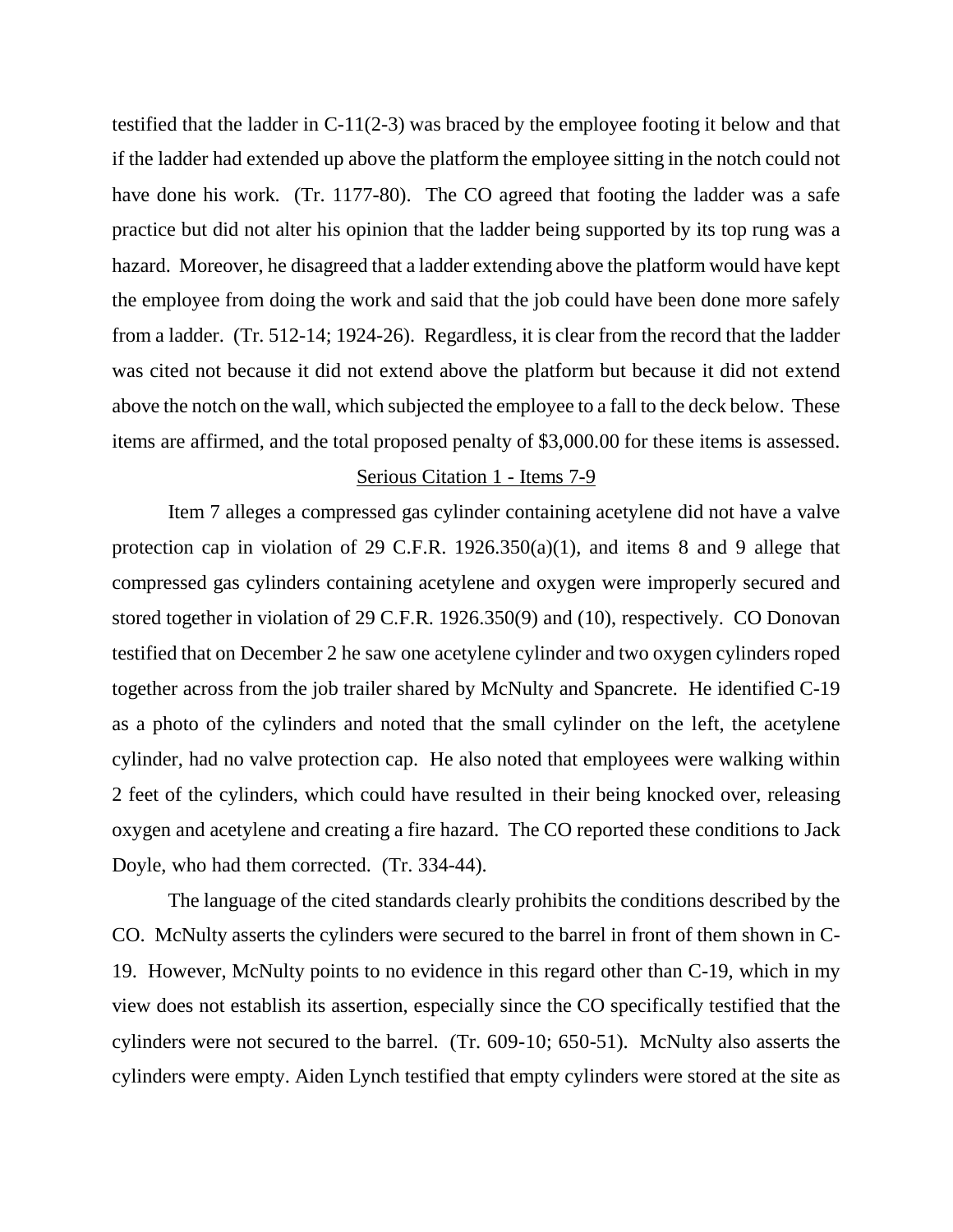testified that the ladder in C-11(2-3) was braced by the employee footing it below and that if the ladder had extended up above the platform the employee sitting in the notch could not have done his work. (Tr. 1177-80). The CO agreed that footing the ladder was a safe practice but did not alter his opinion that the ladder being supported by its top rung was a hazard. Moreover, he disagreed that a ladder extending above the platform would have kept the employee from doing the work and said that the job could have been done more safely from a ladder. (Tr. 512-14; 1924-26). Regardless, it is clear from the record that the ladder was cited not because it did not extend above the platform but because it did not extend above the notch on the wall, which subjected the employee to a fall to the deck below. These items are affirmed, and the total proposed penalty of $3,000.00 for these items is assessed.

<u>Serious Citation 1 - Items 7-9</u>

Item 7 alleges a compressed gas cylinder containing acetylene did not have a valve protection cap in violation of 29 C.F.R. 1926.350(a)(1), and items 8 and 9 allege that compressed gas cylinders containing acetylene and oxygen were improperly secured and stored together in violation of 29 C.F.R. 1926.350(9) and (10), respectively. CO Donovan testified that on December 2 he saw one acetylene cylinder and two oxygen cylinders roped together across from the job trailer shared by McNulty and Spancrete. He identified C-19 as a photo of the cylinders and noted that the small cylinder on the left, the acetylene cylinder, had no valve protection cap. He also noted that employees were walking within 2 feet of the cylinders, which could have resulted in their being knocked over, releasing oxygen and acetylene and creating a fire hazard. The CO reported these conditions to Jack Doyle, who had them corrected. (Tr. 334-44).

The language of the cited standards clearly prohibits the conditions described by the CO. McNulty asserts the cylinders were secured to the barrel in front of them shown in C-19. However, McNulty points to no evidence in this regard other than C-19, which in my view does not establish its assertion, especially since the CO specifically testified that the cylinders were not secured to the barrel. (Tr. 609-10; 650-51). McNulty also asserts the cylinders were empty. Aiden Lynch testified that empty cylinders were stored at the site as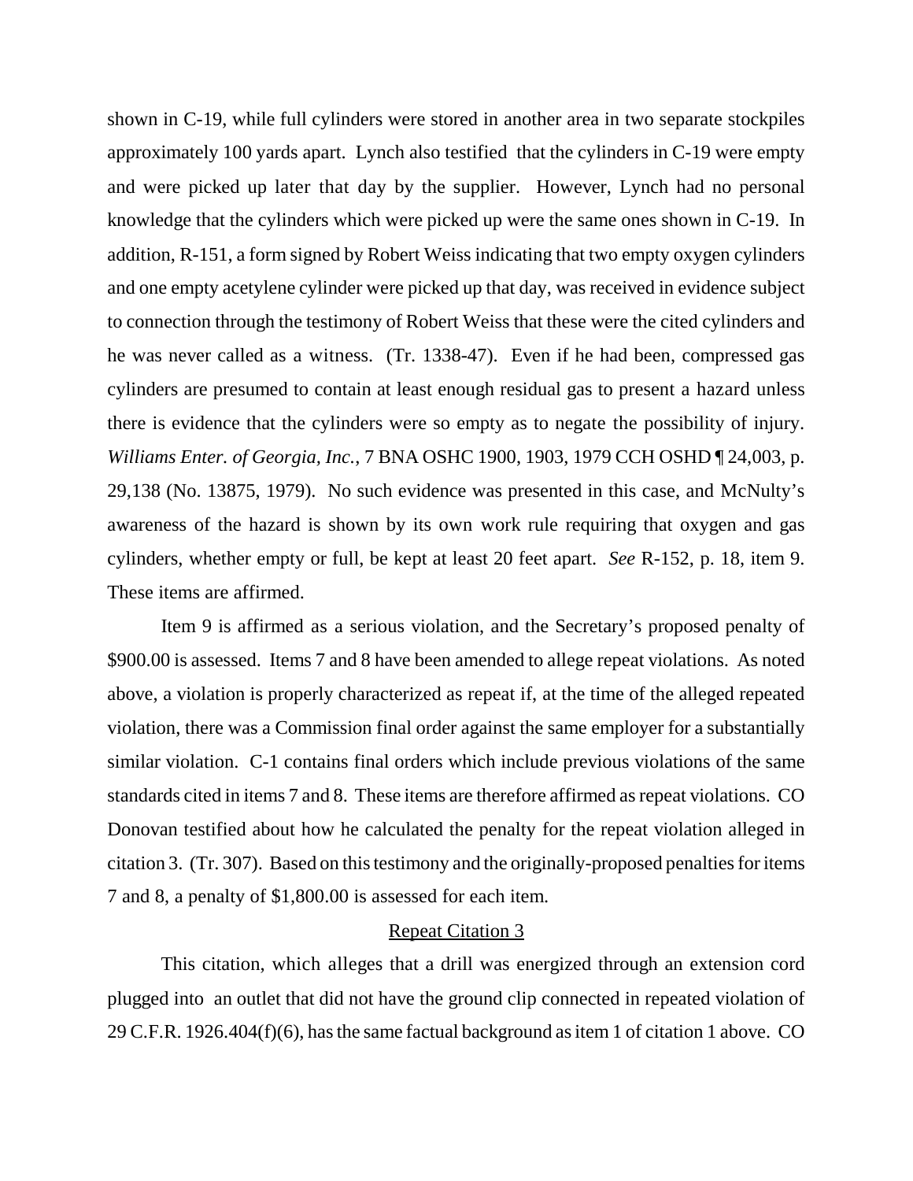shown in C-19, while full cylinders were stored in another area in two separate stockpiles approximately 100 yards apart. Lynch also testified that the cylinders in C-19 were empty and were picked up later that day by the supplier. However, Lynch had no personal knowledge that the cylinders which were picked up were the same ones shown in C-19. In addition, R-151, a form signed by Robert Weiss indicating that two empty oxygen cylinders and one empty acetylene cylinder were picked up that day, was received in evidence subject to connection through the testimony of Robert Weiss that these were the cited cylinders and he was never called as a witness. (Tr. 1338-47). Even if he had been, compressed gas cylinders are presumed to contain at least enough residual gas to present a hazard unless there is evidence that the cylinders were so empty as to negate the possibility of injury. *Williams Enter. of Georgia, Inc.*, 7 BNA OSHC 1900, 1903, 1979 CCH OSHD ¶ 24,003, p. 29,138 (No. 13875, 1979). No such evidence was presented in this case, and McNulty's awareness of the hazard is shown by its own work rule requiring that oxygen and gas cylinders, whether empty or full, be kept at least 20 feet apart. *See* R-152, p. 18, item 9. These items are affirmed.

Item 9 is affirmed as a serious violation, and the Secretary's proposed penalty of $900.00 is assessed. Items 7 and 8 have been amended to allege repeat violations. As noted above, a violation is properly characterized as repeat if, at the time of the alleged repeated violation, there was a Commission final order against the same employer for a substantially similar violation. C-1 contains final orders which include previous violations of the same standards cited in items 7 and 8. These items are therefore affirmed as repeat violations. CO Donovan testified about how he calculated the penalty for the repeat violation alleged in citation 3. (Tr. 307). Based on this testimony and the originally-proposed penalties for items 7 and 8, a penalty of $1,800.00 is assessed for each item.

<u>Repeat Citation 3</u>

This citation, which alleges that a drill was energized through an extension cord plugged into an outlet that did not have the ground clip connected in repeated violation of 29 C.F.R. 1926.404(f)(6), has the same factual background as item 1 of citation 1 above. CO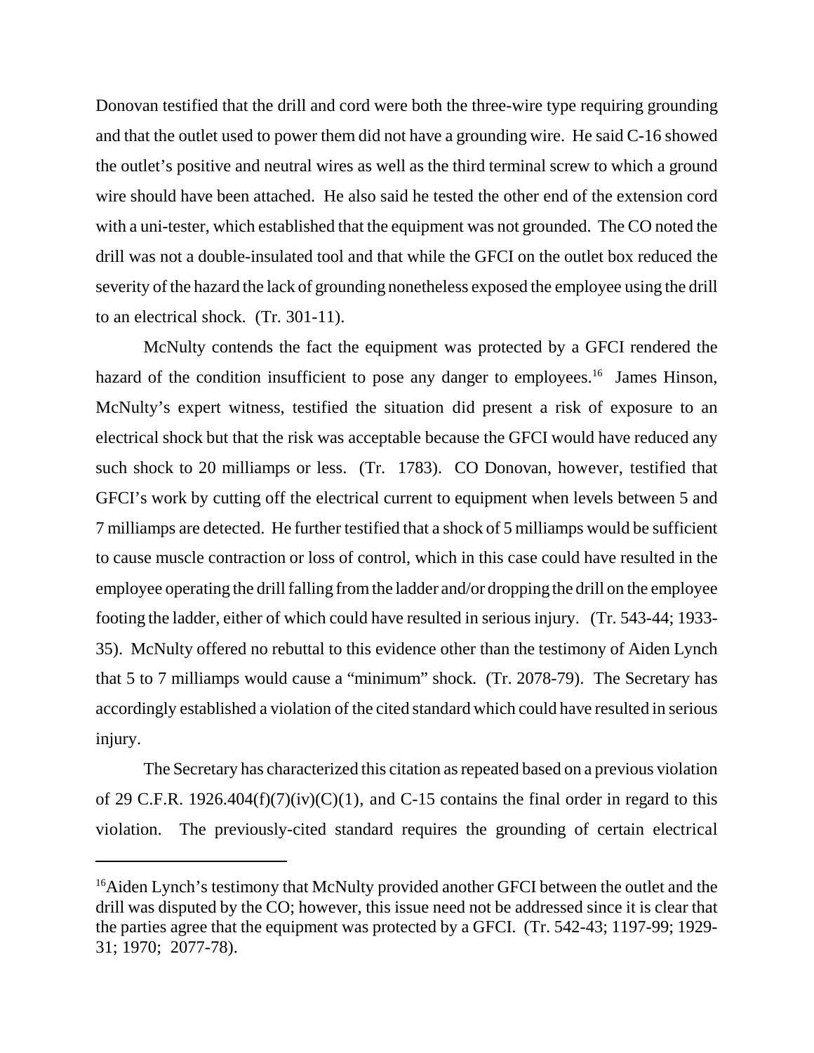Donovan testified that the drill and cord were both the three-wire type requiring grounding and that the outlet used to power them did not have a grounding wire. He said C-16 showed the outlet's positive and neutral wires as well as the third terminal screw to which a ground wire should have been attached. He also said he tested the other end of the extension cord with a uni-tester, which established that the equipment was not grounded. The CO noted the drill was not a double-insulated tool and that while the GFCI on the outlet box reduced the severity of the hazard the lack of grounding nonetheless exposed the employee using the drill to an electrical shock. (Tr. 301-11).

McNulty contends the fact the equipment was protected by a GFCI rendered the hazard of the condition insufficient to pose any danger to employees.[16] James Hinson, McNulty's expert witness, testified the situation did present a risk of exposure to an electrical shock but that the risk was acceptable because the GFCI would have reduced any such shock to 20 milliamps or less. (Tr. 1783). CO Donovan, however, testified that GFCI's work by cutting off the electrical current to equipment when levels between 5 and 7 milliamps are detected. He further testified that a shock of 5 milliamps would be sufficient to cause muscle contraction or loss of control, which in this case could have resulted in the employee operating the drill falling from the ladder and/or dropping the drill on the employee footing the ladder, either of which could have resulted in serious injury. (Tr. 543-44; 1933-35). McNulty offered no rebuttal to this evidence other than the testimony of Aiden Lynch that 5 to 7 milliamps would cause a "minimum" shock. (Tr. 2078-79). The Secretary has accordingly established a violation of the cited standard which could have resulted in serious injury.

The Secretary has characterized this citation as repeated based on a previous violation of 29 C.F.R. 1926.404(f)(7)(iv)(C)(1), and C-15 contains the final order in regard to this violation. The previously-cited standard requires the grounding of certain electrical

---

[16] Aiden Lynch's testimony that McNulty provided another GFCI between the outlet and the drill was disputed by the CO; however, this issue need not be addressed since it is clear that the parties agree that the equipment was protected by a GFCI. (Tr. 542-43; 1197-99; 1929-31; 1970; 2077-78).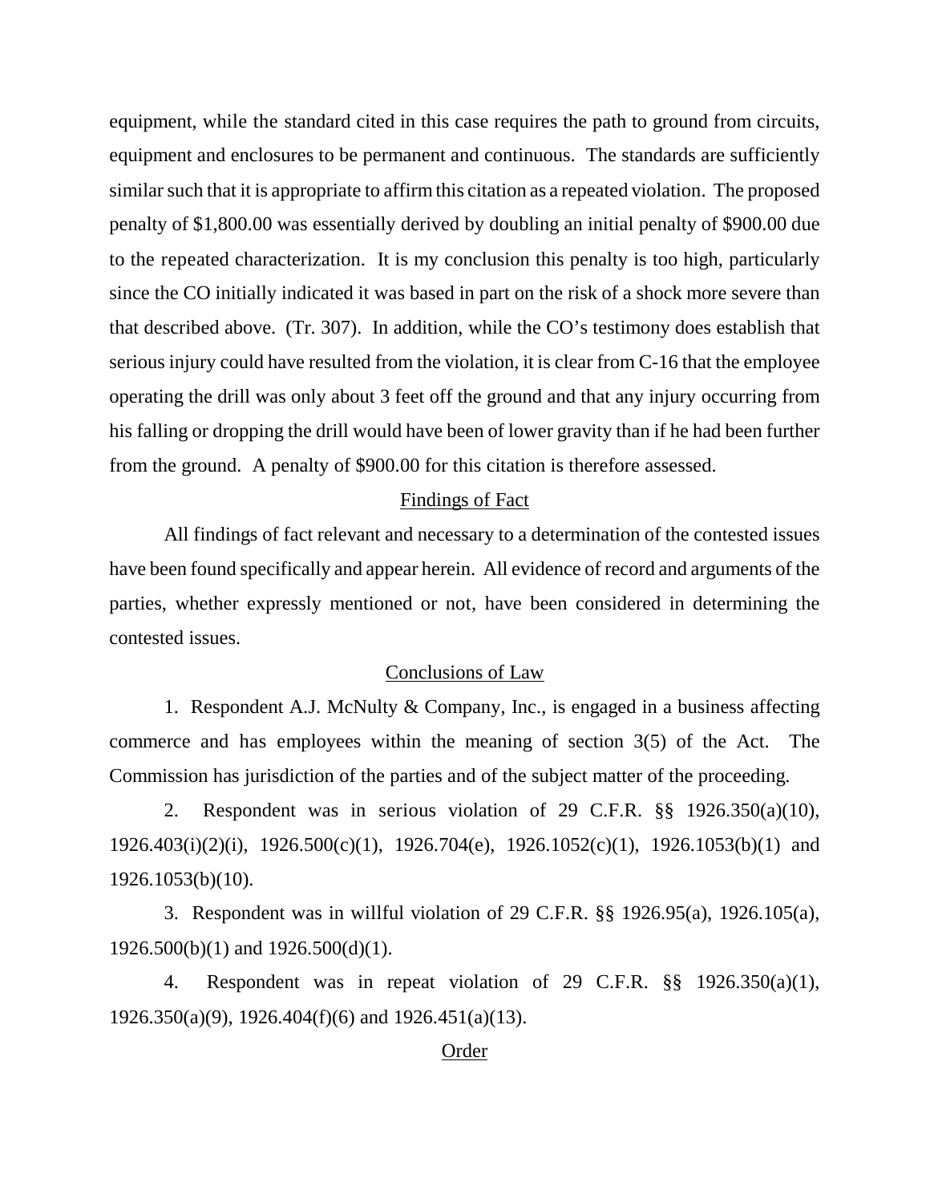equipment, while the standard cited in this case requires the path to ground from circuits, equipment and enclosures to be permanent and continuous. The standards are sufficiently similar such that it is appropriate to affirm this citation as a repeated violation. The proposed penalty of $1,800.00 was essentially derived by doubling an initial penalty of $900.00 due to the repeated characterization. It is my conclusion this penalty is too high, particularly since the CO initially indicated it was based in part on the risk of a shock more severe than that described above. (Tr. 307). In addition, while the CO's testimony does establish that serious injury could have resulted from the violation, it is clear from C-16 that the employee operating the drill was only about 3 feet off the ground and that any injury occurring from his falling or dropping the drill would have been of lower gravity than if he had been further from the ground. A penalty of $900.00 for this citation is therefore assessed.

## Findings of Fact

All findings of fact relevant and necessary to a determination of the contested issues have been found specifically and appear herein. All evidence of record and arguments of the parties, whether expressly mentioned or not, have been considered in determining the contested issues.

## Conclusions of Law

1. Respondent A.J. McNulty & Company, Inc., is engaged in a business affecting commerce and has employees within the meaning of section 3(5) of the Act. The Commission has jurisdiction of the parties and of the subject matter of the proceeding.

2. Respondent was in serious violation of 29 C.F.R. §§ 1926.350(a)(10), 1926.403(i)(2)(i), 1926.500(c)(1), 1926.704(e), 1926.1052(c)(1), 1926.1053(b)(1) and 1926.1053(b)(10).

3. Respondent was in willful violation of 29 C.F.R. §§ 1926.95(a), 1926.105(a), 1926.500(b)(1) and 1926.500(d)(1).

4. Respondent was in repeat violation of 29 C.F.R. §§ 1926.350(a)(1), 1926.350(a)(9), 1926.404(f)(6) and 1926.451(a)(13).

## Order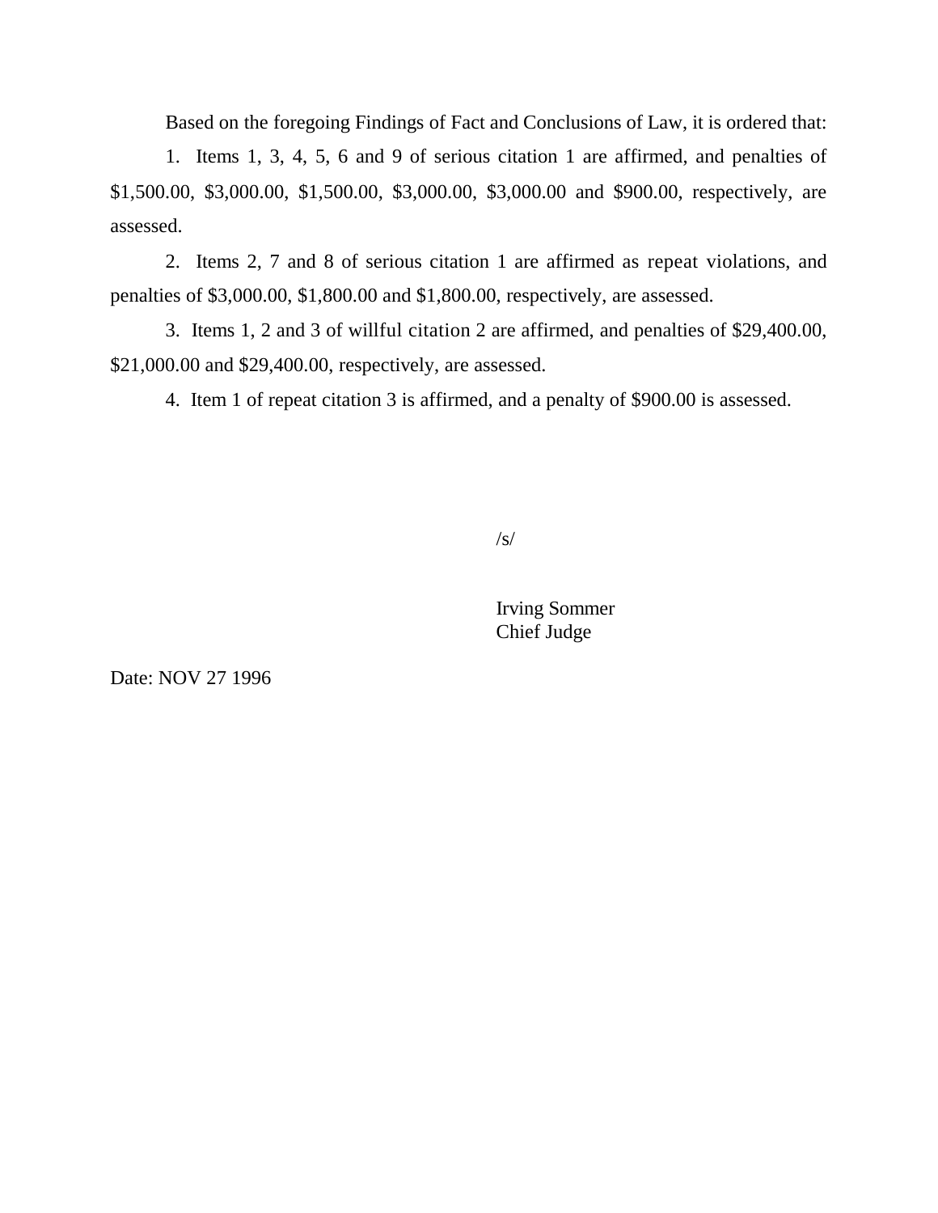Based on the foregoing Findings of Fact and Conclusions of Law, it is ordered that:

1. Items 1, 3, 4, 5, 6 and 9 of serious citation 1 are affirmed, and penalties of $1,500.00, $3,000.00, $1,500.00, $3,000.00, $3,000.00 and $900.00, respectively, are assessed.

2. Items 2, 7 and 8 of serious citation 1 are affirmed as repeat violations, and penalties of $3,000.00, $1,800.00 and $1,800.00, respectively, are assessed.

3. Items 1, 2 and 3 of willful citation 2 are affirmed, and penalties of $29,400.00, $21,000.00 and $29,400.00, respectively, are assessed.

4. Item 1 of repeat citation 3 is affirmed, and a penalty of $900.00 is assessed.

/s/

Irving Sommer
Chief Judge

Date: NOV 27 1996